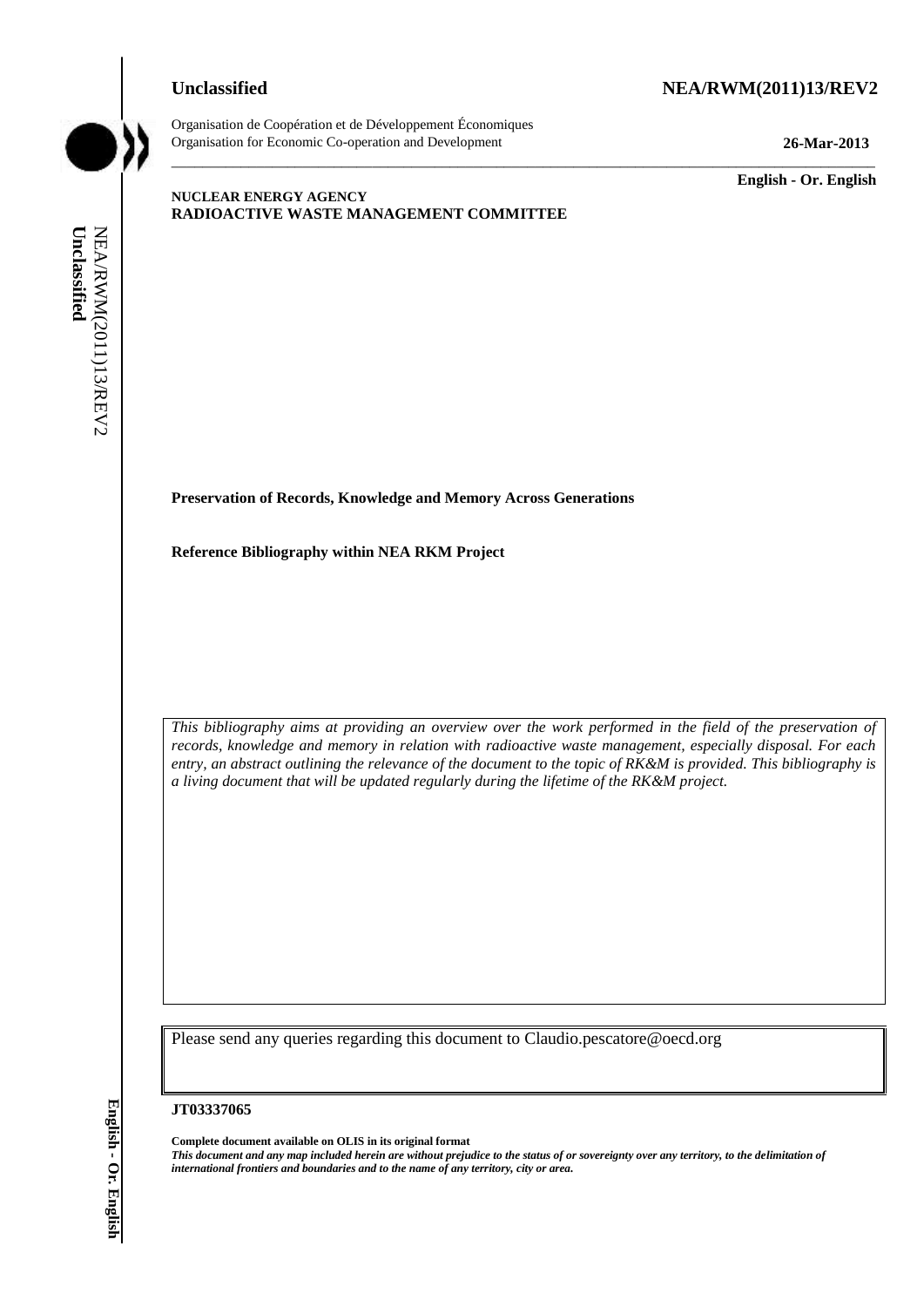**Unclassified** **NEA/RWM(2011)13/REV2**

Organisation de Coopération et de Développement Économiques
Organisation for Economic Co-operation and Development

**26-Mar-2013**

**English - Or. English**

**NUCLEAR ENERGY AGENCY**
**RADIOACTIVE WASTE MANAGEMENT COMMITTEE**

**Preservation of Records, Knowledge and Memory Across Generations**

**Reference Bibliography within NEA RKM Project**

*This bibliography aims at providing an overview over the work performed in the field of the preservation of records, knowledge and memory in relation with radioactive waste management, especially disposal. For each entry, an abstract outlining the relevance of the document to the topic of RK&M is provided. This bibliography is a living document that will be updated regularly during the lifetime of the RK&M project.*

Please send any queries regarding this document to Claudio.pescatore@oecd.org

**JT03337065**

**Complete document available on OLIS in its original format**
***This document and any map included herein are without prejudice to the status of or sovereignty over any territory, to the delimitation of international frontiers and boundaries and to the name of any territory, city or area.***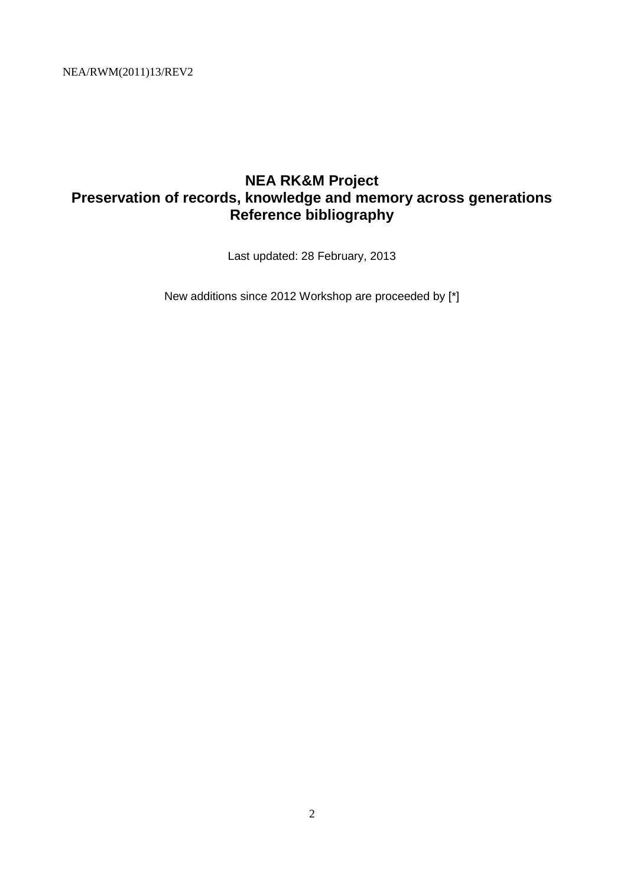# NEA RK&M Project
# Preservation of records, knowledge and memory across generations
# Reference bibliography

Last updated: 28 February, 2013

New additions since 2012 Workshop are proceeded by [*]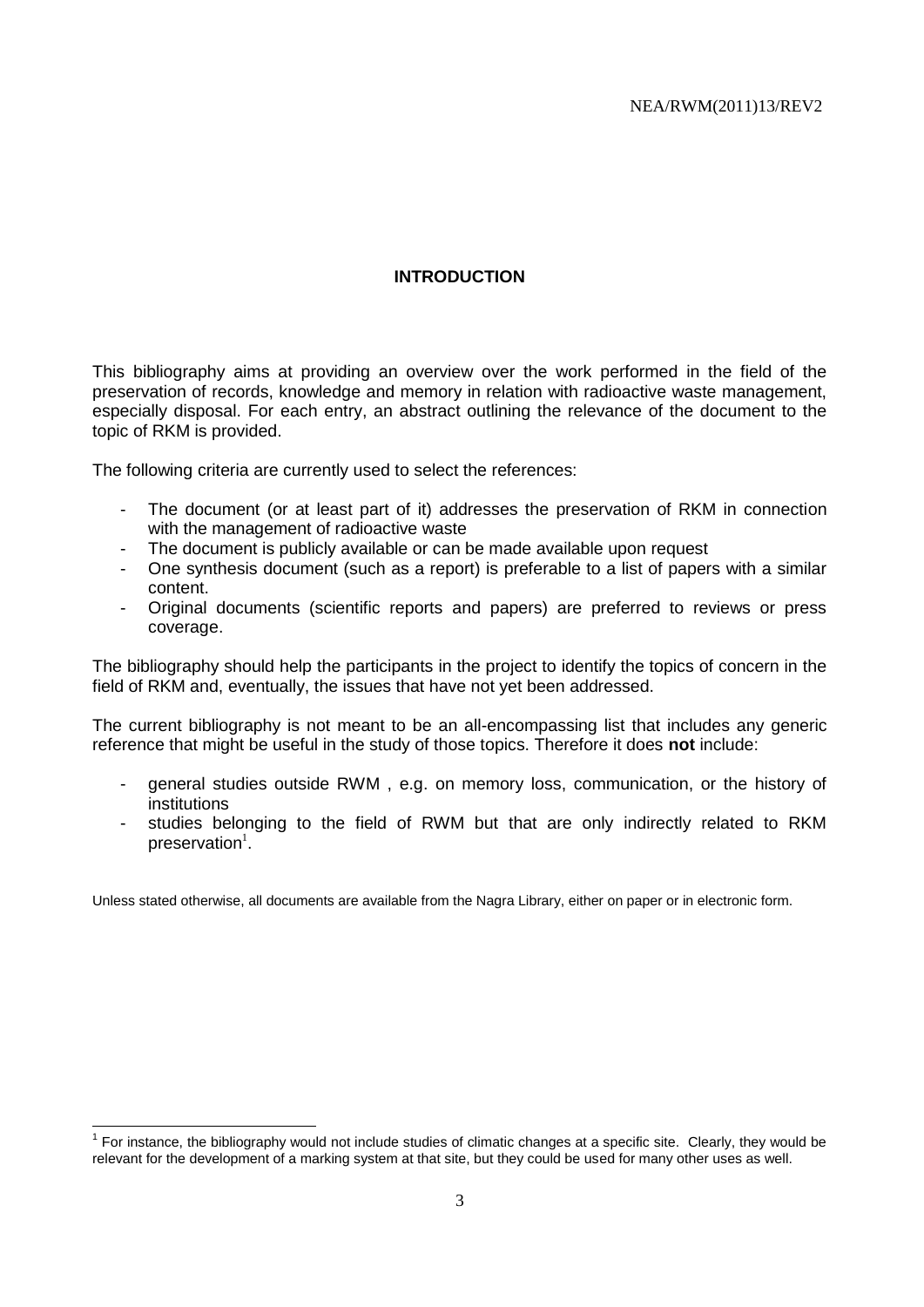## INTRODUCTION

This bibliography aims at providing an overview over the work performed in the field of the preservation of records, knowledge and memory in relation with radioactive waste management, especially disposal. For each entry, an abstract outlining the relevance of the document to the topic of RKM is provided.

The following criteria are currently used to select the references:

- The document (or at least part of it) addresses the preservation of RKM in connection with the management of radioactive waste
- The document is publicly available or can be made available upon request
- One synthesis document (such as a report) is preferable to a list of papers with a similar content.
- Original documents (scientific reports and papers) are preferred to reviews or press coverage.

The bibliography should help the participants in the project to identify the topics of concern in the field of RKM and, eventually, the issues that have not yet been addressed.

The current bibliography is not meant to be an all-encompassing list that includes any generic reference that might be useful in the study of those topics. Therefore it does **not** include:

- general studies outside RWM , e.g. on memory loss, communication, or the history of institutions
- studies belonging to the field of RWM but that are only indirectly related to RKM preservation[1].

Unless stated otherwise, all documents are available from the Nagra Library, either on paper or in electronic form.

---

[1] For instance, the bibliography would not include studies of climatic changes at a specific site. Clearly, they would be relevant for the development of a marking system at that site, but they could be used for many other uses as well.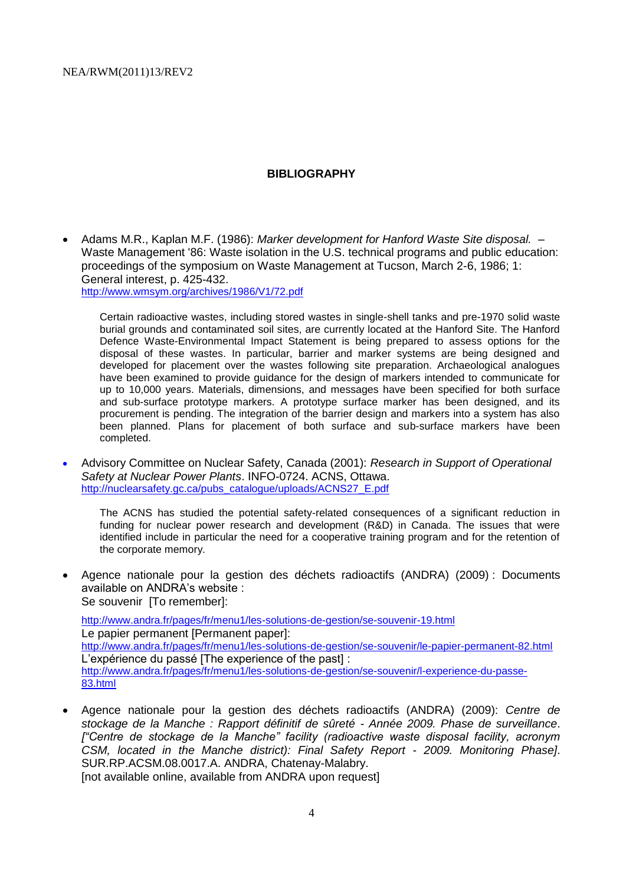## BIBLIOGRAPHY

- Adams M.R., Kaplan M.F. (1986): *Marker development for Hanford Waste Site disposal.* – Waste Management '86: Waste isolation in the U.S. technical programs and public education: proceedings of the symposium on Waste Management at Tucson, March 2-6, 1986; 1: General interest, p. 425-432.
  http://www.wmsym.org/archives/1986/V1/72.pdf

  Certain radioactive wastes, including stored wastes in single-shell tanks and pre-1970 solid waste burial grounds and contaminated soil sites, are currently located at the Hanford Site. The Hanford Defence Waste-Environmental Impact Statement is being prepared to assess options for the disposal of these wastes. In particular, barrier and marker systems are being designed and developed for placement over the wastes following site preparation. Archaeological analogues have been examined to provide guidance for the design of markers intended to communicate for up to 10,000 years. Materials, dimensions, and messages have been specified for both surface and sub-surface prototype markers. A prototype surface marker has been designed, and its procurement is pending. The integration of the barrier design and markers into a system has also been planned. Plans for placement of both surface and sub-surface markers have been completed.

- Advisory Committee on Nuclear Safety, Canada (2001): *Research in Support of Operational Safety at Nuclear Power Plants*. INFO-0724. ACNS, Ottawa.
  http://nuclearsafety.gc.ca/pubs_catalogue/uploads/ACNS27_E.pdf

  The ACNS has studied the potential safety-related consequences of a significant reduction in funding for nuclear power research and development (R&D) in Canada. The issues that were identified include in particular the need for a cooperative training program and for the retention of the corporate memory.

- Agence nationale pour la gestion des déchets radioactifs (ANDRA) (2009) : Documents available on ANDRA's website :
  Se souvenir [To remember]:

  http://www.andra.fr/pages/fr/menu1/les-solutions-de-gestion/se-souvenir-19.html
  Le papier permanent [Permanent paper]:
  http://www.andra.fr/pages/fr/menu1/les-solutions-de-gestion/se-souvenir/le-papier-permanent-82.html
  L'expérience du passé [The experience of the past] :
  http://www.andra.fr/pages/fr/menu1/les-solutions-de-gestion/se-souvenir/l-experience-du-passe-83.html

- Agence nationale pour la gestion des déchets radioactifs (ANDRA) (2009): *Centre de stockage de la Manche : Rapport définitif de sûreté - Année 2009. Phase de surveillance*. *["Centre de stockage de la Manche" facility (radioactive waste disposal facility, acronym CSM, located in the Manche district): Final Safety Report - 2009. Monitoring Phase]*. SUR.RP.ACSM.08.0017.A. ANDRA, Chatenay-Malabry.
  [not available online, available from ANDRA upon request]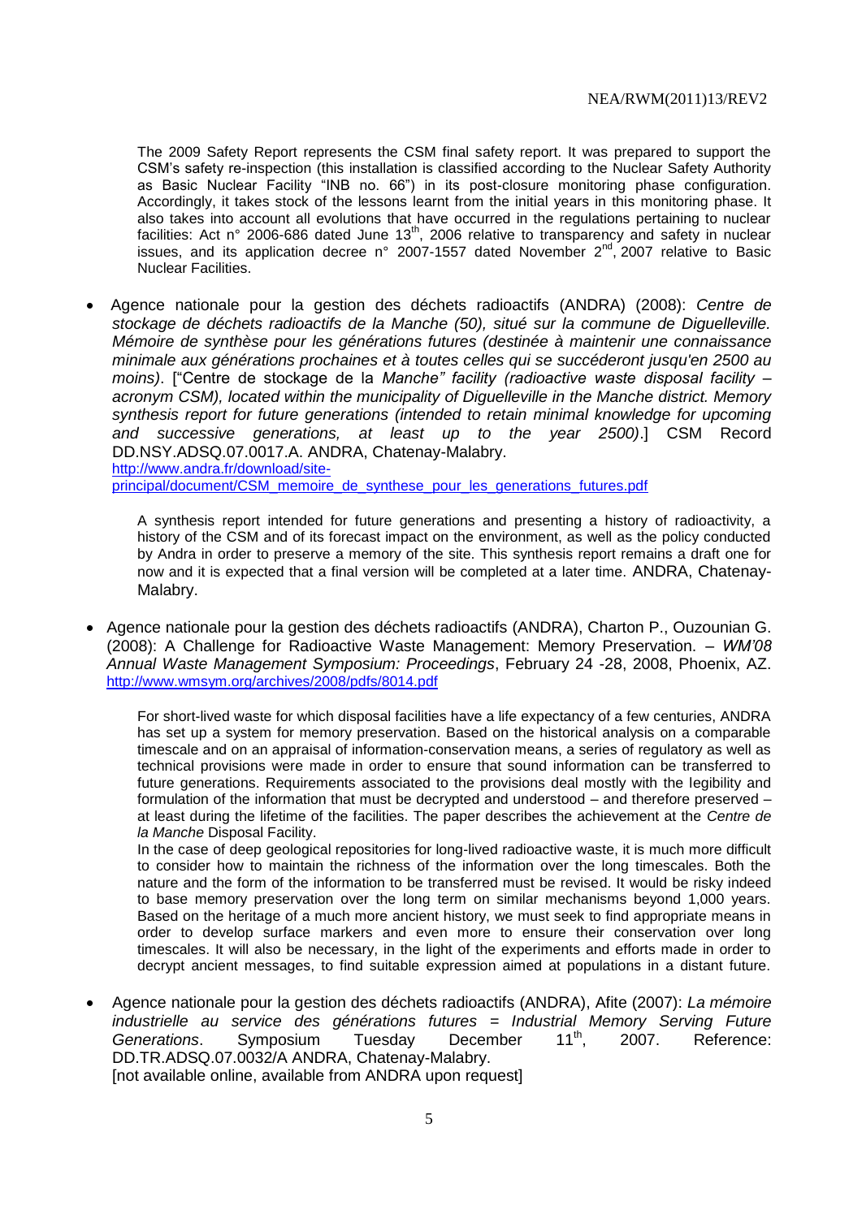The 2009 Safety Report represents the CSM final safety report. It was prepared to support the CSM's safety re-inspection (this installation is classified according to the Nuclear Safety Authority as Basic Nuclear Facility "INB no. 66") in its post-closure monitoring phase configuration. Accordingly, it takes stock of the lessons learnt from the initial years in this monitoring phase. It also takes into account all evolutions that have occurred in the regulations pertaining to nuclear facilities: Act n° 2006-686 dated June 13th, 2006 relative to transparency and safety in nuclear issues, and its application decree n° 2007-1557 dated November 2nd, 2007 relative to Basic Nuclear Facilities.

- Agence nationale pour la gestion des déchets radioactifs (ANDRA) (2008): *Centre de stockage de déchets radioactifs de la Manche (50), situé sur la commune de Digulleville. Mémoire de synthèse pour les générations futures (destinée à maintenir une connaissance minimale aux générations prochaines et à toutes celles qui se succéderont jusqu'en 2500 au moins)*. ["Centre de stockage de la *Manche" facility (radioactive waste disposal facility – acronym CSM), located within the municipality of Diguelleville in the Manche district. Memory synthesis report for future generations (intended to retain minimal knowledge for upcoming and successive generations, at least up to the year 2500)*.] CSM Record DD.NSY.ADSQ.07.0017.A. ANDRA, Chatenay-Malabry.
  http://www.andra.fr/download/site-principal/document/CSM_memoire_de_synthese_pour_les_generations_futures.pdf

  A synthesis report intended for future generations and presenting a history of radioactivity, a history of the CSM and of its forecast impact on the environment, as well as the policy conducted by Andra in order to preserve a memory of the site. This synthesis report remains a draft one for now and it is expected that a final version will be completed at a later time. ANDRA, Chatenay-Malabry.

- Agence nationale pour la gestion des déchets radioactifs (ANDRA), Charton P., Ouzounian G. (2008): A Challenge for Radioactive Waste Management: Memory Preservation. – *WM'08 Annual Waste Management Symposium: Proceedings*, February 24 -28, 2008, Phoenix, AZ.
  http://www.wmsym.org/archives/2008/pdfs/8014.pdf

  For short-lived waste for which disposal facilities have a life expectancy of a few centuries, ANDRA has set up a system for memory preservation. Based on the historical analysis on a comparable timescale and on an appraisal of information-conservation means, a series of regulatory as well as technical provisions were made in order to ensure that sound information can be transferred to future generations. Requirements associated to the provisions deal mostly with the legibility and formulation of the information that must be decrypted and understood – and therefore preserved – at least during the lifetime of the facilities. The paper describes the achievement at the *Centre de la Manche* Disposal Facility.

  In the case of deep geological repositories for long-lived radioactive waste, it is much more difficult to consider how to maintain the richness of the information over the long timescales. Both the nature and the form of the information to be transferred must be revised. It would be risky indeed to base memory preservation over the long term on similar mechanisms beyond 1,000 years. Based on the heritage of a much more ancient history, we must seek to find appropriate means in order to develop surface markers and even more to ensure their conservation over long timescales. It will also be necessary, in the light of the experiments and efforts made in order to decrypt ancient messages, to find suitable expression aimed at populations in a distant future.

- Agence nationale pour la gestion des déchets radioactifs (ANDRA), Afite (2007): *La mémoire industrielle au service des générations futures = Industrial Memory Serving Future Generations*. Symposium Tuesday December 11th, 2007. Reference: DD.TR.ADSQ.07.0032/A ANDRA, Chatenay-Malabry.
  [not available online, available from ANDRA upon request]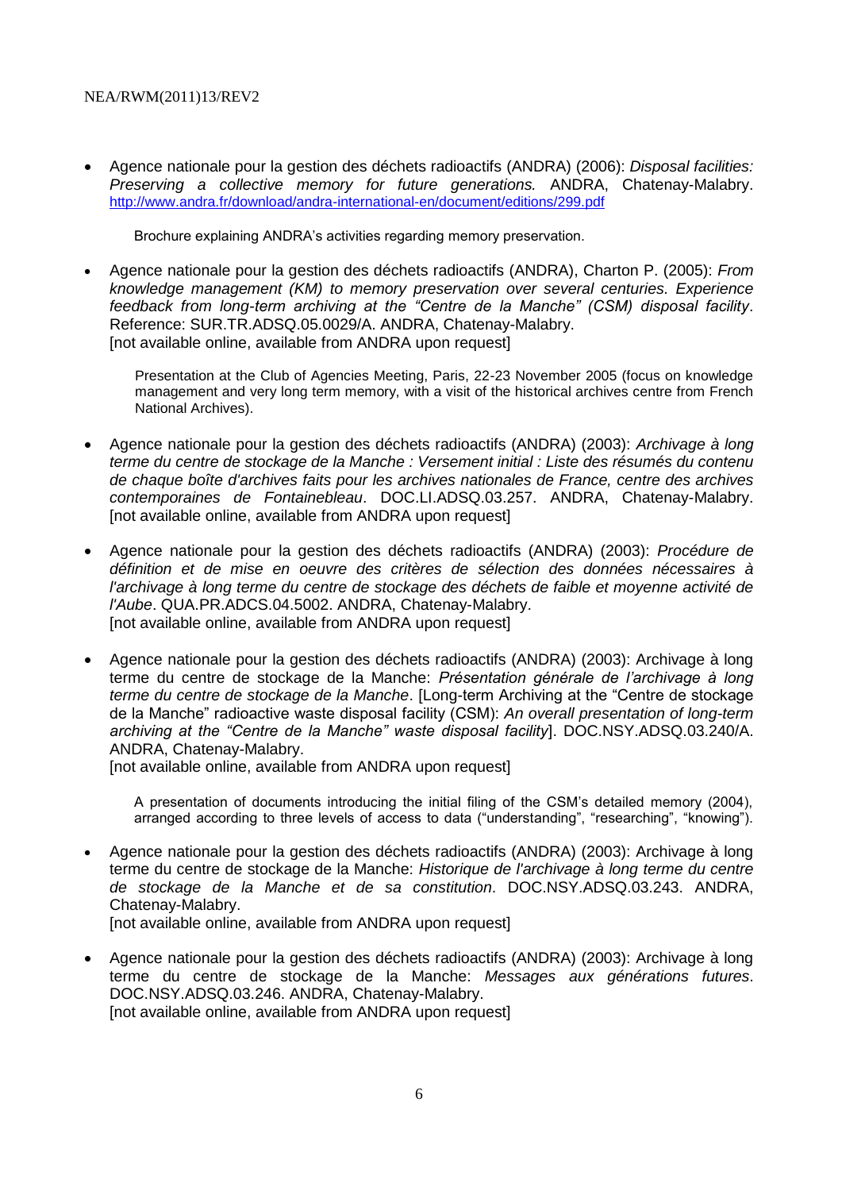- Agence nationale pour la gestion des déchets radioactifs (ANDRA) (2006): *Disposal facilities: Preserving a collective memory for future generations.* ANDRA, Chatenay-Malabry. http://www.andra.fr/download/andra-international-en/document/editions/299.pdf

  Brochure explaining ANDRA's activities regarding memory preservation.

- Agence nationale pour la gestion des déchets radioactifs (ANDRA), Charton P. (2005): *From knowledge management (KM) to memory preservation over several centuries. Experience feedback from long-term archiving at the "Centre de la Manche" (CSM) disposal facility*. Reference: SUR.TR.ADSQ.05.0029/A. ANDRA, Chatenay-Malabry.
  [not available online, available from ANDRA upon request]

  Presentation at the Club of Agencies Meeting, Paris, 22-23 November 2005 (focus on knowledge management and very long term memory, with a visit of the historical archives centre from French National Archives).

- Agence nationale pour la gestion des déchets radioactifs (ANDRA) (2003): *Archivage à long terme du centre de stockage de la Manche : Versement initial : Liste des résumés du contenu de chaque boîte d'archives faits pour les archives nationales de France, centre des archives contemporaines de Fontainebleau*. DOC.LI.ADSQ.03.257. ANDRA, Chatenay-Malabry. [not available online, available from ANDRA upon request]

- Agence nationale pour la gestion des déchets radioactifs (ANDRA) (2003): *Procédure de définition et de mise en oeuvre des critères de sélection des données nécessaires à l'archivage à long terme du centre de stockage des déchets de faible et moyenne activité de l'Aube*. QUA.PR.ADCS.04.5002. ANDRA, Chatenay-Malabry.
  [not available online, available from ANDRA upon request]

- Agence nationale pour la gestion des déchets radioactifs (ANDRA) (2003): Archivage à long terme du centre de stockage de la Manche: *Présentation générale de l'archivage à long terme du centre de stockage de la Manche*. [Long-term Archiving at the "Centre de stockage de la Manche" radioactive waste disposal facility (CSM): *An overall presentation of long-term archiving at the "Centre de la Manche" waste disposal facility*]. DOC.NSY.ADSQ.03.240/A. ANDRA, Chatenay-Malabry.
  [not available online, available from ANDRA upon request]

  A presentation of documents introducing the initial filing of the CSM's detailed memory (2004), arranged according to three levels of access to data ("understanding", "researching", "knowing").

- Agence nationale pour la gestion des déchets radioactifs (ANDRA) (2003): Archivage à long terme du centre de stockage de la Manche: *Historique de l'archivage à long terme du centre de stockage de la Manche et de sa constitution*. DOC.NSY.ADSQ.03.243. ANDRA, Chatenay-Malabry.
  [not available online, available from ANDRA upon request]

- Agence nationale pour la gestion des déchets radioactifs (ANDRA) (2003): Archivage à long terme du centre de stockage de la Manche: *Messages aux générations futures*. DOC.NSY.ADSQ.03.246. ANDRA, Chatenay-Malabry.
  [not available online, available from ANDRA upon request]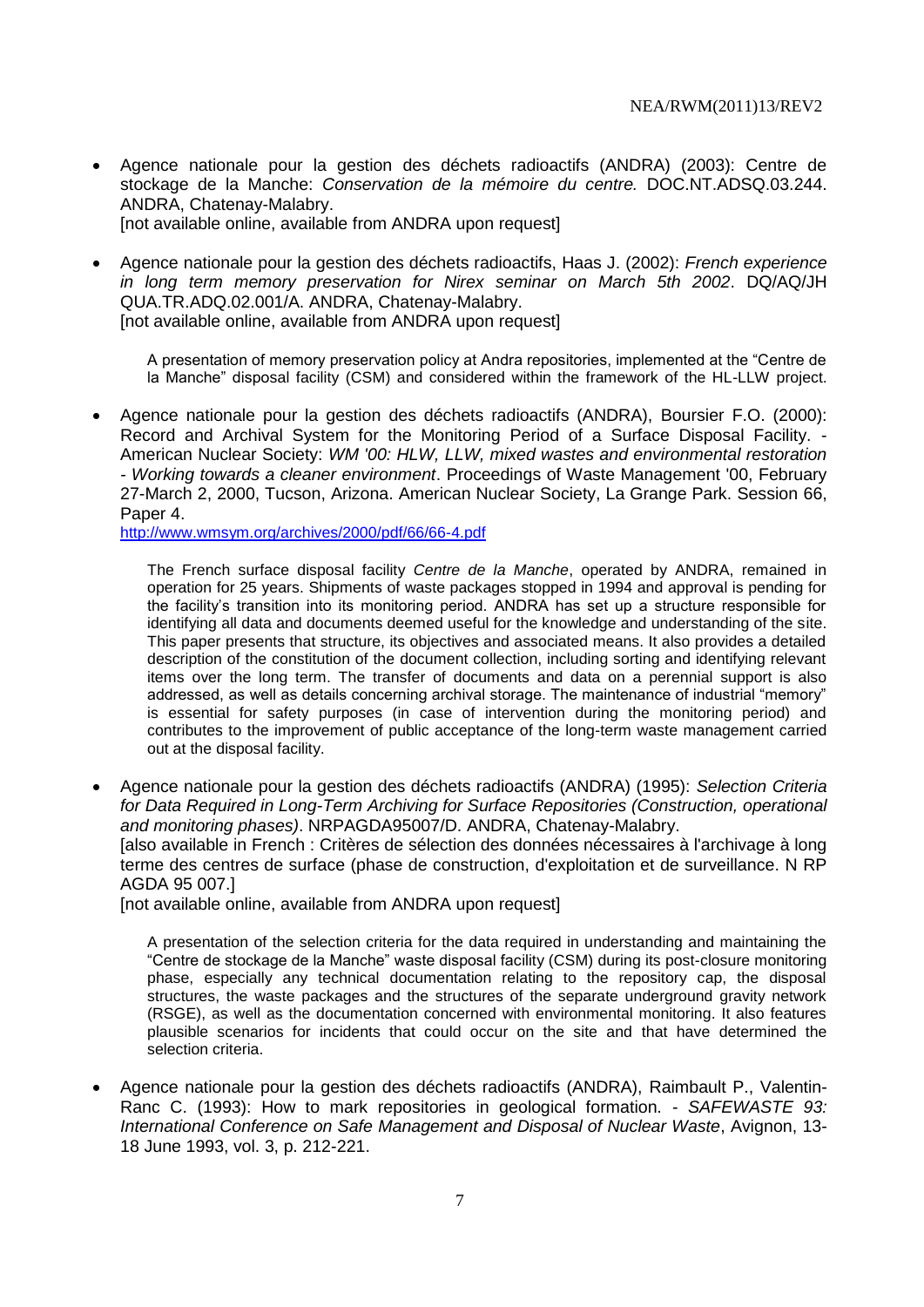- Agence nationale pour la gestion des déchets radioactifs (ANDRA) (2003): Centre de stockage de la Manche: *Conservation de la mémoire du centre.* DOC.NT.ADSQ.03.244. ANDRA, Chatenay-Malabry.
  [not available online, available from ANDRA upon request]

- Agence nationale pour la gestion des déchets radioactifs, Haas J. (2002): *French experience in long term memory preservation for Nirex seminar on March 5th 2002*. DQ/AQ/JH QUA.TR.ADQ.02.001/A. ANDRA, Chatenay-Malabry.
  [not available online, available from ANDRA upon request]

  A presentation of memory preservation policy at Andra repositories, implemented at the "Centre de la Manche" disposal facility (CSM) and considered within the framework of the HL-LLW project.

- Agence nationale pour la gestion des déchets radioactifs (ANDRA), Boursier F.O. (2000): Record and Archival System for the Monitoring Period of a Surface Disposal Facility. - American Nuclear Society: *WM '00: HLW, LLW, mixed wastes and environmental restoration - Working towards a cleaner environment*. Proceedings of Waste Management '00, February 27-March 2, 2000, Tucson, Arizona. American Nuclear Society, La Grange Park. Session 66, Paper 4.
  http://www.wmsym.org/archives/2000/pdf/66/66-4.pdf

  The French surface disposal facility *Centre de la Manche*, operated by ANDRA, remained in operation for 25 years. Shipments of waste packages stopped in 1994 and approval is pending for the facility's transition into its monitoring period. ANDRA has set up a structure responsible for identifying all data and documents deemed useful for the knowledge and understanding of the site. This paper presents that structure, its objectives and associated means. It also provides a detailed description of the constitution of the document collection, including sorting and identifying relevant items over the long term. The transfer of documents and data on a perennial support is also addressed, as well as details concerning archival storage. The maintenance of industrial "memory" is essential for safety purposes (in case of intervention during the monitoring period) and contributes to the improvement of public acceptance of the long-term waste management carried out at the disposal facility.

- Agence nationale pour la gestion des déchets radioactifs (ANDRA) (1995): *Selection Criteria for Data Required in Long-Term Archiving for Surface Repositories (Construction, operational and monitoring phases)*. NRPAGDA95007/D. ANDRA, Chatenay-Malabry.
  [also available in French : Critères de sélection des données nécessaires à l'archivage à long terme des centres de surface (phase de construction, d'exploitation et de surveillance. N RP AGDA 95 007.]
  [not available online, available from ANDRA upon request]

  A presentation of the selection criteria for the data required in understanding and maintaining the "Centre de stockage de la Manche" waste disposal facility (CSM) during its post-closure monitoring phase, especially any technical documentation relating to the repository cap, the disposal structures, the waste packages and the structures of the separate underground gravity network (RSGE), as well as the documentation concerned with environmental monitoring. It also features plausible scenarios for incidents that could occur on the site and that have determined the selection criteria.

- Agence nationale pour la gestion des déchets radioactifs (ANDRA), Raimbault P., Valentin-Ranc C. (1993): How to mark repositories in geological formation. - *SAFEWASTE 93: International Conference on Safe Management and Disposal of Nuclear Waste*, Avignon, 13-18 June 1993, vol. 3, p. 212-221.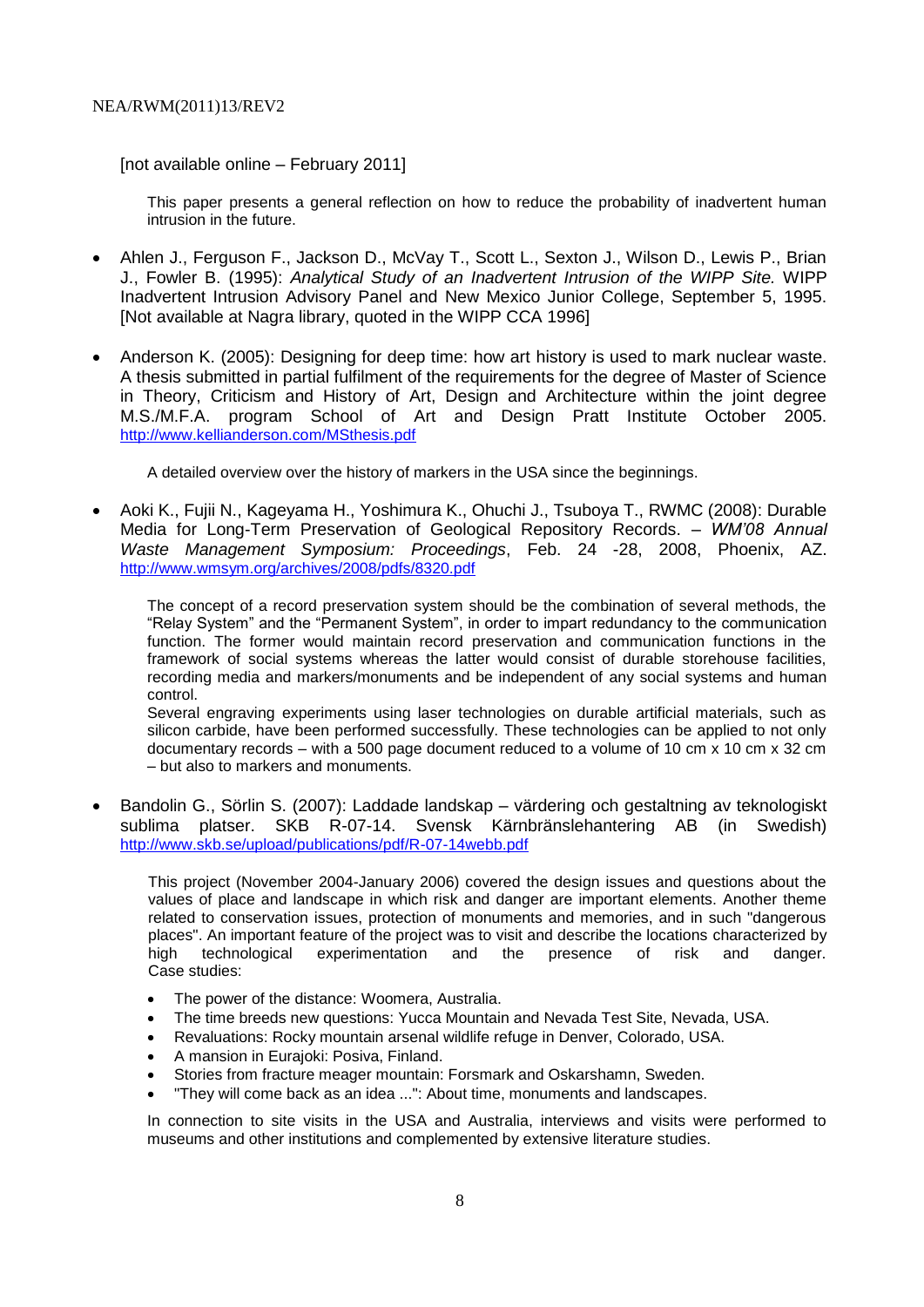[not available online – February 2011]

This paper presents a general reflection on how to reduce the probability of inadvertent human intrusion in the future.

- Ahlen J., Ferguson F., Jackson D., McVay T., Scott L., Sexton J., Wilson D., Lewis P., Brian J., Fowler B. (1995): *Analytical Study of an Inadvertent Intrusion of the WIPP Site.* WIPP Inadvertent Intrusion Advisory Panel and New Mexico Junior College, September 5, 1995. [Not available at Nagra library, quoted in the WIPP CCA 1996]

- Anderson K. (2005): Designing for deep time: how art history is used to mark nuclear waste. A thesis submitted in partial fulfilment of the requirements for the degree of Master of Science in Theory, Criticism and History of Art, Design and Architecture within the joint degree M.S./M.F.A. program School of Art and Design Pratt Institute October 2005. http://www.kellianderson.com/MSthesis.pdf

  A detailed overview over the history of markers in the USA since the beginnings.

- Aoki K., Fujii N., Kageyama H., Yoshimura K., Ohuchi J., Tsuboya T., RWMC (2008): Durable Media for Long-Term Preservation of Geological Repository Records. – *WM'08 Annual Waste Management Symposium: Proceedings*, Feb. 24 -28, 2008, Phoenix, AZ. http://www.wmsym.org/archives/2008/pdfs/8320.pdf

  The concept of a record preservation system should be the combination of several methods, the "Relay System" and the "Permanent System", in order to impart redundancy to the communication function. The former would maintain record preservation and communication functions in the framework of social systems whereas the latter would consist of durable storehouse facilities, recording media and markers/monuments and be independent of any social systems and human control.
  Several engraving experiments using laser technologies on durable artificial materials, such as silicon carbide, have been performed successfully. These technologies can be applied to not only documentary records – with a 500 page document reduced to a volume of 10 cm x 10 cm x 32 cm – but also to markers and monuments.

- Bandolin G., Sörlin S. (2007): Laddade landskap – värdering och gestaltning av teknologiskt sublima platser. SKB R-07-14. Svensk Kärnbränslehantering AB (in Swedish) http://www.skb.se/upload/publications/pdf/R-07-14webb.pdf

  This project (November 2004-January 2006) covered the design issues and questions about the values of place and landscape in which risk and danger are important elements. Another theme related to conservation issues, protection of monuments and memories, and in such "dangerous places". An important feature of the project was to visit and describe the locations characterized by high technological experimentation and the presence of risk and danger. Case studies:

  - The power of the distance: Woomera, Australia.
  - The time breeds new questions: Yucca Mountain and Nevada Test Site, Nevada, USA.
  - Revaluations: Rocky mountain arsenal wildlife refuge in Denver, Colorado, USA.
  - A mansion in Eurajoki: Posiva, Finland.
  - Stories from fracture meager mountain: Forsmark and Oskarshamn, Sweden.
  - "They will come back as an idea ...": About time, monuments and landscapes.

  In connection to site visits in the USA and Australia, interviews and visits were performed to museums and other institutions and complemented by extensive literature studies.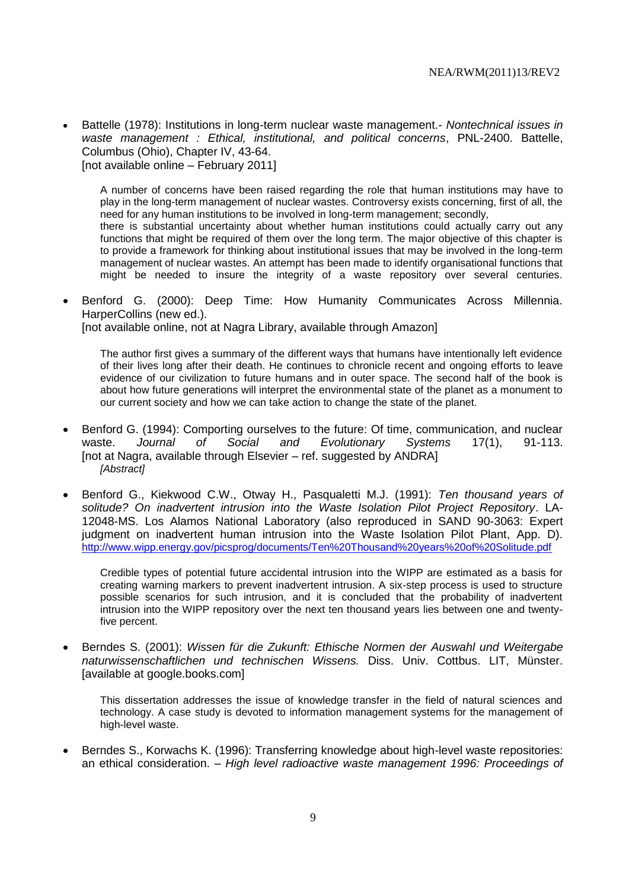- Battelle (1978): Institutions in long-term nuclear waste management.- *Nontechnical issues in waste management : Ethical, institutional, and political concerns*, PNL-2400. Battelle, Columbus (Ohio), Chapter IV, 43-64.
  [not available online – February 2011]

  A number of concerns have been raised regarding the role that human institutions may have to play in the long-term management of nuclear wastes. Controversy exists concerning, first of all, the need for any human institutions to be involved in long-term management; secondly, there is substantial uncertainty about whether human institutions could actually carry out any functions that might be required of them over the long term. The major objective of this chapter is to provide a framework for thinking about institutional issues that may be involved in the long-term management of nuclear wastes. An attempt has been made to identify organisational functions that might be needed to insure the integrity of a waste repository over several centuries.

- Benford G. (2000): Deep Time: How Humanity Communicates Across Millennia. HarperCollins (new ed.).
  [not available online, not at Nagra Library, available through Amazon]

  The author first gives a summary of the different ways that humans have intentionally left evidence of their lives long after their death. He continues to chronicle recent and ongoing efforts to leave evidence of our civilization to future humans and in outer space. The second half of the book is about how future generations will interpret the environmental state of the planet as a monument to our current society and how we can take action to change the state of the planet.

- Benford G. (1994): Comporting ourselves to the future: Of time, communication, and nuclear waste. *Journal of Social and Evolutionary Systems* 17(1), 91-113.
  [not at Nagra, available through Elsevier – ref. suggested by ANDRA]
  *[Abstract]*

- Benford G., Kiekwood C.W., Otway H., Pasqualetti M.J. (1991): *Ten thousand years of solitude? On inadvertent intrusion into the Waste Isolation Pilot Project Repository*. LA-12048-MS. Los Alamos National Laboratory (also reproduced in SAND 90-3063: Expert judgment on inadvertent human intrusion into the Waste Isolation Pilot Plant, App. D).
  http://www.wipp.energy.gov/picsprog/documents/Ten%20Thousand%20years%20of%20Solitude.pdf

  Credible types of potential future accidental intrusion into the WIPP are estimated as a basis for creating warning markers to prevent inadvertent intrusion. A six-step process is used to structure possible scenarios for such intrusion, and it is concluded that the probability of inadvertent intrusion into the WIPP repository over the next ten thousand years lies between one and twenty-five percent.

- Berndes S. (2001): *Wissen für die Zukunft: Ethische Normen der Auswahl und Weitergabe naturwissenschaftlichen und technischen Wissens.* Diss. Univ. Cottbus. LIT, Münster.
  [available at google.books.com]

  This dissertation addresses the issue of knowledge transfer in the field of natural sciences and technology. A case study is devoted to information management systems for the management of high-level waste.

- Berndes S., Korwachs K. (1996): Transferring knowledge about high-level waste repositories: an ethical consideration. – *High level radioactive waste management 1996: Proceedings of*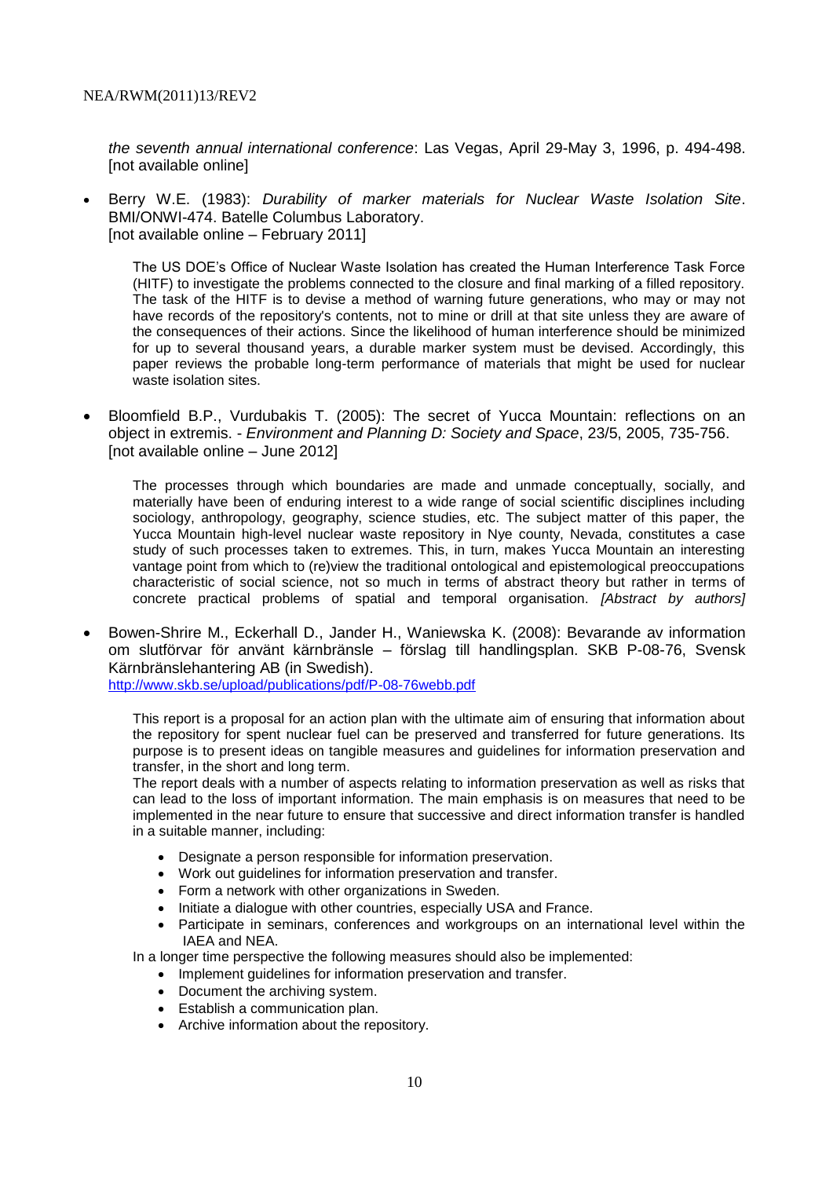*the seventh annual international conference*: Las Vegas, April 29-May 3, 1996, p. 494-498. [not available online]

- Berry W.E. (1983): *Durability of marker materials for Nuclear Waste Isolation Site*. BMI/ONWI-474. Batelle Columbus Laboratory.
  [not available online – February 2011]

  The US DOE's Office of Nuclear Waste Isolation has created the Human Interference Task Force (HITF) to investigate the problems connected to the closure and final marking of a filled repository. The task of the HITF is to devise a method of warning future generations, who may or may not have records of the repository's contents, not to mine or drill at that site unless they are aware of the consequences of their actions. Since the likelihood of human interference should be minimized for up to several thousand years, a durable marker system must be devised. Accordingly, this paper reviews the probable long-term performance of materials that might be used for nuclear waste isolation sites.

- Bloomfield B.P., Vurdubakis T. (2005): The secret of Yucca Mountain: reflections on an object in extremis. - *Environment and Planning D: Society and Space*, 23/5, 2005, 735-756.
  [not available online – June 2012]

  The processes through which boundaries are made and unmade conceptually, socially, and materially have been of enduring interest to a wide range of social scientific disciplines including sociology, anthropology, geography, science studies, etc. The subject matter of this paper, the Yucca Mountain high-level nuclear waste repository in Nye county, Nevada, constitutes a case study of such processes taken to extremes. This, in turn, makes Yucca Mountain an interesting vantage point from which to (re)view the traditional ontological and epistemological preoccupations characteristic of social science, not so much in terms of abstract theory but rather in terms of concrete practical problems of spatial and temporal organisation. *[Abstract by authors]*

- Bowen-Shrire M., Eckerhall D., Jander H., Waniewska K. (2008): Bevarande av information om slutförvar för använt kärnbränsle – förslag till handlingsplan. SKB P-08-76, Svensk Kärnbränslehantering AB (in Swedish).
  http://www.skb.se/upload/publications/pdf/P-08-76webb.pdf

  This report is a proposal for an action plan with the ultimate aim of ensuring that information about the repository for spent nuclear fuel can be preserved and transferred for future generations. Its purpose is to present ideas on tangible measures and guidelines for information preservation and transfer, in the short and long term.

  The report deals with a number of aspects relating to information preservation as well as risks that can lead to the loss of important information. The main emphasis is on measures that need to be implemented in the near future to ensure that successive and direct information transfer is handled in a suitable manner, including:

  - Designate a person responsible for information preservation.
  - Work out guidelines for information preservation and transfer.
  - Form a network with other organizations in Sweden.
  - Initiate a dialogue with other countries, especially USA and France.
  - Participate in seminars, conferences and workgroups on an international level within the IAEA and NEA.

  In a longer time perspective the following measures should also be implemented:

  - Implement guidelines for information preservation and transfer.
  - Document the archiving system.
  - Establish a communication plan.
  - Archive information about the repository.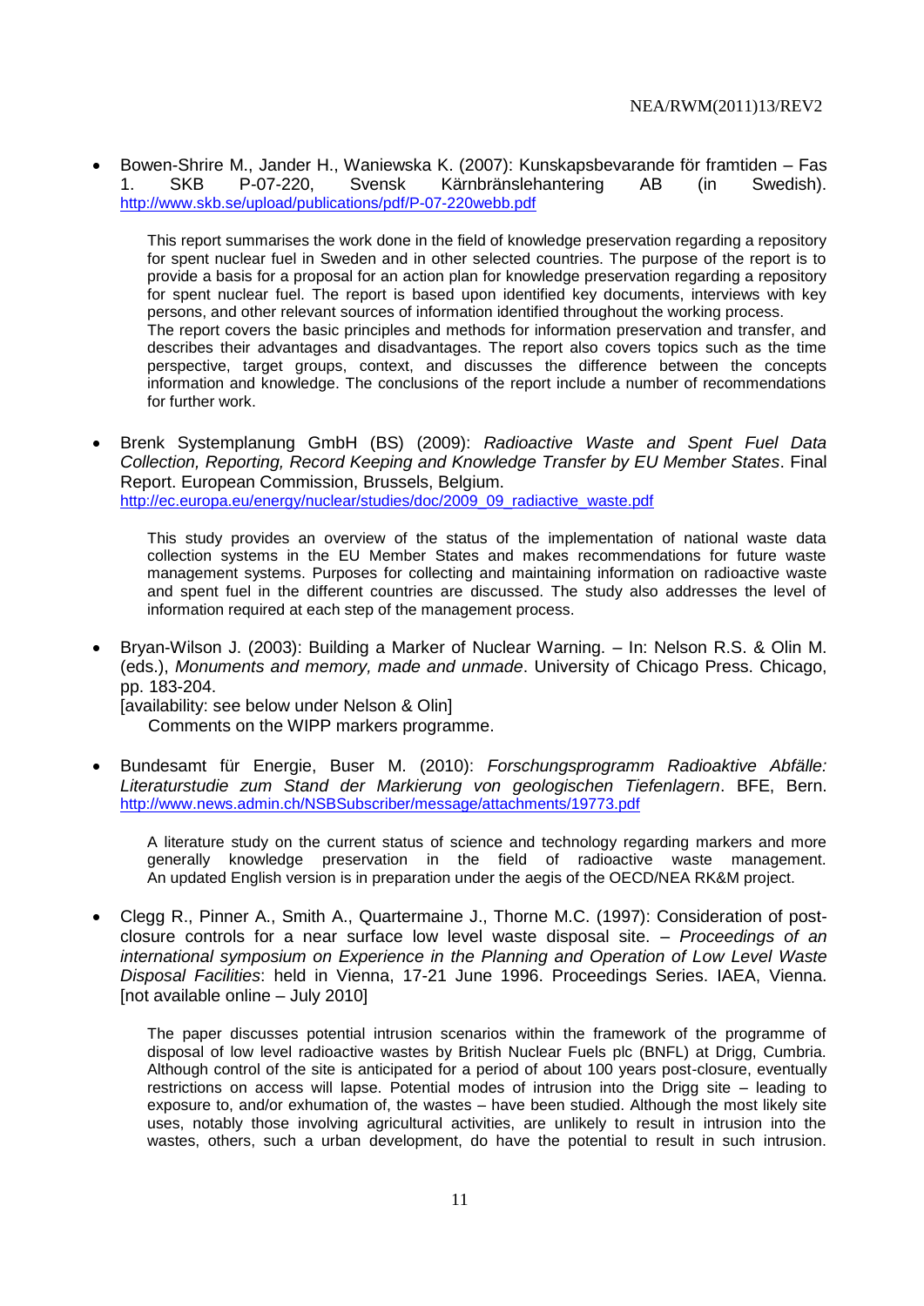- Bowen-Shrire M., Jander H., Waniewska K. (2007): Kunskapsbevarande för framtiden – Fas 1. SKB P-07-220, Svensk Kärnbränslehantering AB (in Swedish). http://www.skb.se/upload/publications/pdf/P-07-220webb.pdf

  This report summarises the work done in the field of knowledge preservation regarding a repository for spent nuclear fuel in Sweden and in other selected countries. The purpose of the report is to provide a basis for a proposal for an action plan for knowledge preservation regarding a repository for spent nuclear fuel. The report is based upon identified key documents, interviews with key persons, and other relevant sources of information identified throughout the working process.
  The report covers the basic principles and methods for information preservation and transfer, and describes their advantages and disadvantages. The report also covers topics such as the time perspective, target groups, context, and discusses the difference between the concepts information and knowledge. The conclusions of the report include a number of recommendations for further work.

- Brenk Systemplanung GmbH (BS) (2009): *Radioactive Waste and Spent Fuel Data Collection, Reporting, Record Keeping and Knowledge Transfer by EU Member States*. Final Report. European Commission, Brussels, Belgium. http://ec.europa.eu/energy/nuclear/studies/doc/2009_09_radiactive_waste.pdf

  This study provides an overview of the status of the implementation of national waste data collection systems in the EU Member States and makes recommendations for future waste management systems. Purposes for collecting and maintaining information on radioactive waste and spent fuel in the different countries are discussed. The study also addresses the level of information required at each step of the management process.

- Bryan-Wilson J. (2003): Building a Marker of Nuclear Warning. – In: Nelson R.S. & Olin M. (eds.), *Monuments and memory, made and unmade*. University of Chicago Press. Chicago, pp. 183-204.
  [availability: see below under Nelson & Olin]

  Comments on the WIPP markers programme.

- Bundesamt für Energie, Buser M. (2010): *Forschungsprogramm Radioaktive Abfälle: Literaturstudie zum Stand der Markierung von geologischen Tiefenlagern*. BFE, Bern. http://www.news.admin.ch/NSBSubscriber/message/attachments/19773.pdf

  A literature study on the current status of science and technology regarding markers and more generally knowledge preservation in the field of radioactive waste management. An updated English version is in preparation under the aegis of the OECD/NEA RK&M project.

- Clegg R., Pinner A., Smith A., Quartermaine J., Thorne M.C. (1997): Consideration of post-closure controls for a near surface low level waste disposal site. – *Proceedings of an international symposium on Experience in the Planning and Operation of Low Level Waste Disposal Facilities*: held in Vienna, 17-21 June 1996. Proceedings Series. IAEA, Vienna. [not available online – July 2010]

  The paper discusses potential intrusion scenarios within the framework of the programme of disposal of low level radioactive wastes by British Nuclear Fuels plc (BNFL) at Drigg, Cumbria. Although control of the site is anticipated for a period of about 100 years post-closure, eventually restrictions on access will lapse. Potential modes of intrusion into the Drigg site – leading to exposure to, and/or exhumation of, the wastes – have been studied. Although the most likely site uses, notably those involving agricultural activities, are unlikely to result in intrusion into the wastes, others, such a urban development, do have the potential to result in such intrusion.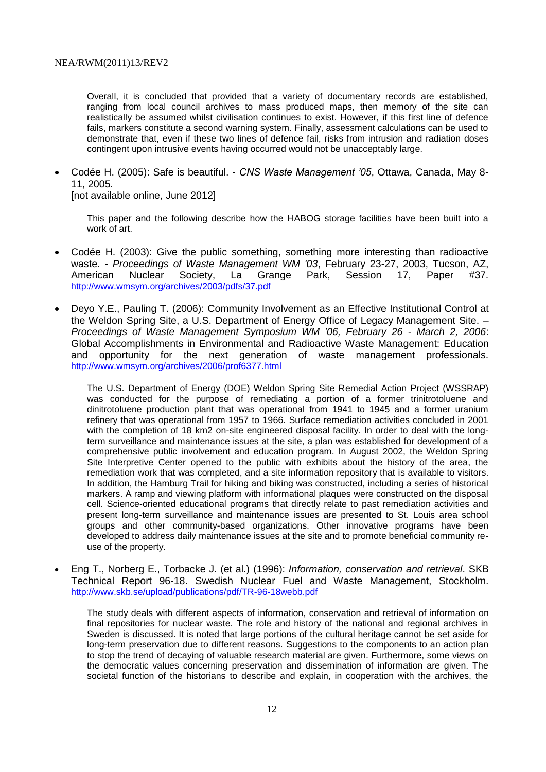Overall, it is concluded that provided that a variety of documentary records are established, ranging from local council archives to mass produced maps, then memory of the site can realistically be assumed whilst civilisation continues to exist. However, if this first line of defence fails, markers constitute a second warning system. Finally, assessment calculations can be used to demonstrate that, even if these two lines of defence fail, risks from intrusion and radiation doses contingent upon intrusive events having occurred would not be unacceptably large.

- Codée H. (2005): Safe is beautiful. - *CNS Waste Management '05*, Ottawa, Canada, May 8-11, 2005.
  [not available online, June 2012]

  This paper and the following describe how the HABOG storage facilities have been built into a work of art.

- Codée H. (2003): Give the public something, something more interesting than radioactive waste. - *Proceedings of Waste Management WM '03*, February 23-27, 2003, Tucson, AZ, American Nuclear Society, La Grange Park, Session 17, Paper #37. http://www.wmsym.org/archives/2003/pdfs/37.pdf

- Deyo Y.E., Pauling T. (2006): Community Involvement as an Effective Institutional Control at the Weldon Spring Site, a U.S. Department of Energy Office of Legacy Management Site. – *Proceedings of Waste Management Symposium WM '06, February 26 - March 2, 2006*: Global Accomplishments in Environmental and Radioactive Waste Management: Education and opportunity for the next generation of waste management professionals. http://www.wmsym.org/archives/2006/prof6377.html

  The U.S. Department of Energy (DOE) Weldon Spring Site Remedial Action Project (WSSRAP) was conducted for the purpose of remediating a portion of a former trinitrotoluene and dinitrotoluene production plant that was operational from 1941 to 1945 and a former uranium refinery that was operational from 1957 to 1966. Surface remediation activities concluded in 2001 with the completion of 18 km2 on-site engineered disposal facility. In order to deal with the long-term surveillance and maintenance issues at the site, a plan was established for development of a comprehensive public involvement and education program. In August 2002, the Weldon Spring Site Interpretive Center opened to the public with exhibits about the history of the area, the remediation work that was completed, and a site information repository that is available to visitors. In addition, the Hamburg Trail for hiking and biking was constructed, including a series of historical markers. A ramp and viewing platform with informational plaques were constructed on the disposal cell. Science-oriented educational programs that directly relate to past remediation activities and present long-term surveillance and maintenance issues are presented to St. Louis area school groups and other community-based organizations. Other innovative programs have been developed to address daily maintenance issues at the site and to promote beneficial community re-use of the property.

- Eng T., Norberg E., Torbacke J. (et al.) (1996): *Information, conservation and retrieval*. SKB Technical Report 96-18. Swedish Nuclear Fuel and Waste Management, Stockholm. http://www.skb.se/upload/publications/pdf/TR-96-18webb.pdf

  The study deals with different aspects of information, conservation and retrieval of information on final repositories for nuclear waste. The role and history of the national and regional archives in Sweden is discussed. It is noted that large portions of the cultural heritage cannot be set aside for long-term preservation due to different reasons. Suggestions to the components to an action plan to stop the trend of decaying of valuable research material are given. Furthermore, some views on the democratic values concerning preservation and dissemination of information are given. The societal function of the historians to describe and explain, in cooperation with the archives, the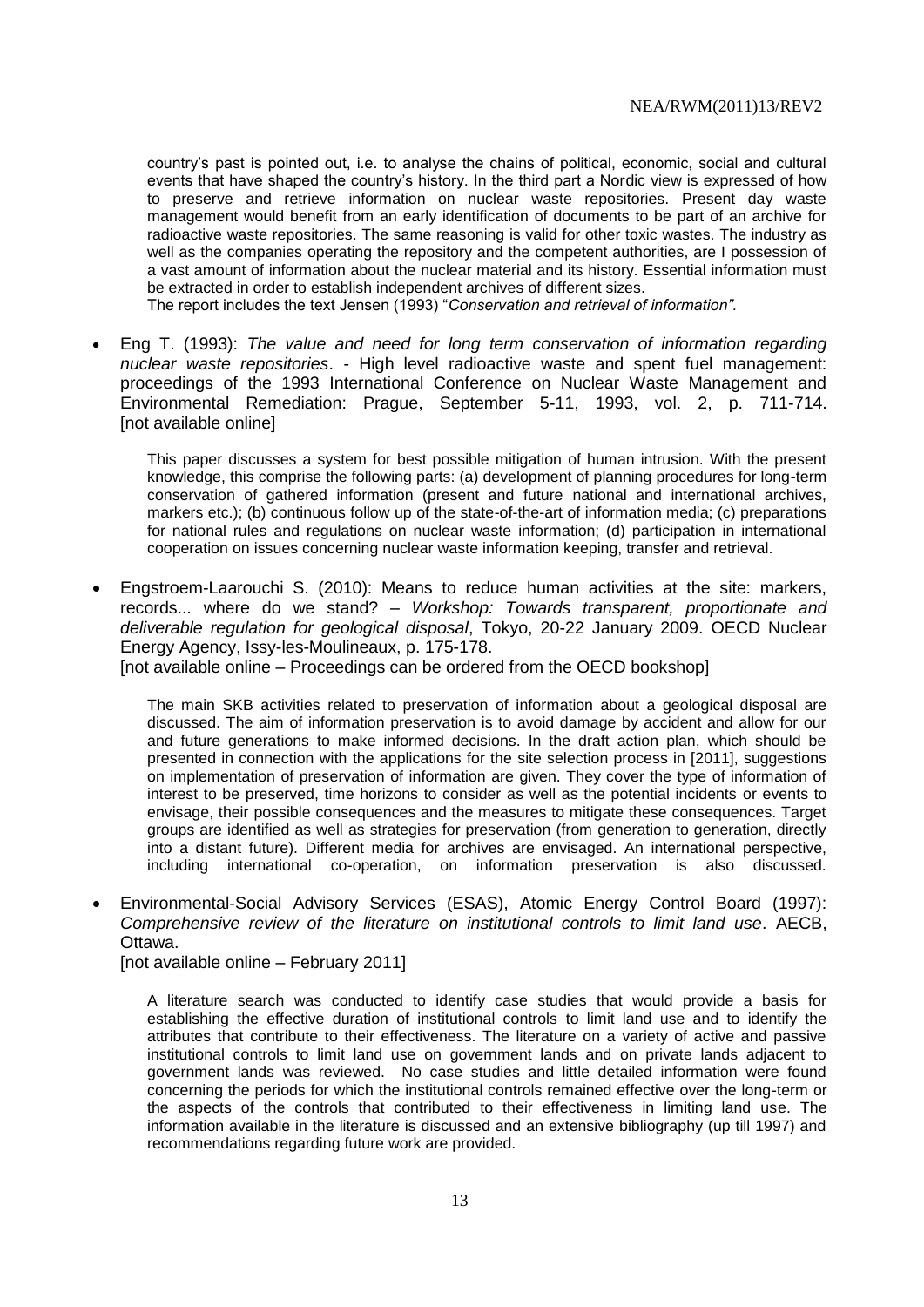country's past is pointed out, i.e. to analyse the chains of political, economic, social and cultural events that have shaped the country's history. In the third part a Nordic view is expressed of how to preserve and retrieve information on nuclear waste repositories. Present day waste management would benefit from an early identification of documents to be part of an archive for radioactive waste repositories. The same reasoning is valid for other toxic wastes. The industry as well as the companies operating the repository and the competent authorities, are I possession of a vast amount of information about the nuclear material and its history. Essential information must be extracted in order to establish independent archives of different sizes.

The report includes the text Jensen (1993) "*Conservation and retrieval of information".*

- Eng T. (1993): *The value and need for long term conservation of information regarding nuclear waste repositories*. - High level radioactive waste and spent fuel management: proceedings of the 1993 International Conference on Nuclear Waste Management and Environmental Remediation: Prague, September 5-11, 1993, vol. 2, p. 711-714. [not available online]

  This paper discusses a system for best possible mitigation of human intrusion. With the present knowledge, this comprise the following parts: (a) development of planning procedures for long-term conservation of gathered information (present and future national and international archives, markers etc.); (b) continuous follow up of the state-of-the-art of information media; (c) preparations for national rules and regulations on nuclear waste information; (d) participation in international cooperation on issues concerning nuclear waste information keeping, transfer and retrieval.

- Engstroem-Laarouchi S. (2010): Means to reduce human activities at the site: markers, records... where do we stand? – *Workshop: Towards transparent, proportionate and deliverable regulation for geological disposal*, Tokyo, 20-22 January 2009. OECD Nuclear Energy Agency, Issy-les-Moulineaux, p. 175-178.
  [not available online – Proceedings can be ordered from the OECD bookshop]

  The main SKB activities related to preservation of information about a geological disposal are discussed. The aim of information preservation is to avoid damage by accident and allow for our and future generations to make informed decisions. In the draft action plan, which should be presented in connection with the applications for the site selection process in [2011], suggestions on implementation of preservation of information are given. They cover the type of information of interest to be preserved, time horizons to consider as well as the potential incidents or events to envisage, their possible consequences and the measures to mitigate these consequences. Target groups are identified as well as strategies for preservation (from generation to generation, directly into a distant future). Different media for archives are envisaged. An international perspective, including international co-operation, on information preservation is also discussed.

- Environmental-Social Advisory Services (ESAS), Atomic Energy Control Board (1997): *Comprehensive review of the literature on institutional controls to limit land use*. AECB, Ottawa.
  [not available online – February 2011]

  A literature search was conducted to identify case studies that would provide a basis for establishing the effective duration of institutional controls to limit land use and to identify the attributes that contribute to their effectiveness. The literature on a variety of active and passive institutional controls to limit land use on government lands and on private lands adjacent to government lands was reviewed. No case studies and little detailed information were found concerning the periods for which the institutional controls remained effective over the long-term or the aspects of the controls that contributed to their effectiveness in limiting land use. The information available in the literature is discussed and an extensive bibliography (up till 1997) and recommendations regarding future work are provided.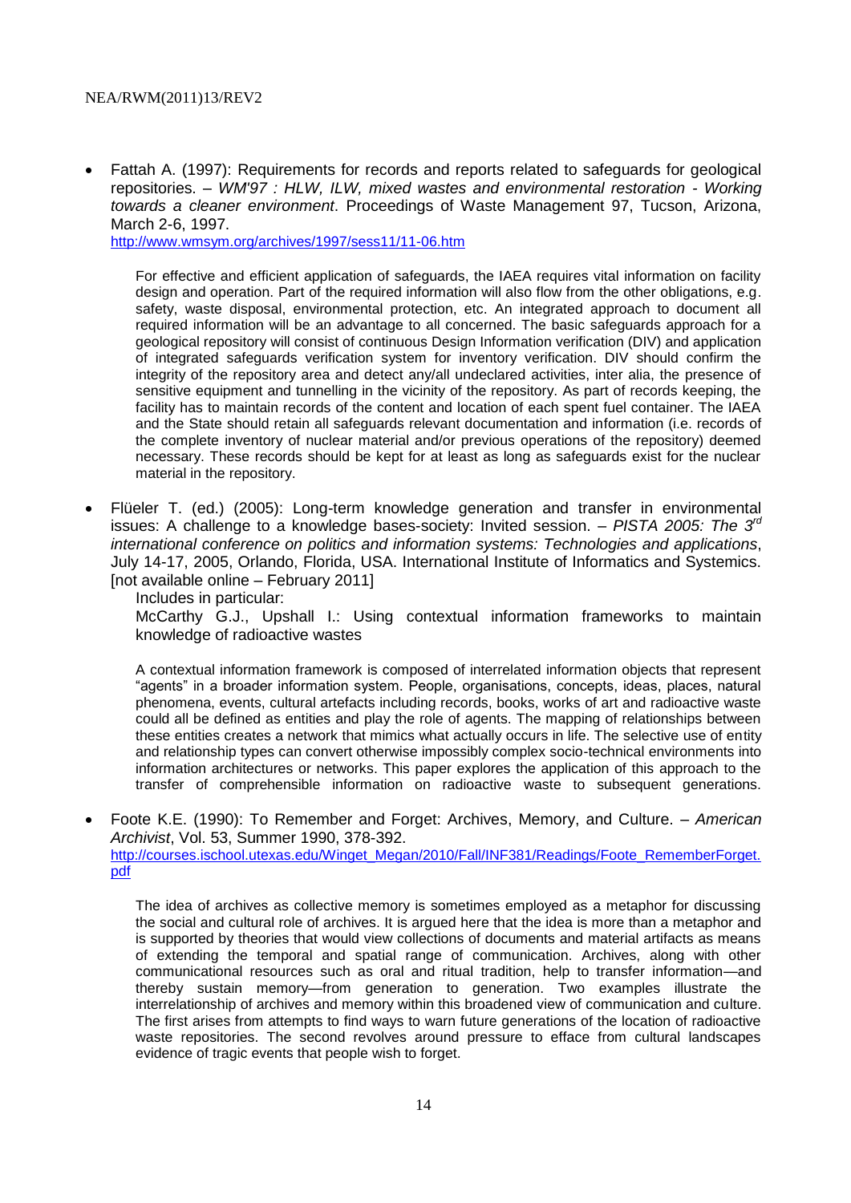- Fattah A. (1997): Requirements for records and reports related to safeguards for geological repositories. – *WM'97 : HLW, ILW, mixed wastes and environmental restoration - Working towards a cleaner environment*. Proceedings of Waste Management 97, Tucson, Arizona, March 2-6, 1997.
  http://www.wmsym.org/archives/1997/sess11/11-06.htm

  For effective and efficient application of safeguards, the IAEA requires vital information on facility design and operation. Part of the required information will also flow from the other obligations, e.g. safety, waste disposal, environmental protection, etc. An integrated approach to document all required information will be an advantage to all concerned. The basic safeguards approach for a geological repository will consist of continuous Design Information verification (DIV) and application of integrated safeguards verification system for inventory verification. DIV should confirm the integrity of the repository area and detect any/all undeclared activities, inter alia, the presence of sensitive equipment and tunnelling in the vicinity of the repository. As part of records keeping, the facility has to maintain records of the content and location of each spent fuel container. The IAEA and the State should retain all safeguards relevant documentation and information (i.e. records of the complete inventory of nuclear material and/or previous operations of the repository) deemed necessary. These records should be kept for at least as long as safeguards exist for the nuclear material in the repository.

- Flüeler T. (ed.) (2005): Long-term knowledge generation and transfer in environmental issues: A challenge to a knowledge bases-society: Invited session. – *PISTA 2005: The 3rd international conference on politics and information systems: Technologies and applications*, July 14-17, 2005, Orlando, Florida, USA. International Institute of Informatics and Systemics. [not available online – February 2011]

  Includes in particular:

  McCarthy G.J., Upshall I.: Using contextual information frameworks to maintain knowledge of radioactive wastes

  A contextual information framework is composed of interrelated information objects that represent "agents" in a broader information system. People, organisations, concepts, ideas, places, natural phenomena, events, cultural artefacts including records, books, works of art and radioactive waste could all be defined as entities and play the role of agents. The mapping of relationships between these entities creates a network that mimics what actually occurs in life. The selective use of entity and relationship types can convert otherwise impossibly complex socio-technical environments into information architectures or networks. This paper explores the application of this approach to the transfer of comprehensible information on radioactive waste to subsequent generations.

- Foote K.E. (1990): To Remember and Forget: Archives, Memory, and Culture. – *American Archivist*, Vol. 53, Summer 1990, 378-392.
  http://courses.ischool.utexas.edu/Winget_Megan/2010/Fall/INF381/Readings/Foote_RememberForget.pdf

  The idea of archives as collective memory is sometimes employed as a metaphor for discussing the social and cultural role of archives. It is argued here that the idea is more than a metaphor and is supported by theories that would view collections of documents and material artifacts as means of extending the temporal and spatial range of communication. Archives, along with other communicational resources such as oral and ritual tradition, help to transfer information—and thereby sustain memory—from generation to generation. Two examples illustrate the interrelationship of archives and memory within this broadened view of communication and culture. The first arises from attempts to find ways to warn future generations of the location of radioactive waste repositories. The second revolves around pressure to efface from cultural landscapes evidence of tragic events that people wish to forget.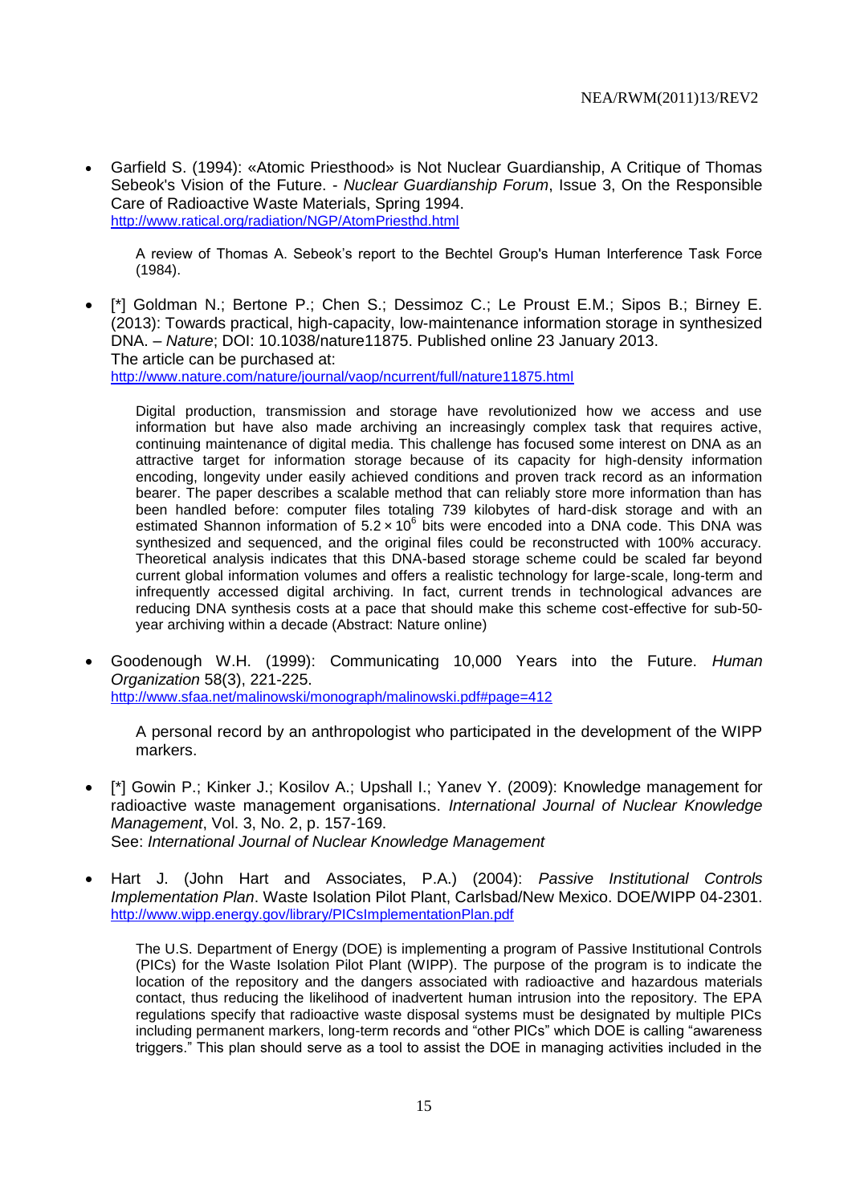- Garfield S. (1994): «Atomic Priesthood» is Not Nuclear Guardianship, A Critique of Thomas Sebeok's Vision of the Future. - *Nuclear Guardianship Forum*, Issue 3, On the Responsible Care of Radioactive Waste Materials, Spring 1994.
  http://www.ratical.org/radiation/NGP/AtomPriesthd.html

  A review of Thomas A. Sebeok's report to the Bechtel Group's Human Interference Task Force (1984).

- [*] Goldman N.; Bertone P.; Chen S.; Dessimoz C.; Le Proust E.M.; Sipos B.; Birney E. (2013): Towards practical, high-capacity, low-maintenance information storage in synthesized DNA. – *Nature*; DOI: 10.1038/nature11875. Published online 23 January 2013.
  The article can be purchased at:
  http://www.nature.com/nature/journal/vaop/ncurrent/full/nature11875.html

  Digital production, transmission and storage have revolutionized how we access and use information but have also made archiving an increasingly complex task that requires active, continuing maintenance of digital media. This challenge has focused some interest on DNA as an attractive target for information storage because of its capacity for high-density information encoding, longevity under easily achieved conditions and proven track record as an information bearer. The paper describes a scalable method that can reliably store more information than has been handled before: computer files totaling 739 kilobytes of hard-disk storage and with an estimated Shannon information of $5.2 \times 10^6$ bits were encoded into a DNA code. This DNA was synthesized and sequenced, and the original files could be reconstructed with 100% accuracy. Theoretical analysis indicates that this DNA-based storage scheme could be scaled far beyond current global information volumes and offers a realistic technology for large-scale, long-term and infrequently accessed digital archiving. In fact, current trends in technological advances are reducing DNA synthesis costs at a pace that should make this scheme cost-effective for sub-50-year archiving within a decade (Abstract: Nature online)

- Goodenough W.H. (1999): Communicating 10,000 Years into the Future. *Human Organization* 58(3), 221-225.
  http://www.sfaa.net/malinowski/monograph/malinowski.pdf#page=412

  A personal record by an anthropologist who participated in the development of the WIPP markers.

- [*] Gowin P.; Kinker J.; Kosilov A.; Upshall I.; Yanev Y. (2009): Knowledge management for radioactive waste management organisations. *International Journal of Nuclear Knowledge Management*, Vol. 3, No. 2, p. 157-169.
  See: *International Journal of Nuclear Knowledge Management*

- Hart J. (John Hart and Associates, P.A.) (2004): *Passive Institutional Controls Implementation Plan*. Waste Isolation Pilot Plant, Carlsbad/New Mexico. DOE/WIPP 04-2301.
  http://www.wipp.energy.gov/library/PICsImplementationPlan.pdf

  The U.S. Department of Energy (DOE) is implementing a program of Passive Institutional Controls (PICs) for the Waste Isolation Pilot Plant (WIPP). The purpose of the program is to indicate the location of the repository and the dangers associated with radioactive and hazardous materials contact, thus reducing the likelihood of inadvertent human intrusion into the repository. The EPA regulations specify that radioactive waste disposal systems must be designated by multiple PICs including permanent markers, long-term records and "other PICs" which DOE is calling "awareness triggers." This plan should serve as a tool to assist the DOE in managing activities included in the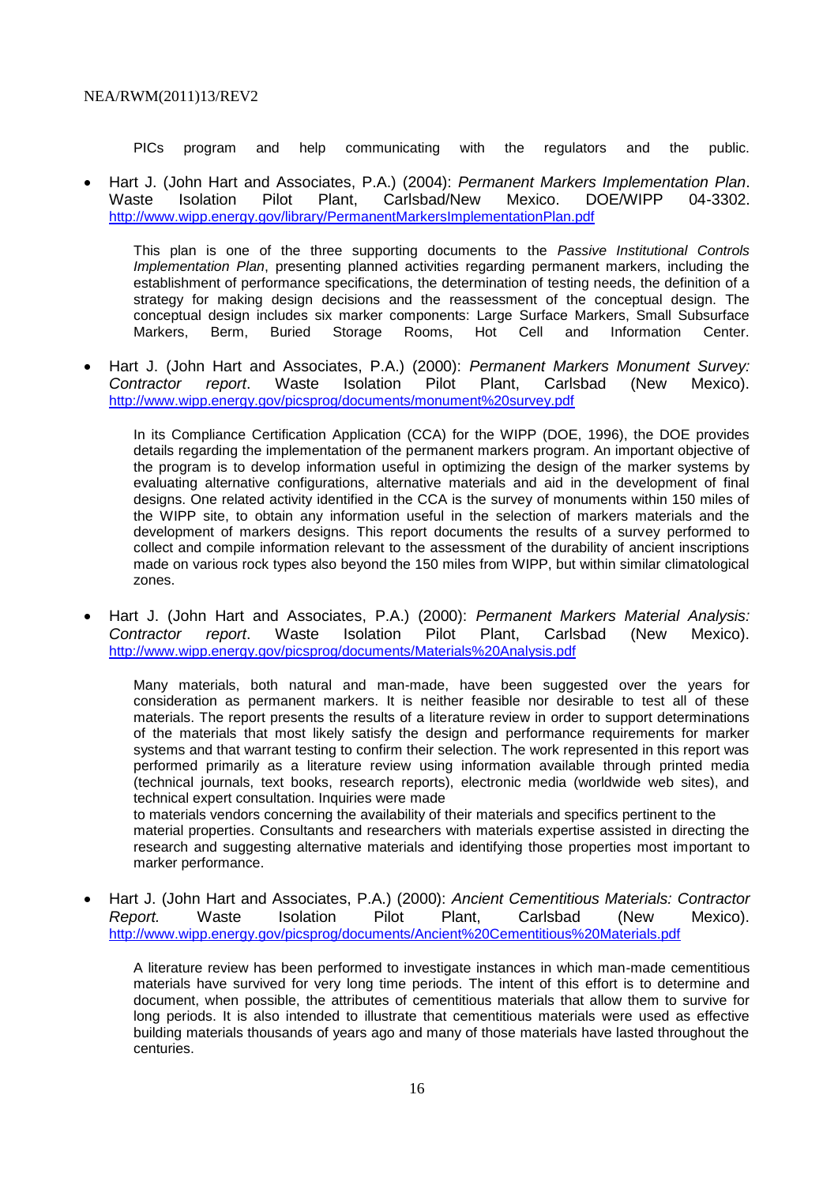PICs program and help communicating with the regulators and the public.

- Hart J. (John Hart and Associates, P.A.) (2004): *Permanent Markers Implementation Plan*. Waste Isolation Pilot Plant, Carlsbad/New Mexico. DOE/WIPP 04-3302. http://www.wipp.energy.gov/library/PermanentMarkersImplementationPlan.pdf

  This plan is one of the three supporting documents to the *Passive Institutional Controls Implementation Plan*, presenting planned activities regarding permanent markers, including the establishment of performance specifications, the determination of testing needs, the definition of a strategy for making design decisions and the reassessment of the conceptual design. The conceptual design includes six marker components: Large Surface Markers, Small Subsurface Markers, Berm, Buried Storage Rooms, Hot Cell and Information Center.

- Hart J. (John Hart and Associates, P.A.) (2000): *Permanent Markers Monument Survey: Contractor report*. Waste Isolation Pilot Plant, Carlsbad (New Mexico). http://www.wipp.energy.gov/picsprog/documents/monument%20survey.pdf

  In its Compliance Certification Application (CCA) for the WIPP (DOE, 1996), the DOE provides details regarding the implementation of the permanent markers program. An important objective of the program is to develop information useful in optimizing the design of the marker systems by evaluating alternative configurations, alternative materials and aid in the development of final designs. One related activity identified in the CCA is the survey of monuments within 150 miles of the WIPP site, to obtain any information useful in the selection of markers materials and the development of markers designs. This report documents the results of a survey performed to collect and compile information relevant to the assessment of the durability of ancient inscriptions made on various rock types also beyond the 150 miles from WIPP, but within similar climatological zones.

- Hart J. (John Hart and Associates, P.A.) (2000): *Permanent Markers Material Analysis: Contractor report*. Waste Isolation Pilot Plant, Carlsbad (New Mexico). http://www.wipp.energy.gov/picsprog/documents/Materials%20Analysis.pdf

  Many materials, both natural and man-made, have been suggested over the years for consideration as permanent markers. It is neither feasible nor desirable to test all of these materials. The report presents the results of a literature review in order to support determinations of the materials that most likely satisfy the design and performance requirements for marker systems and that warrant testing to confirm their selection. The work represented in this report was performed primarily as a literature review using information available through printed media (technical journals, text books, research reports), electronic media (worldwide web sites), and technical expert consultation. Inquiries were made to materials vendors concerning the availability of their materials and specifics pertinent to the material properties. Consultants and researchers with materials expertise assisted in directing the research and suggesting alternative materials and identifying those properties most important to marker performance.

- Hart J. (John Hart and Associates, P.A.) (2000): *Ancient Cementitious Materials: Contractor Report.* Waste Isolation Pilot Plant, Carlsbad (New Mexico). http://www.wipp.energy.gov/picsprog/documents/Ancient%20Cementitious%20Materials.pdf

  A literature review has been performed to investigate instances in which man-made cementitious materials have survived for very long time periods. The intent of this effort is to determine and document, when possible, the attributes of cementitious materials that allow them to survive for long periods. It is also intended to illustrate that cementitious materials were used as effective building materials thousands of years ago and many of those materials have lasted throughout the centuries.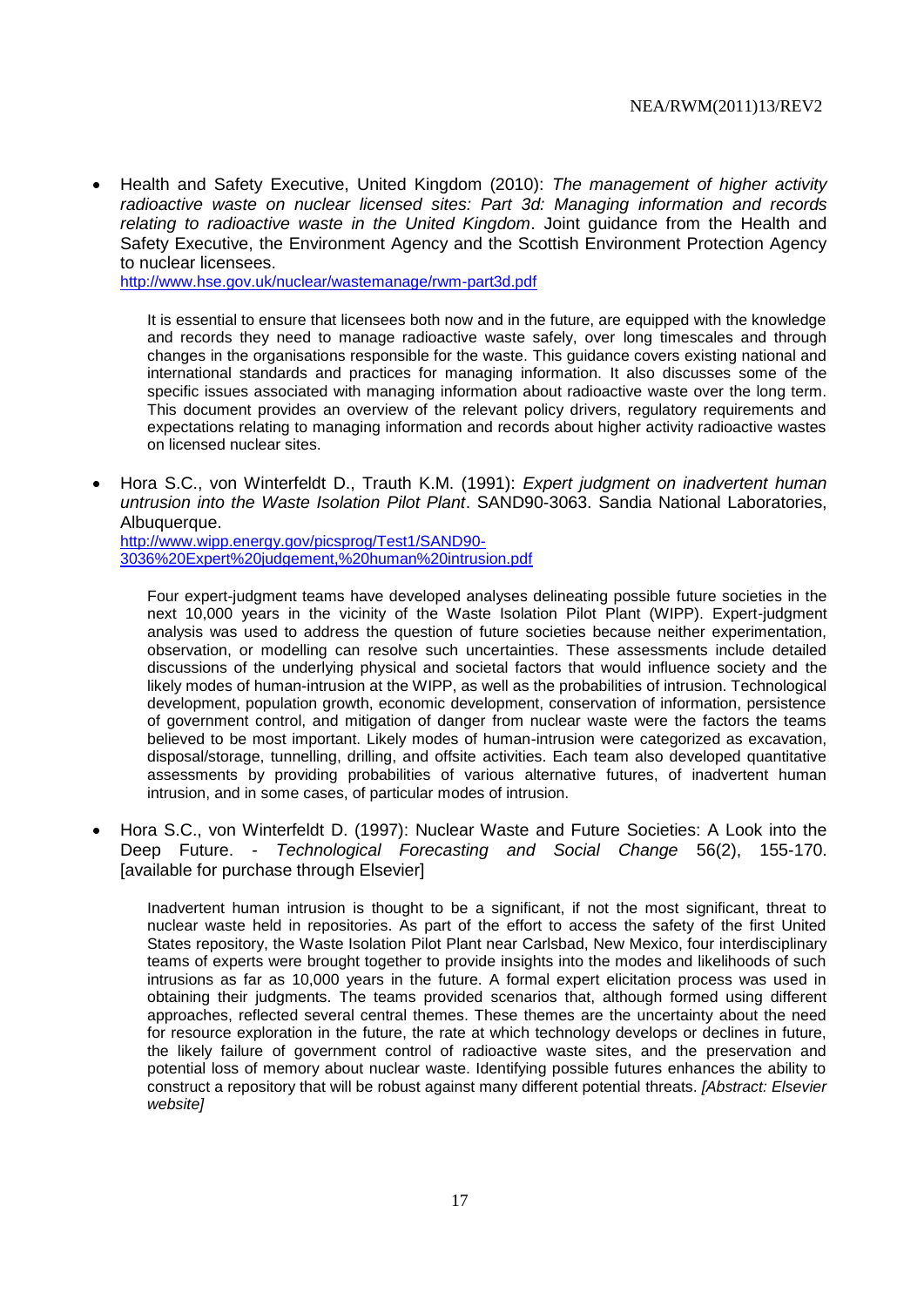- Health and Safety Executive, United Kingdom (2010): *The management of higher activity radioactive waste on nuclear licensed sites: Part 3d: Managing information and records relating to radioactive waste in the United Kingdom*. Joint guidance from the Health and Safety Executive, the Environment Agency and the Scottish Environment Protection Agency to nuclear licensees.
  http://www.hse.gov.uk/nuclear/wastemanage/rwm-part3d.pdf

  It is essential to ensure that licensees both now and in the future, are equipped with the knowledge and records they need to manage radioactive waste safely, over long timescales and through changes in the organisations responsible for the waste. This guidance covers existing national and international standards and practices for managing information. It also discusses some of the specific issues associated with managing information about radioactive waste over the long term. This document provides an overview of the relevant policy drivers, regulatory requirements and expectations relating to managing information and records about higher activity radioactive wastes on licensed nuclear sites.

- Hora S.C., von Winterfeldt D., Trauth K.M. (1991): *Expert judgment on inadvertent human untrusion into the Waste Isolation Pilot Plant*. SAND90-3063. Sandia National Laboratories, Albuquerque.
  http://www.wipp.energy.gov/picsprog/Test1/SAND90-3036%20Expert%20judgement,%20human%20intrusion.pdf

  Four expert-judgment teams have developed analyses delineating possible future societies in the next 10,000 years in the vicinity of the Waste Isolation Pilot Plant (WIPP). Expert-judgment analysis was used to address the question of future societies because neither experimentation, observation, or modelling can resolve such uncertainties. These assessments include detailed discussions of the underlying physical and societal factors that would influence society and the likely modes of human-intrusion at the WIPP, as well as the probabilities of intrusion. Technological development, population growth, economic development, conservation of information, persistence of government control, and mitigation of danger from nuclear waste were the factors the teams believed to be most important. Likely modes of human-intrusion were categorized as excavation, disposal/storage, tunnelling, drilling, and offsite activities. Each team also developed quantitative assessments by providing probabilities of various alternative futures, of inadvertent human intrusion, and in some cases, of particular modes of intrusion.

- Hora S.C., von Winterfeldt D. (1997): Nuclear Waste and Future Societies: A Look into the Deep Future. - *Technological Forecasting and Social Change* 56(2), 155-170. [available for purchase through Elsevier]

  Inadvertent human intrusion is thought to be a significant, if not the most significant, threat to nuclear waste held in repositories. As part of the effort to access the safety of the first United States repository, the Waste Isolation Pilot Plant near Carlsbad, New Mexico, four interdisciplinary teams of experts were brought together to provide insights into the modes and likelihoods of such intrusions as far as 10,000 years in the future. A formal expert elicitation process was used in obtaining their judgments. The teams provided scenarios that, although formed using different approaches, reflected several central themes. These themes are the uncertainty about the need for resource exploration in the future, the rate at which technology develops or declines in future, the likely failure of government control of radioactive waste sites, and the preservation and potential loss of memory about nuclear waste. Identifying possible futures enhances the ability to construct a repository that will be robust against many different potential threats. *[Abstract: Elsevier website]*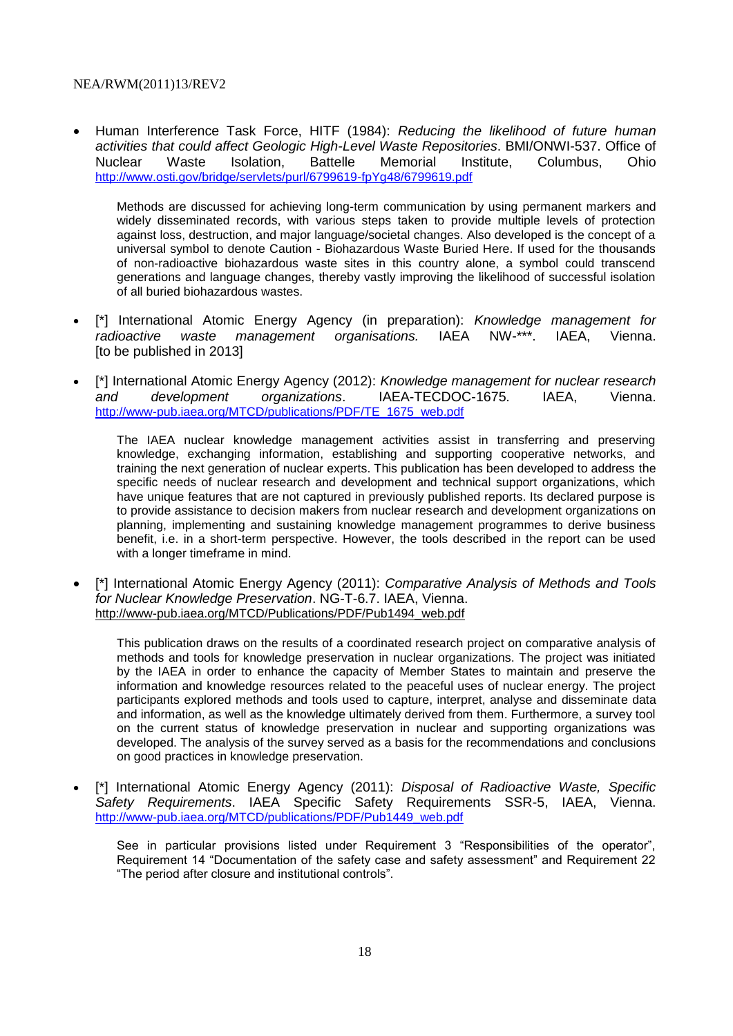- Human Interference Task Force, HITF (1984): *Reducing the likelihood of future human activities that could affect Geologic High-Level Waste Repositories*. BMI/ONWI-537. Office of Nuclear Waste Isolation, Battelle Memorial Institute, Columbus, Ohio http://www.osti.gov/bridge/servlets/purl/6799619-fpYg48/6799619.pdf

  Methods are discussed for achieving long-term communication by using permanent markers and widely disseminated records, with various steps taken to provide multiple levels of protection against loss, destruction, and major language/societal changes. Also developed is the concept of a universal symbol to denote Caution - Biohazardous Waste Buried Here. If used for the thousands of non-radioactive biohazardous waste sites in this country alone, a symbol could transcend generations and language changes, thereby vastly improving the likelihood of successful isolation of all buried biohazardous wastes.

- [*] International Atomic Energy Agency (in preparation): *Knowledge management for radioactive waste management organisations.* IAEA NW-***. IAEA, Vienna. [to be published in 2013]

- [*] International Atomic Energy Agency (2012): *Knowledge management for nuclear research and development organizations*. IAEA-TECDOC-1675. IAEA, Vienna. http://www-pub.iaea.org/MTCD/publications/PDF/TE_1675_web.pdf

  The IAEA nuclear knowledge management activities assist in transferring and preserving knowledge, exchanging information, establishing and supporting cooperative networks, and training the next generation of nuclear experts. This publication has been developed to address the specific needs of nuclear research and development and technical support organizations, which have unique features that are not captured in previously published reports. Its declared purpose is to provide assistance to decision makers from nuclear research and development organizations on planning, implementing and sustaining knowledge management programmes to derive business benefit, i.e. in a short-term perspective. However, the tools described in the report can be used with a longer timeframe in mind.

- [*] International Atomic Energy Agency (2011): *Comparative Analysis of Methods and Tools for Nuclear Knowledge Preservation*. NG-T-6.7. IAEA, Vienna. http://www-pub.iaea.org/MTCD/Publications/PDF/Pub1494_web.pdf

  This publication draws on the results of a coordinated research project on comparative analysis of methods and tools for knowledge preservation in nuclear organizations. The project was initiated by the IAEA in order to enhance the capacity of Member States to maintain and preserve the information and knowledge resources related to the peaceful uses of nuclear energy. The project participants explored methods and tools used to capture, interpret, analyse and disseminate data and information, as well as the knowledge ultimately derived from them. Furthermore, a survey tool on the current status of knowledge preservation in nuclear and supporting organizations was developed. The analysis of the survey served as a basis for the recommendations and conclusions on good practices in knowledge preservation.

- [*] International Atomic Energy Agency (2011): *Disposal of Radioactive Waste, Specific Safety Requirements*. IAEA Specific Safety Requirements SSR-5, IAEA, Vienna. http://www-pub.iaea.org/MTCD/publications/PDF/Pub1449_web.pdf

  See in particular provisions listed under Requirement 3 "Responsibilities of the operator", Requirement 14 "Documentation of the safety case and safety assessment" and Requirement 22 "The period after closure and institutional controls".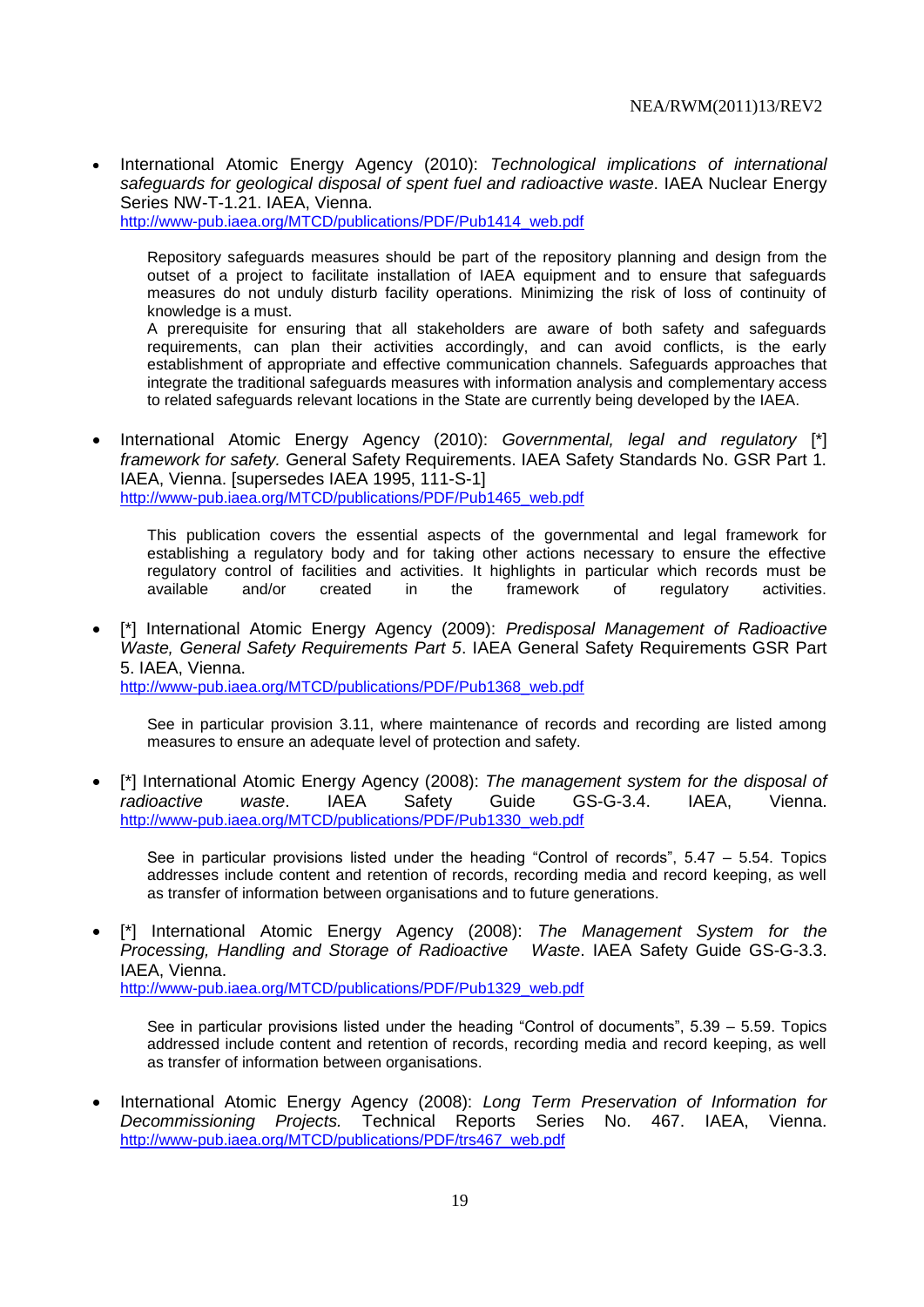- International Atomic Energy Agency (2010): *Technological implications of international safeguards for geological disposal of spent fuel and radioactive waste*. IAEA Nuclear Energy Series NW-T-1.21. IAEA, Vienna.
  http://www-pub.iaea.org/MTCD/publications/PDF/Pub1414_web.pdf

  Repository safeguards measures should be part of the repository planning and design from the outset of a project to facilitate installation of IAEA equipment and to ensure that safeguards measures do not unduly disturb facility operations. Minimizing the risk of loss of continuity of knowledge is a must.
  A prerequisite for ensuring that all stakeholders are aware of both safety and safeguards requirements, can plan their activities accordingly, and can avoid conflicts, is the early establishment of appropriate and effective communication channels. Safeguards approaches that integrate the traditional safeguards measures with information analysis and complementary access to related safeguards relevant locations in the State are currently being developed by the IAEA.

- International Atomic Energy Agency (2010): *Governmental, legal and regulatory* [*] *framework for safety.* General Safety Requirements. IAEA Safety Standards No. GSR Part 1. IAEA, Vienna. [supersedes IAEA 1995, 111-S-1]
  http://www-pub.iaea.org/MTCD/publications/PDF/Pub1465_web.pdf

  This publication covers the essential aspects of the governmental and legal framework for establishing a regulatory body and for taking other actions necessary to ensure the effective regulatory control of facilities and activities. It highlights in particular which records must be available and/or created in the framework of regulatory activities.

- [*] International Atomic Energy Agency (2009): *Predisposal Management of Radioactive Waste, General Safety Requirements Part 5*. IAEA General Safety Requirements GSR Part 5. IAEA, Vienna.
  http://www-pub.iaea.org/MTCD/publications/PDF/Pub1368_web.pdf

  See in particular provision 3.11, where maintenance of records and recording are listed among measures to ensure an adequate level of protection and safety.

- [*] International Atomic Energy Agency (2008): *The management system for the disposal of radioactive waste*. IAEA Safety Guide GS-G-3.4. IAEA, Vienna. http://www-pub.iaea.org/MTCD/publications/PDF/Pub1330_web.pdf

  See in particular provisions listed under the heading "Control of records", 5.47 – 5.54. Topics addresses include content and retention of records, recording media and record keeping, as well as transfer of information between organisations and to future generations.

- [*] International Atomic Energy Agency (2008): *The Management System for the Processing, Handling and Storage of Radioactive Waste*. IAEA Safety Guide GS-G-3.3. IAEA, Vienna.
  http://www-pub.iaea.org/MTCD/publications/PDF/Pub1329_web.pdf

  See in particular provisions listed under the heading "Control of documents", 5.39 – 5.59. Topics addressed include content and retention of records, recording media and record keeping, as well as transfer of information between organisations.

- International Atomic Energy Agency (2008): *Long Term Preservation of Information for Decommissioning Projects.* Technical Reports Series No. 467. IAEA, Vienna. http://www-pub.iaea.org/MTCD/publications/PDF/trs467_web.pdf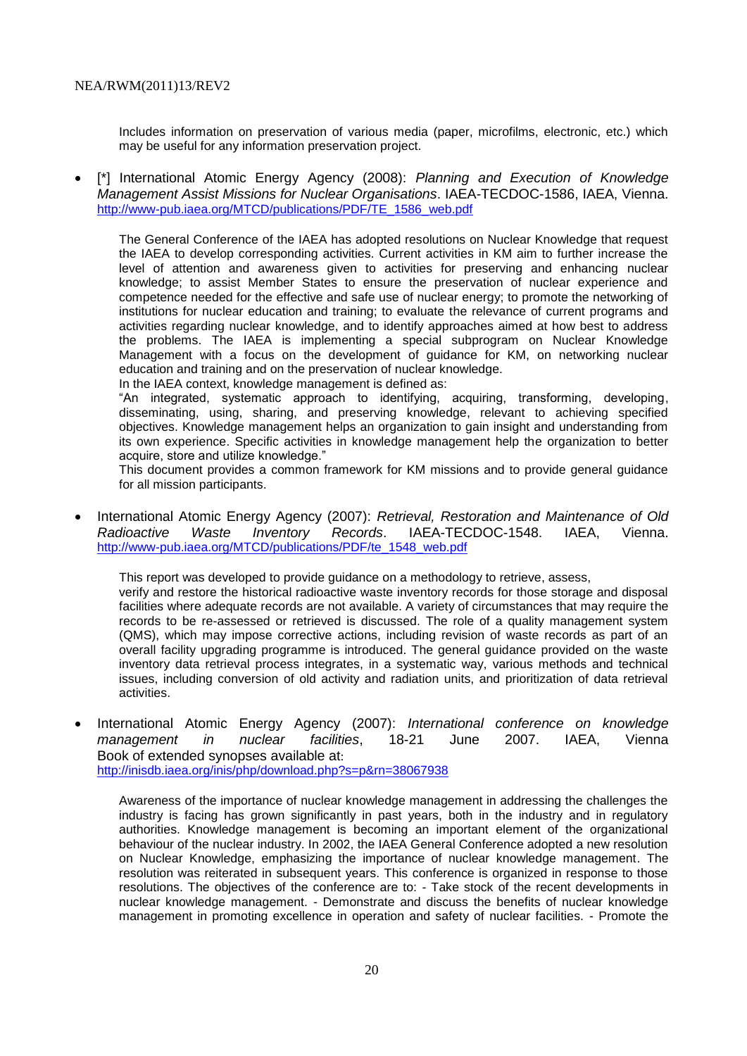Includes information on preservation of various media (paper, microfilms, electronic, etc.) which may be useful for any information preservation project.

- [*] International Atomic Energy Agency (2008): *Planning and Execution of Knowledge Management Assist Missions for Nuclear Organisations*. IAEA-TECDOC-1586, IAEA, Vienna. http://www-pub.iaea.org/MTCD/publications/PDF/TE_1586_web.pdf

  The General Conference of the IAEA has adopted resolutions on Nuclear Knowledge that request the IAEA to develop corresponding activities. Current activities in KM aim to further increase the level of attention and awareness given to activities for preserving and enhancing nuclear knowledge; to assist Member States to ensure the preservation of nuclear experience and competence needed for the effective and safe use of nuclear energy; to promote the networking of institutions for nuclear education and training; to evaluate the relevance of current programs and activities regarding nuclear knowledge, and to identify approaches aimed at how best to address the problems. The IAEA is implementing a special subprogram on Nuclear Knowledge Management with a focus on the development of guidance for KM, on networking nuclear education and training and on the preservation of nuclear knowledge.
  In the IAEA context, knowledge management is defined as:
  "An integrated, systematic approach to identifying, acquiring, transforming, developing, disseminating, using, sharing, and preserving knowledge, relevant to achieving specified objectives. Knowledge management helps an organization to gain insight and understanding from its own experience. Specific activities in knowledge management help the organization to better acquire, store and utilize knowledge."
  This document provides a common framework for KM missions and to provide general guidance for all mission participants.

- International Atomic Energy Agency (2007): *Retrieval, Restoration and Maintenance of Old Radioactive Waste Inventory Records*. IAEA-TECDOC-1548. IAEA, Vienna. http://www-pub.iaea.org/MTCD/publications/PDF/te_1548_web.pdf

  This report was developed to provide guidance on a methodology to retrieve, assess, verify and restore the historical radioactive waste inventory records for those storage and disposal facilities where adequate records are not available. A variety of circumstances that may require the records to be re-assessed or retrieved is discussed. The role of a quality management system (QMS), which may impose corrective actions, including revision of waste records as part of an overall facility upgrading programme is introduced. The general guidance provided on the waste inventory data retrieval process integrates, in a systematic way, various methods and technical issues, including conversion of old activity and radiation units, and prioritization of data retrieval activities.

- International Atomic Energy Agency (2007): *International conference on knowledge management in nuclear facilities*, 18-21 June 2007. IAEA, Vienna Book of extended synopses available at: http://inisdb.iaea.org/inis/php/download.php?s=p&rn=38067938

  Awareness of the importance of nuclear knowledge management in addressing the challenges the industry is facing has grown significantly in past years, both in the industry and in regulatory authorities. Knowledge management is becoming an important element of the organizational behaviour of the nuclear industry. In 2002, the IAEA General Conference adopted a new resolution on Nuclear Knowledge, emphasizing the importance of nuclear knowledge management. The resolution was reiterated in subsequent years. This conference is organized in response to those resolutions. The objectives of the conference are to: - Take stock of the recent developments in nuclear knowledge management. - Demonstrate and discuss the benefits of nuclear knowledge management in promoting excellence in operation and safety of nuclear facilities. - Promote the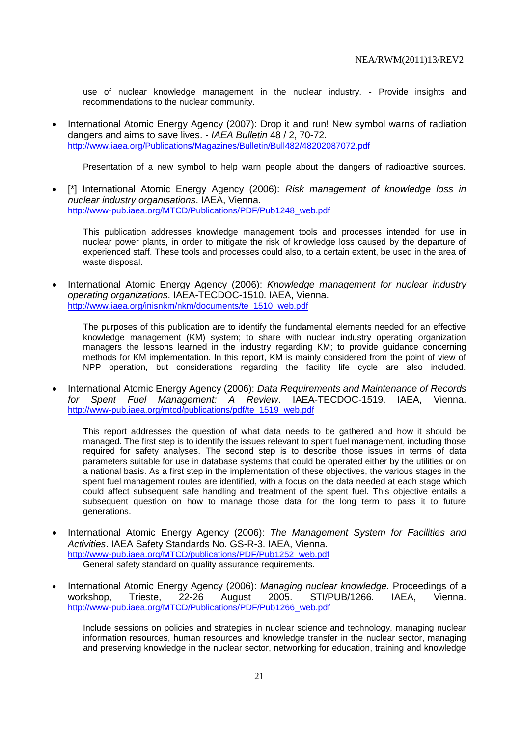use of nuclear knowledge management in the nuclear industry. - Provide insights and recommendations to the nuclear community.

- International Atomic Energy Agency (2007): Drop it and run! New symbol warns of radiation dangers and aims to save lives. - *IAEA Bulletin* 48 / 2, 70-72. http://www.iaea.org/Publications/Magazines/Bulletin/Bull482/48202087072.pdf

  Presentation of a new symbol to help warn people about the dangers of radioactive sources.

- [*] International Atomic Energy Agency (2006): *Risk management of knowledge loss in nuclear industry organisations*. IAEA, Vienna. http://www-pub.iaea.org/MTCD/Publications/PDF/Pub1248_web.pdf

  This publication addresses knowledge management tools and processes intended for use in nuclear power plants, in order to mitigate the risk of knowledge loss caused by the departure of experienced staff. These tools and processes could also, to a certain extent, be used in the area of waste disposal.

- International Atomic Energy Agency (2006): *Knowledge management for nuclear industry operating organizations*. IAEA-TECDOC-1510. IAEA, Vienna. http://www.iaea.org/inisnkm/nkm/documents/te_1510_web.pdf

  The purposes of this publication are to identify the fundamental elements needed for an effective knowledge management (KM) system; to share with nuclear industry operating organization managers the lessons learned in the industry regarding KM; to provide guidance concerning methods for KM implementation. In this report, KM is mainly considered from the point of view of NPP operation, but considerations regarding the facility life cycle are also included.

- International Atomic Energy Agency (2006): *Data Requirements and Maintenance of Records for Spent Fuel Management: A Review*. IAEA-TECDOC-1519. IAEA, Vienna. http://www-pub.iaea.org/mtcd/publications/pdf/te_1519_web.pdf

  This report addresses the question of what data needs to be gathered and how it should be managed. The first step is to identify the issues relevant to spent fuel management, including those required for safety analyses. The second step is to describe those issues in terms of data parameters suitable for use in database systems that could be operated either by the utilities or on a national basis. As a first step in the implementation of these objectives, the various stages in the spent fuel management routes are identified, with a focus on the data needed at each stage which could affect subsequent safe handling and treatment of the spent fuel. This objective entails a subsequent question on how to manage those data for the long term to pass it to future generations.

- International Atomic Energy Agency (2006): *The Management System for Facilities and Activities*. IAEA Safety Standards No. GS-R-3. IAEA, Vienna. http://www-pub.iaea.org/MTCD/publications/PDF/Pub1252_web.pdf

  General safety standard on quality assurance requirements.

- International Atomic Energy Agency (2006): *Managing nuclear knowledge.* Proceedings of a workshop, Trieste, 22-26 August 2005. STI/PUB/1266. IAEA, Vienna. http://www-pub.iaea.org/MTCD/Publications/PDF/Pub1266_web.pdf

  Include sessions on policies and strategies in nuclear science and technology, managing nuclear information resources, human resources and knowledge transfer in the nuclear sector, managing and preserving knowledge in the nuclear sector, networking for education, training and knowledge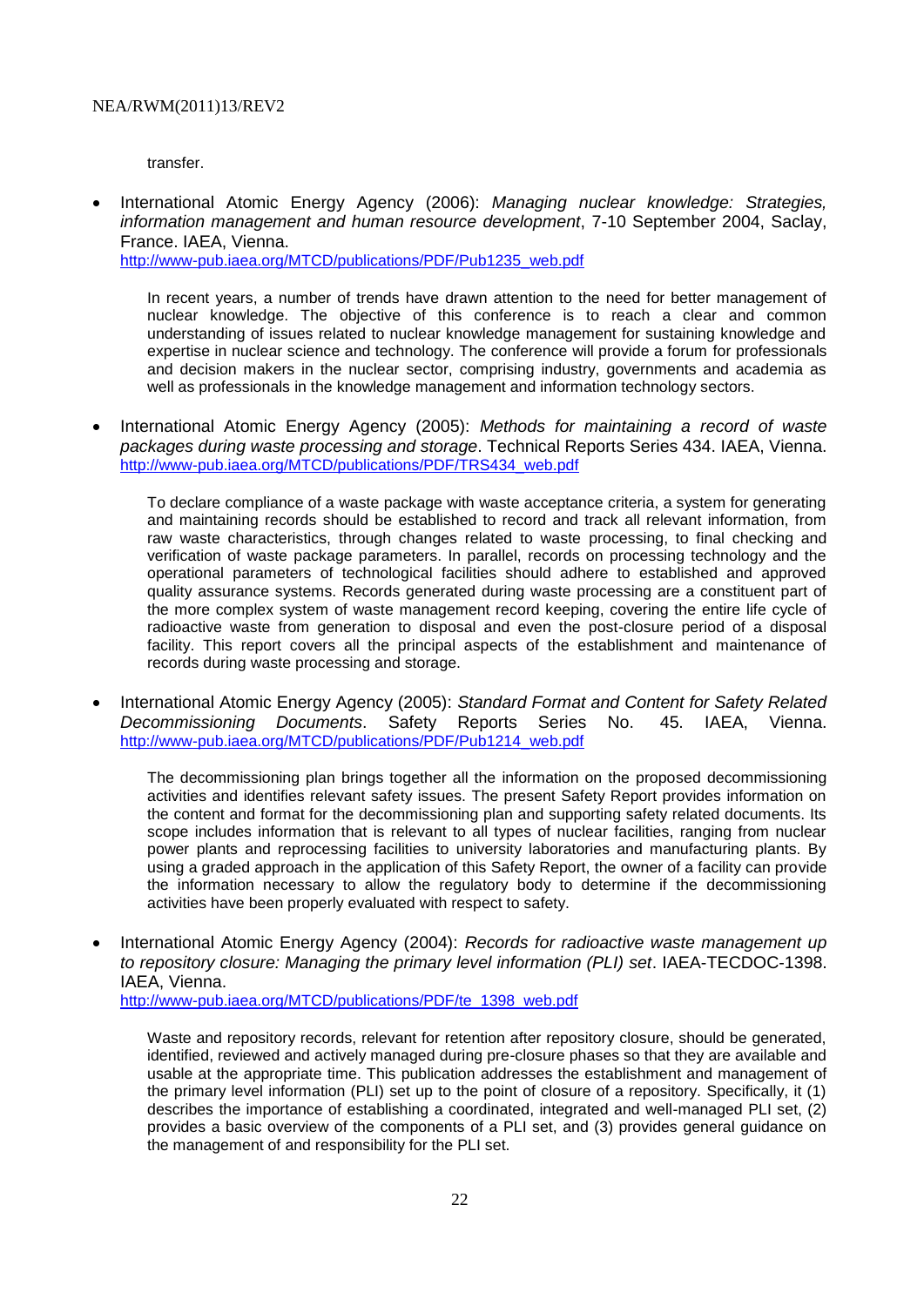transfer.

- International Atomic Energy Agency (2006): *Managing nuclear knowledge: Strategies, information management and human resource development*, 7-10 September 2004, Saclay, France. IAEA, Vienna.
  http://www-pub.iaea.org/MTCD/publications/PDF/Pub1235_web.pdf

  In recent years, a number of trends have drawn attention to the need for better management of nuclear knowledge. The objective of this conference is to reach a clear and common understanding of issues related to nuclear knowledge management for sustaining knowledge and expertise in nuclear science and technology. The conference will provide a forum for professionals and decision makers in the nuclear sector, comprising industry, governments and academia as well as professionals in the knowledge management and information technology sectors.

- International Atomic Energy Agency (2005): *Methods for maintaining a record of waste packages during waste processing and storage*. Technical Reports Series 434. IAEA, Vienna.
  http://www-pub.iaea.org/MTCD/publications/PDF/TRS434_web.pdf

  To declare compliance of a waste package with waste acceptance criteria, a system for generating and maintaining records should be established to record and track all relevant information, from raw waste characteristics, through changes related to waste processing, to final checking and verification of waste package parameters. In parallel, records on processing technology and the operational parameters of technological facilities should adhere to established and approved quality assurance systems. Records generated during waste processing are a constituent part of the more complex system of waste management record keeping, covering the entire life cycle of radioactive waste from generation to disposal and even the post-closure period of a disposal facility. This report covers all the principal aspects of the establishment and maintenance of records during waste processing and storage.

- International Atomic Energy Agency (2005): *Standard Format and Content for Safety Related Decommissioning Documents*. Safety Reports Series No. 45. IAEA, Vienna.
  http://www-pub.iaea.org/MTCD/publications/PDF/Pub1214_web.pdf

  The decommissioning plan brings together all the information on the proposed decommissioning activities and identifies relevant safety issues. The present Safety Report provides information on the content and format for the decommissioning plan and supporting safety related documents. Its scope includes information that is relevant to all types of nuclear facilities, ranging from nuclear power plants and reprocessing facilities to university laboratories and manufacturing plants. By using a graded approach in the application of this Safety Report, the owner of a facility can provide the information necessary to allow the regulatory body to determine if the decommissioning activities have been properly evaluated with respect to safety.

- International Atomic Energy Agency (2004): *Records for radioactive waste management up to repository closure: Managing the primary level information (PLI) set*. IAEA-TECDOC-1398. IAEA, Vienna.
  http://www-pub.iaea.org/MTCD/publications/PDF/te_1398_web.pdf

  Waste and repository records, relevant for retention after repository closure, should be generated, identified, reviewed and actively managed during pre-closure phases so that they are available and usable at the appropriate time. This publication addresses the establishment and management of the primary level information (PLI) set up to the point of closure of a repository. Specifically, it (1) describes the importance of establishing a coordinated, integrated and well-managed PLI set, (2) provides a basic overview of the components of a PLI set, and (3) provides general guidance on the management of and responsibility for the PLI set.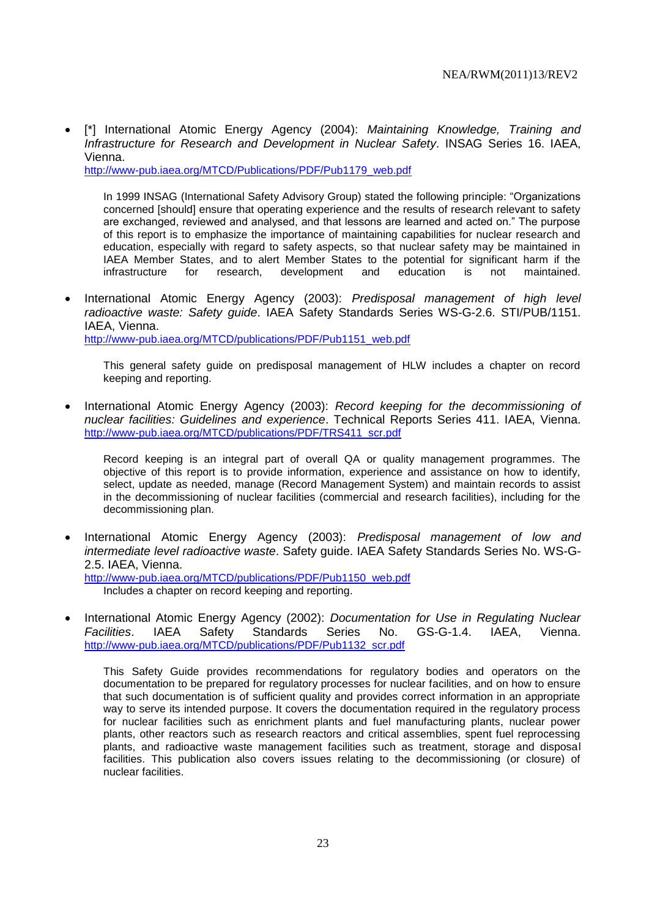- [*] International Atomic Energy Agency (2004): *Maintaining Knowledge, Training and Infrastructure for Research and Development in Nuclear Safety*. INSAG Series 16. IAEA, Vienna.
  http://www-pub.iaea.org/MTCD/Publications/PDF/Pub1179_web.pdf

  In 1999 INSAG (International Safety Advisory Group) stated the following principle: "Organizations concerned [should] ensure that operating experience and the results of research relevant to safety are exchanged, reviewed and analysed, and that lessons are learned and acted on." The purpose of this report is to emphasize the importance of maintaining capabilities for nuclear research and education, especially with regard to safety aspects, so that nuclear safety may be maintained in IAEA Member States, and to alert Member States to the potential for significant harm if the infrastructure for research, development and education is not maintained.

- International Atomic Energy Agency (2003): *Predisposal management of high level radioactive waste: Safety guide*. IAEA Safety Standards Series WS-G-2.6. STI/PUB/1151. IAEA, Vienna.
  http://www-pub.iaea.org/MTCD/publications/PDF/Pub1151_web.pdf

  This general safety guide on predisposal management of HLW includes a chapter on record keeping and reporting.

- International Atomic Energy Agency (2003): *Record keeping for the decommissioning of nuclear facilities: Guidelines and experience*. Technical Reports Series 411. IAEA, Vienna.
  http://www-pub.iaea.org/MTCD/publications/PDF/TRS411_scr.pdf

  Record keeping is an integral part of overall QA or quality management programmes. The objective of this report is to provide information, experience and assistance on how to identify, select, update as needed, manage (Record Management System) and maintain records to assist in the decommissioning of nuclear facilities (commercial and research facilities), including for the decommissioning plan.

- International Atomic Energy Agency (2003): *Predisposal management of low and intermediate level radioactive waste*. Safety guide. IAEA Safety Standards Series No. WS-G-2.5. IAEA, Vienna.
  http://www-pub.iaea.org/MTCD/publications/PDF/Pub1150_web.pdf

  Includes a chapter on record keeping and reporting.

- International Atomic Energy Agency (2002): *Documentation for Use in Regulating Nuclear Facilities*. IAEA Safety Standards Series No. GS-G-1.4. IAEA, Vienna.
  http://www-pub.iaea.org/MTCD/publications/PDF/Pub1132_scr.pdf

  This Safety Guide provides recommendations for regulatory bodies and operators on the documentation to be prepared for regulatory processes for nuclear facilities, and on how to ensure that such documentation is of sufficient quality and provides correct information in an appropriate way to serve its intended purpose. It covers the documentation required in the regulatory process for nuclear facilities such as enrichment plants and fuel manufacturing plants, nuclear power plants, other reactors such as research reactors and critical assemblies, spent fuel reprocessing plants, and radioactive waste management facilities such as treatment, storage and disposal facilities. This publication also covers issues relating to the decommissioning (or closure) of nuclear facilities.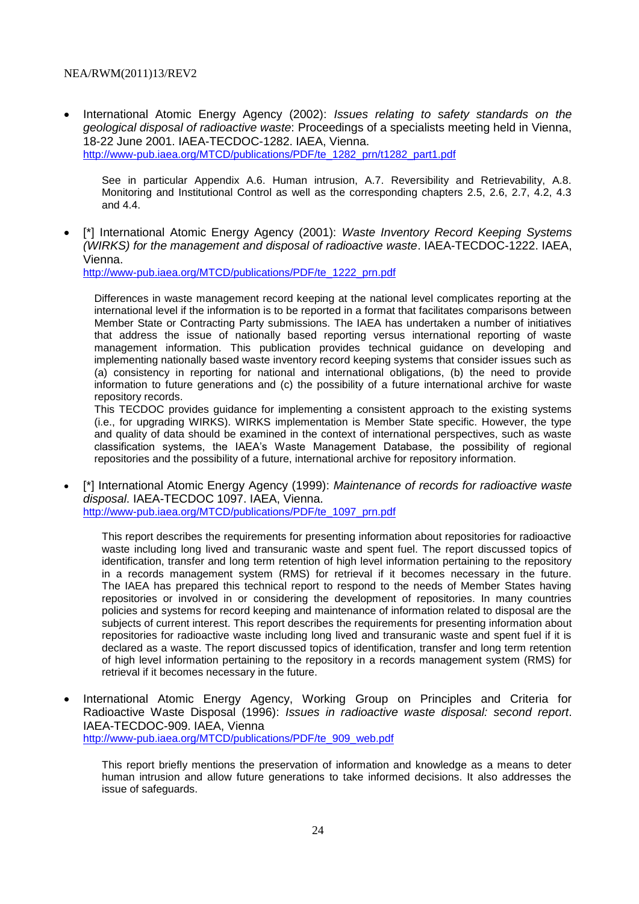- International Atomic Energy Agency (2002): *Issues relating to safety standards on the geological disposal of radioactive waste*: Proceedings of a specialists meeting held in Vienna, 18-22 June 2001. IAEA-TECDOC-1282. IAEA, Vienna.
  http://www-pub.iaea.org/MTCD/publications/PDF/te_1282_prn/t1282_part1.pdf

  See in particular Appendix A.6. Human intrusion, A.7. Reversibility and Retrievability, A.8. Monitoring and Institutional Control as well as the corresponding chapters 2.5, 2.6, 2.7, 4.2, 4.3 and 4.4.

- [*] International Atomic Energy Agency (2001): *Waste Inventory Record Keeping Systems (WIRKS) for the management and disposal of radioactive waste*. IAEA-TECDOC-1222. IAEA, Vienna.
  http://www-pub.iaea.org/MTCD/publications/PDF/te_1222_prn.pdf

  Differences in waste management record keeping at the national level complicates reporting at the international level if the information is to be reported in a format that facilitates comparisons between Member State or Contracting Party submissions. The IAEA has undertaken a number of initiatives that address the issue of nationally based reporting versus international reporting of waste management information. This publication provides technical guidance on developing and implementing nationally based waste inventory record keeping systems that consider issues such as (a) consistency in reporting for national and international obligations, (b) the need to provide information to future generations and (c) the possibility of a future international archive for waste repository records.

  This TECDOC provides guidance for implementing a consistent approach to the existing systems (i.e., for upgrading WIRKS). WIRKS implementation is Member State specific. However, the type and quality of data should be examined in the context of international perspectives, such as waste classification systems, the IAEA's Waste Management Database, the possibility of regional repositories and the possibility of a future, international archive for repository information.

- [*] International Atomic Energy Agency (1999): *Maintenance of records for radioactive waste disposal*. IAEA-TECDOC 1097. IAEA, Vienna.
  http://www-pub.iaea.org/MTCD/publications/PDF/te_1097_prn.pdf

  This report describes the requirements for presenting information about repositories for radioactive waste including long lived and transuranic waste and spent fuel. The report discussed topics of identification, transfer and long term retention of high level information pertaining to the repository in a records management system (RMS) for retrieval if it becomes necessary in the future. The IAEA has prepared this technical report to respond to the needs of Member States having repositories or involved in or considering the development of repositories. In many countries policies and systems for record keeping and maintenance of information related to disposal are the subjects of current interest. This report describes the requirements for presenting information about repositories for radioactive waste including long lived and transuranic waste and spent fuel if it is declared as a waste. The report discussed topics of identification, transfer and long term retention of high level information pertaining to the repository in a records management system (RMS) for retrieval if it becomes necessary in the future.

- International Atomic Energy Agency, Working Group on Principles and Criteria for Radioactive Waste Disposal (1996): *Issues in radioactive waste disposal: second report*. IAEA-TECDOC-909. IAEA, Vienna
  http://www-pub.iaea.org/MTCD/publications/PDF/te_909_web.pdf

  This report briefly mentions the preservation of information and knowledge as a means to deter human intrusion and allow future generations to take informed decisions. It also addresses the issue of safeguards.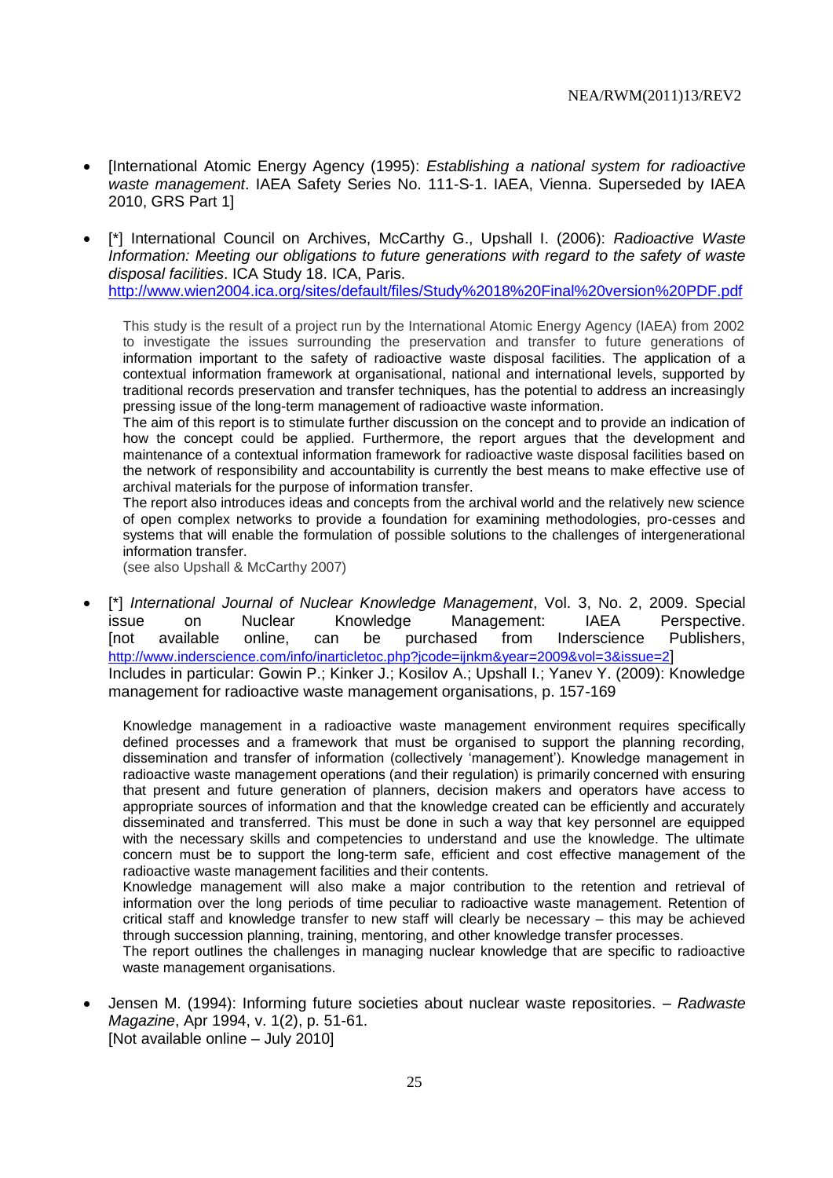- [International Atomic Energy Agency (1995): *Establishing a national system for radioactive waste management*. IAEA Safety Series No. 111-S-1. IAEA, Vienna. Superseded by IAEA 2010, GRS Part 1]

- [*] International Council on Archives, McCarthy G., Upshall I. (2006): *Radioactive Waste Information: Meeting our obligations to future generations with regard to the safety of waste disposal facilities*. ICA Study 18. ICA, Paris.
  http://www.wien2004.ica.org/sites/default/files/Study%2018%20Final%20version%20PDF.pdf

  This study is the result of a project run by the International Atomic Energy Agency (IAEA) from 2002 to investigate the issues surrounding the preservation and transfer to future generations of information important to the safety of radioactive waste disposal facilities. The application of a contextual information framework at organisational, national and international levels, supported by traditional records preservation and transfer techniques, has the potential to address an increasingly pressing issue of the long-term management of radioactive waste information.

  The aim of this report is to stimulate further discussion on the concept and to provide an indication of how the concept could be applied. Furthermore, the report argues that the development and maintenance of a contextual information framework for radioactive waste disposal facilities based on the network of responsibility and accountability is currently the best means to make effective use of archival materials for the purpose of information transfer.

  The report also introduces ideas and concepts from the archival world and the relatively new science of open complex networks to provide a foundation for examining methodologies, pro-cesses and systems that will enable the formulation of possible solutions to the challenges of intergenerational information transfer.

  (see also Upshall & McCarthy 2007)

- [*] *International Journal of Nuclear Knowledge Management*, Vol. 3, No. 2, 2009. Special issue on Nuclear Knowledge Management: IAEA Perspective. [not available online, can be purchased from Inderscience Publishers, http://www.inderscience.com/info/inarticletoc.php?jcode=ijnkm&year=2009&vol=3&issue=2]
  Includes in particular: Gowin P.; Kinker J.; Kosilov A.; Upshall I.; Yanev Y. (2009): Knowledge management for radioactive waste management organisations, p. 157-169

  Knowledge management in a radioactive waste management environment requires specifically defined processes and a framework that must be organised to support the planning recording, dissemination and transfer of information (collectively 'management'). Knowledge management in radioactive waste management operations (and their regulation) is primarily concerned with ensuring that present and future generation of planners, decision makers and operators have access to appropriate sources of information and that the knowledge created can be efficiently and accurately disseminated and transferred. This must be done in such a way that key personnel are equipped with the necessary skills and competencies to understand and use the knowledge. The ultimate concern must be to support the long-term safe, efficient and cost effective management of the radioactive waste management facilities and their contents.

  Knowledge management will also make a major contribution to the retention and retrieval of information over the long periods of time peculiar to radioactive waste management. Retention of critical staff and knowledge transfer to new staff will clearly be necessary – this may be achieved through succession planning, training, mentoring, and other knowledge transfer processes.

  The report outlines the challenges in managing nuclear knowledge that are specific to radioactive waste management organisations.

- Jensen M. (1994): Informing future societies about nuclear waste repositories. – *Radwaste Magazine*, Apr 1994, v. 1(2), p. 51-61.
  [Not available online – July 2010]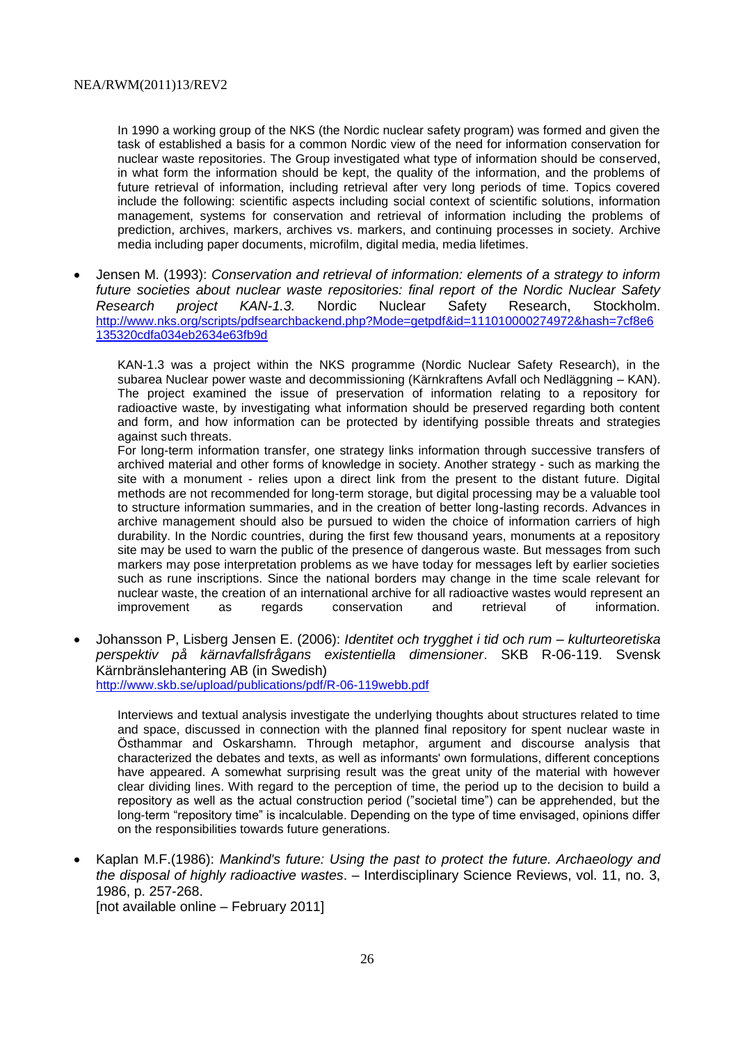In 1990 a working group of the NKS (the Nordic nuclear safety program) was formed and given the task of established a basis for a common Nordic view of the need for information conservation for nuclear waste repositories. The Group investigated what type of information should be conserved, in what form the information should be kept, the quality of the information, and the problems of future retrieval of information, including retrieval after very long periods of time. Topics covered include the following: scientific aspects including social context of scientific solutions, information management, systems for conservation and retrieval of information including the problems of prediction, archives, markers, archives vs. markers, and continuing processes in society. Archive media including paper documents, microfilm, digital media, media lifetimes.

- Jensen M. (1993): *Conservation and retrieval of information: elements of a strategy to inform future societies about nuclear waste repositories: final report of the Nordic Nuclear Safety Research project KAN-1.3.* Nordic Nuclear Safety Research, Stockholm. http://www.nks.org/scripts/pdfsearchbackend.php?Mode=getpdf&id=111010000274972&hash=7cf8e6135320cdfa034eb2634e63fb9d

  KAN-1.3 was a project within the NKS programme (Nordic Nuclear Safety Research), in the subarea Nuclear power waste and decommissioning (Kärnkraftens Avfall och Nedläggning – KAN). The project examined the issue of preservation of information relating to a repository for radioactive waste, by investigating what information should be preserved regarding both content and form, and how information can be protected by identifying possible threats and strategies against such threats.
  For long-term information transfer, one strategy links information through successive transfers of archived material and other forms of knowledge in society. Another strategy - such as marking the site with a monument - relies upon a direct link from the present to the distant future. Digital methods are not recommended for long-term storage, but digital processing may be a valuable tool to structure information summaries, and in the creation of better long-lasting records. Advances in archive management should also be pursued to widen the choice of information carriers of high durability. In the Nordic countries, during the first few thousand years, monuments at a repository site may be used to warn the public of the presence of dangerous waste. But messages from such markers may pose interpretation problems as we have today for messages left by earlier societies such as rune inscriptions. Since the national borders may change in the time scale relevant for nuclear waste, the creation of an international archive for all radioactive wastes would represent an improvement as regards conservation and retrieval of information.

- Johansson P, Lisberg Jensen E. (2006): *Identitet och trygghet i tid och rum – kulturteoretiska perspektiv på kärnavfallsfrågans existentiella dimensioner*. SKB R-06-119. Svensk Kärnbränslehantering AB (in Swedish)
  http://www.skb.se/upload/publications/pdf/R-06-119webb.pdf

  Interviews and textual analysis investigate the underlying thoughts about structures related to time and space, discussed in connection with the planned final repository for spent nuclear waste in Östhammar and Oskarshamn. Through metaphor, argument and discourse analysis that characterized the debates and texts, as well as informants' own formulations, different conceptions have appeared. A somewhat surprising result was the great unity of the material with however clear dividing lines. With regard to the perception of time, the period up to the decision to build a repository as well as the actual construction period ("societal time") can be apprehended, but the long-term "repository time" is incalculable. Depending on the type of time envisaged, opinions differ on the responsibilities towards future generations.

- Kaplan M.F.(1986): *Mankind's future: Using the past to protect the future. Archaeology and the disposal of highly radioactive wastes*. – Interdisciplinary Science Reviews, vol. 11, no. 3, 1986, p. 257-268.
  [not available online – February 2011]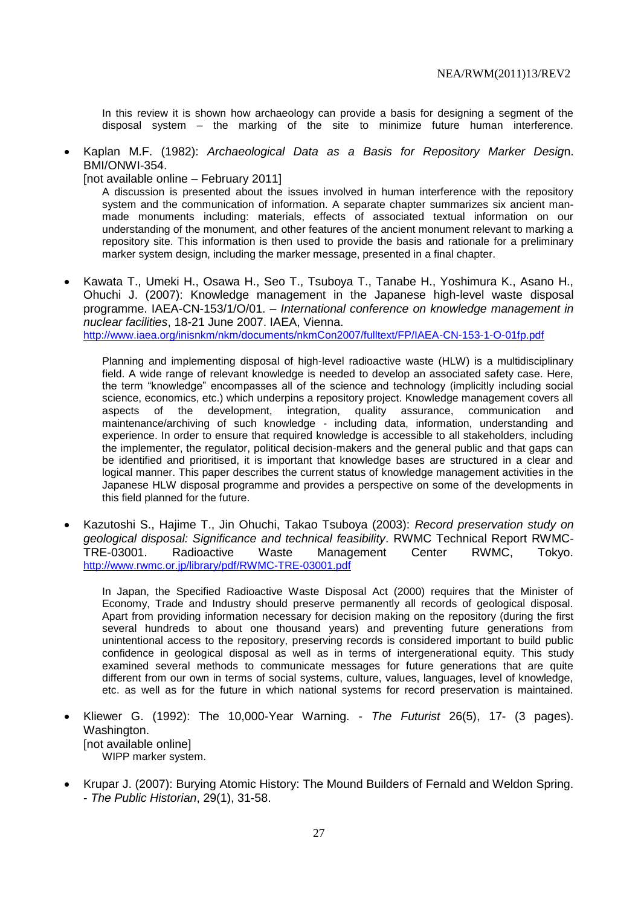In this review it is shown how archaeology can provide a basis for designing a segment of the disposal system – the marking of the site to minimize future human interference.

- Kaplan M.F. (1982): *Archaeological Data as a Basis for Repository Marker Design*. BMI/ONWI-354.
  [not available online – February 2011]

  A discussion is presented about the issues involved in human interference with the repository system and the communication of information. A separate chapter summarizes six ancient man-made monuments including: materials, effects of associated textual information on our understanding of the monument, and other features of the ancient monument relevant to marking a repository site. This information is then used to provide the basis and rationale for a preliminary marker system design, including the marker message, presented in a final chapter.

- Kawata T., Umeki H., Osawa H., Seo T., Tsuboya T., Tanabe H., Yoshimura K., Asano H., Ohuchi J. (2007): Knowledge management in the Japanese high-level waste disposal programme. IAEA-CN-153/1/O/01. – *International conference on knowledge management in nuclear facilities*, 18-21 June 2007. IAEA, Vienna.
  http://www.iaea.org/inisnkm/nkm/documents/nkmCon2007/fulltext/FP/IAEA-CN-153-1-O-01fp.pdf

  Planning and implementing disposal of high-level radioactive waste (HLW) is a multidisciplinary field. A wide range of relevant knowledge is needed to develop an associated safety case. Here, the term "knowledge" encompasses all of the science and technology (implicitly including social science, economics, etc.) which underpins a repository project. Knowledge management covers all aspects of the development, integration, quality assurance, communication and maintenance/archiving of such knowledge - including data, information, understanding and experience. In order to ensure that required knowledge is accessible to all stakeholders, including the implementer, the regulator, political decision-makers and the general public and that gaps can be identified and prioritised, it is important that knowledge bases are structured in a clear and logical manner. This paper describes the current status of knowledge management activities in the Japanese HLW disposal programme and provides a perspective on some of the developments in this field planned for the future.

- Kazutoshi S., Hajime T., Jin Ohuchi, Takao Tsuboya (2003): *Record preservation study on geological disposal: Significance and technical feasibility*. RWMC Technical Report RWMC-TRE-03001. Radioactive Waste Management Center RWMC, Tokyo.
  http://www.rwmc.or.jp/library/pdf/RWMC-TRE-03001.pdf

  In Japan, the Specified Radioactive Waste Disposal Act (2000) requires that the Minister of Economy, Trade and Industry should preserve permanently all records of geological disposal. Apart from providing information necessary for decision making on the repository (during the first several hundreds to about one thousand years) and preventing future generations from unintentional access to the repository, preserving records is considered important to build public confidence in geological disposal as well as in terms of intergenerational equity. This study examined several methods to communicate messages for future generations that are quite different from our own in terms of social systems, culture, values, languages, level of knowledge, etc. as well as for the future in which national systems for record preservation is maintained.

- Kliewer G. (1992): The 10,000-Year Warning. - *The Futurist* 26(5), 17- (3 pages). Washington.
  [not available online]

  WIPP marker system.

- Krupar J. (2007): Burying Atomic History: The Mound Builders of Fernald and Weldon Spring. - *The Public Historian*, 29(1), 31-58.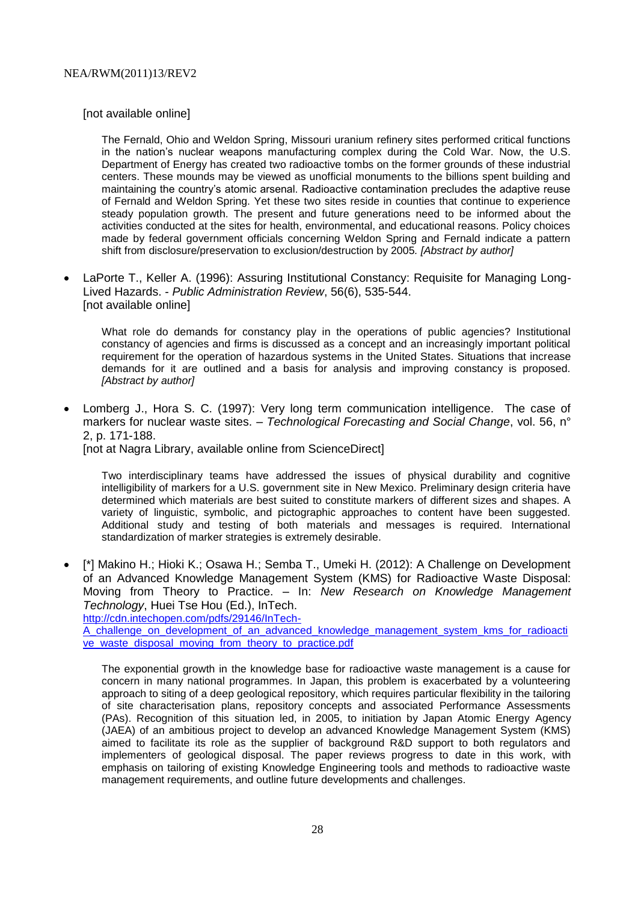[not available online]

> The Fernald, Ohio and Weldon Spring, Missouri uranium refinery sites performed critical functions in the nation's nuclear weapons manufacturing complex during the Cold War. Now, the U.S. Department of Energy has created two radioactive tombs on the former grounds of these industrial centers. These mounds may be viewed as unofficial monuments to the billions spent building and maintaining the country's atomic arsenal. Radioactive contamination precludes the adaptive reuse of Fernald and Weldon Spring. Yet these two sites reside in counties that continue to experience steady population growth. The present and future generations need to be informed about the activities conducted at the sites for health, environmental, and educational reasons. Policy choices made by federal government officials concerning Weldon Spring and Fernald indicate a pattern shift from disclosure/preservation to exclusion/destruction by 2005. *[Abstract by author]*

- LaPorte T., Keller A. (1996): Assuring Institutional Constancy: Requisite for Managing Long-Lived Hazards. - *Public Administration Review*, 56(6), 535-544.
  [not available online]

  > What role do demands for constancy play in the operations of public agencies? Institutional constancy of agencies and firms is discussed as a concept and an increasingly important political requirement for the operation of hazardous systems in the United States. Situations that increase demands for it are outlined and a basis for analysis and improving constancy is proposed. *[Abstract by author]*

- Lomberg J., Hora S. C. (1997): Very long term communication intelligence. The case of markers for nuclear waste sites. – *Technological Forecasting and Social Change*, vol. 56, n° 2, p. 171-188.
  [not at Nagra Library, available online from ScienceDirect]

  > Two interdisciplinary teams have addressed the issues of physical durability and cognitive intelligibility of markers for a U.S. government site in New Mexico. Preliminary design criteria have determined which materials are best suited to constitute markers of different sizes and shapes. A variety of linguistic, symbolic, and pictographic approaches to content have been suggested. Additional study and testing of both materials and messages is required. International standardization of marker strategies is extremely desirable.

- [*] Makino H.; Hioki K.; Osawa H.; Semba T., Umeki H. (2012): A Challenge on Development of an Advanced Knowledge Management System (KMS) for Radioactive Waste Disposal: Moving from Theory to Practice. – In: *New Research on Knowledge Management Technology*, Huei Tse Hou (Ed.), InTech.
  http://cdn.intechopen.com/pdfs/29146/InTech-A_challenge_on_development_of_an_advanced_knowledge_management_system_kms_for_radioactive_waste_disposal_moving_from_theory_to_practice.pdf

  > The exponential growth in the knowledge base for radioactive waste management is a cause for concern in many national programmes. In Japan, this problem is exacerbated by a volunteering approach to siting of a deep geological repository, which requires particular flexibility in the tailoring of site characterisation plans, repository concepts and associated Performance Assessments (PAs). Recognition of this situation led, in 2005, to initiation by Japan Atomic Energy Agency (JAEA) of an ambitious project to develop an advanced Knowledge Management System (KMS) aimed to facilitate its role as the supplier of background R&D support to both regulators and implementers of geological disposal. The paper reviews progress to date in this work, with emphasis on tailoring of existing Knowledge Engineering tools and methods to radioactive waste management requirements, and outline future developments and challenges.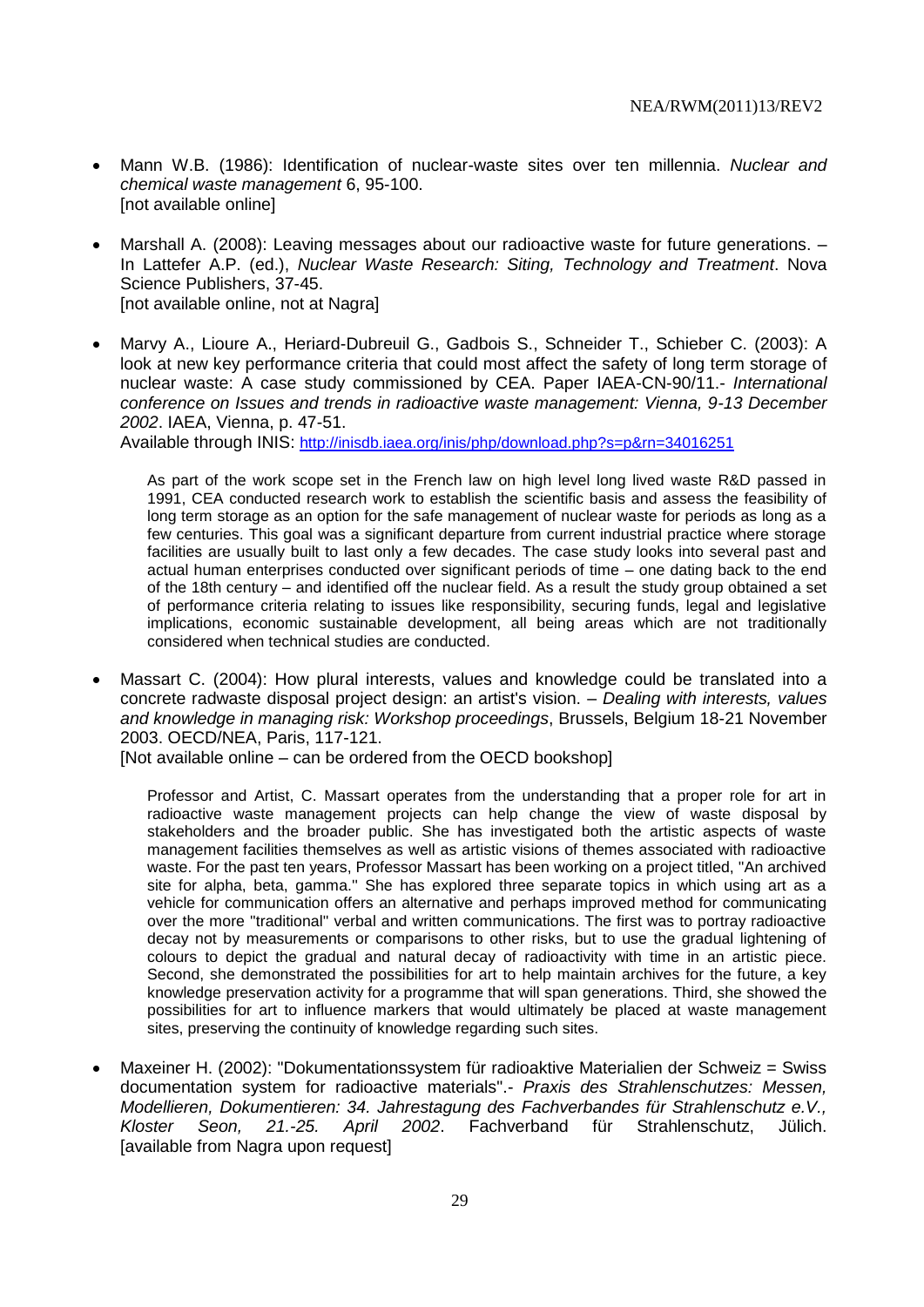- Mann W.B. (1986): Identification of nuclear-waste sites over ten millennia. *Nuclear and chemical waste management* 6, 95-100.
  [not available online]

- Marshall A. (2008): Leaving messages about our radioactive waste for future generations. – In Lattefer A.P. (ed.), *Nuclear Waste Research: Siting, Technology and Treatment*. Nova Science Publishers, 37-45.
  [not available online, not at Nagra]

- Marvy A., Lioure A., Heriard-Dubreuil G., Gadbois S., Schneider T., Schieber C. (2003): A look at new key performance criteria that could most affect the safety of long term storage of nuclear waste: A case study commissioned by CEA. Paper IAEA-CN-90/11.- *International conference on Issues and trends in radioactive waste management: Vienna, 9-13 December 2002*. IAEA, Vienna, p. 47-51.
  Available through INIS: http://inisdb.iaea.org/inis/php/download.php?s=p&rn=34016251

  As part of the work scope set in the French law on high level long lived waste R&D passed in 1991, CEA conducted research work to establish the scientific basis and assess the feasibility of long term storage as an option for the safe management of nuclear waste for periods as long as a few centuries. This goal was a significant departure from current industrial practice where storage facilities are usually built to last only a few decades. The case study looks into several past and actual human enterprises conducted over significant periods of time – one dating back to the end of the 18th century – and identified off the nuclear field. As a result the study group obtained a set of performance criteria relating to issues like responsibility, securing funds, legal and legislative implications, economic sustainable development, all being areas which are not traditionally considered when technical studies are conducted.

- Massart C. (2004): How plural interests, values and knowledge could be translated into a concrete radwaste disposal project design: an artist's vision. – *Dealing with interests, values and knowledge in managing risk: Workshop proceedings*, Brussels, Belgium 18-21 November 2003. OECD/NEA, Paris, 117-121.
  [Not available online – can be ordered from the OECD bookshop]

  Professor and Artist, C. Massart operates from the understanding that a proper role for art in radioactive waste management projects can help change the view of waste disposal by stakeholders and the broader public. She has investigated both the artistic aspects of waste management facilities themselves as well as artistic visions of themes associated with radioactive waste. For the past ten years, Professor Massart has been working on a project titled, "An archived site for alpha, beta, gamma." She has explored three separate topics in which using art as a vehicle for communication offers an alternative and perhaps improved method for communicating over the more "traditional" verbal and written communications. The first was to portray radioactive decay not by measurements or comparisons to other risks, but to use the gradual lightening of colours to depict the gradual and natural decay of radioactivity with time in an artistic piece. Second, she demonstrated the possibilities for art to help maintain archives for the future, a key knowledge preservation activity for a programme that will span generations. Third, she showed the possibilities for art to influence markers that would ultimately be placed at waste management sites, preserving the continuity of knowledge regarding such sites.

- Maxeiner H. (2002): "Dokumentationssystem für radioaktive Materialien der Schweiz = Swiss documentation system for radioactive materials".- *Praxis des Strahlenschutzes: Messen, Modellieren, Dokumentieren: 34. Jahrestagung des Fachverbandes für Strahlenschutz e.V., Kloster Seon, 21.-25. April 2002*. Fachverband für Strahlenschutz, Jülich. [available from Nagra upon request]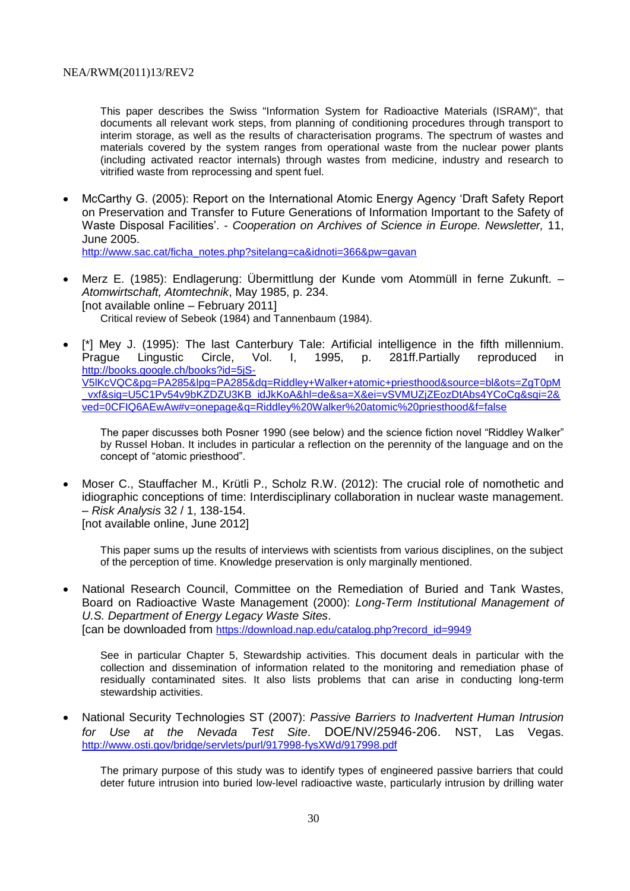This paper describes the Swiss "Information System for Radioactive Materials (ISRAM)", that documents all relevant work steps, from planning of conditioning procedures through transport to interim storage, as well as the results of characterisation programs. The spectrum of wastes and materials covered by the system ranges from operational waste from the nuclear power plants (including activated reactor internals) through wastes from medicine, industry and research to vitrified waste from reprocessing and spent fuel.

- McCarthy G. (2005): Report on the International Atomic Energy Agency 'Draft Safety Report on Preservation and Transfer to Future Generations of Information Important to the Safety of Waste Disposal Facilities'. - *Cooperation on Archives of Science in Europe. Newsletter,* 11, June 2005.
  http://www.sac.cat/ficha_notes.php?sitelang=ca&idnoti=366&pw=gavan

- Merz E. (1985): Endlagerung: Übermittlung der Kunde vom Atommüll in ferne Zukunft. – *Atomwirtschaft, Atomtechnik*, May 1985, p. 234.
  [not available online – February 2011]

  Critical review of Sebeok (1984) and Tannenbaum (1984).

- [*] Mey J. (1995): The last Canterbury Tale: Artificial intelligence in the fifth millennium. Prague Lingustic Circle, Vol. I, 1995, p. 281ff.Partially reproduced in http://books.google.ch/books?id=5jS-V5lKcVQC&pg=PA285&lpg=PA285&dq=Riddley+Walker+atomic+priesthood&source=bl&ots=ZgT0pM_vxf&sig=U5C1Pv54v9bKZDZU3KB_idJkKoA&hl=de&sa=X&ei=vSVMUZjZEozDtAbs4YCoCg&sqi=2&ved=0CFIQ6AEwAw#v=onepage&q=Riddley%20Walker%20atomic%20priesthood&f=false

  The paper discusses both Posner 1990 (see below) and the science fiction novel "Riddley Walker" by Russel Hoban. It includes in particular a reflection on the perennity of the language and on the concept of "atomic priesthood".

- Moser C., Stauffacher M., Krütli P., Scholz R.W. (2012): The crucial role of nomothetic and idiographic conceptions of time: Interdisciplinary collaboration in nuclear waste management. – *Risk Analysis* 32 / 1, 138-154.
  [not available online, June 2012]

  This paper sums up the results of interviews with scientists from various disciplines, on the subject of the perception of time. Knowledge preservation is only marginally mentioned.

- National Research Council, Committee on the Remediation of Buried and Tank Wastes, Board on Radioactive Waste Management (2000): *Long-Term Institutional Management of U.S. Department of Energy Legacy Waste Sites*.
  [can be downloaded from https://download.nap.edu/catalog.php?record_id=9949

  See in particular Chapter 5, Stewardship activities. This document deals in particular with the collection and dissemination of information related to the monitoring and remediation phase of residually contaminated sites. It also lists problems that can arise in conducting long-term stewardship activities.

- National Security Technologies ST (2007): *Passive Barriers to Inadvertent Human Intrusion for Use at the Nevada Test Site*. DOE/NV/25946-206. NST, Las Vegas. http://www.osti.gov/bridge/servlets/purl/917998-fysXWd/917998.pdf

  The primary purpose of this study was to identify types of engineered passive barriers that could deter future intrusion into buried low-level radioactive waste, particularly intrusion by drilling water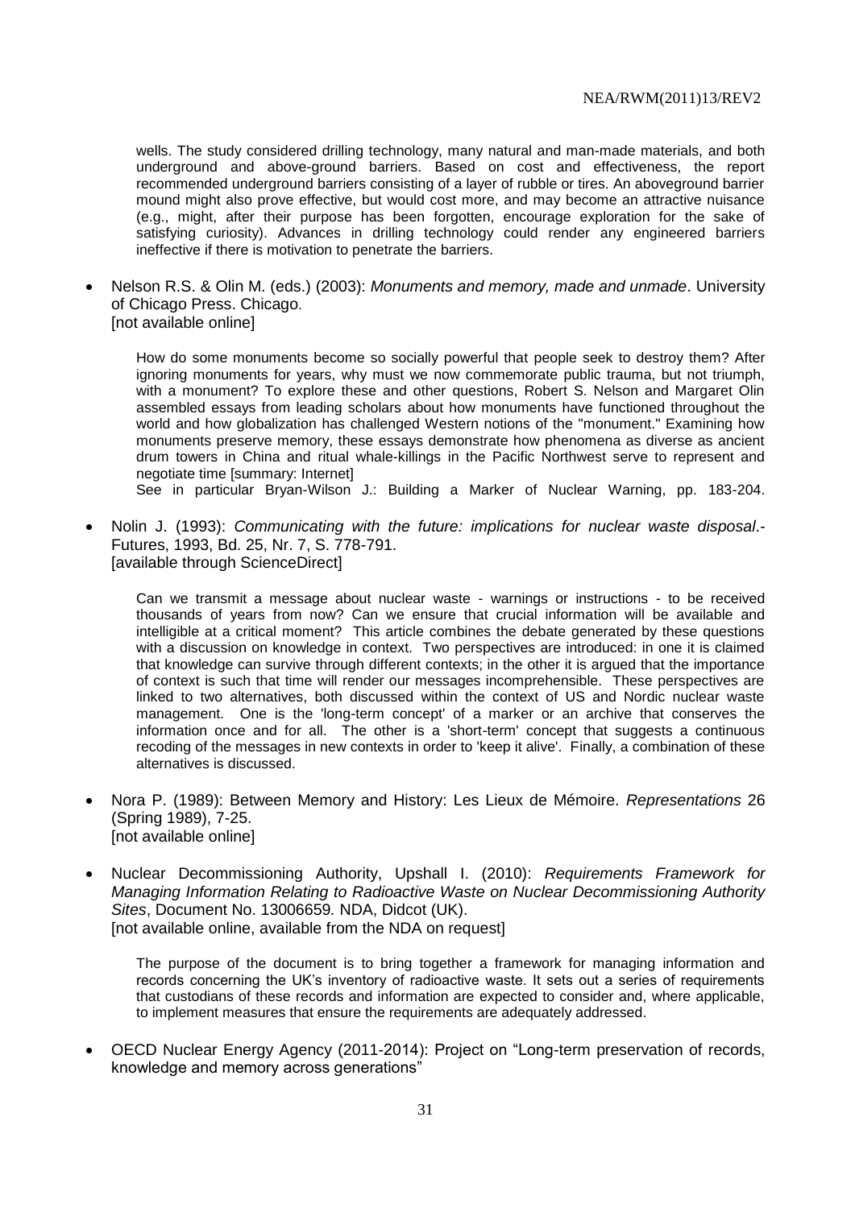wells. The study considered drilling technology, many natural and man-made materials, and both underground and above-ground barriers. Based on cost and effectiveness, the report recommended underground barriers consisting of a layer of rubble or tires. An aboveground barrier mound might also prove effective, but would cost more, and may become an attractive nuisance (e.g., might, after their purpose has been forgotten, encourage exploration for the sake of satisfying curiosity). Advances in drilling technology could render any engineered barriers ineffective if there is motivation to penetrate the barriers.

- Nelson R.S. & Olin M. (eds.) (2003): *Monuments and memory, made and unmade*. University of Chicago Press. Chicago.
  [not available online]

  How do some monuments become so socially powerful that people seek to destroy them? After ignoring monuments for years, why must we now commemorate public trauma, but not triumph, with a monument? To explore these and other questions, Robert S. Nelson and Margaret Olin assembled essays from leading scholars about how monuments have functioned throughout the world and how globalization has challenged Western notions of the "monument." Examining how monuments preserve memory, these essays demonstrate how phenomena as diverse as ancient drum towers in China and ritual whale-killings in the Pacific Northwest serve to represent and negotiate time [summary: Internet]
  See in particular Bryan-Wilson J.: Building a Marker of Nuclear Warning, pp. 183-204.

- Nolin J. (1993): *Communicating with the future: implications for nuclear waste disposal*.- Futures, 1993, Bd. 25, Nr. 7, S. 778-791.
  [available through ScienceDirect]

  Can we transmit a message about nuclear waste - warnings or instructions - to be received thousands of years from now? Can we ensure that crucial information will be available and intelligible at a critical moment? This article combines the debate generated by these questions with a discussion on knowledge in context. Two perspectives are introduced: in one it is claimed that knowledge can survive through different contexts; in the other it is argued that the importance of context is such that time will render our messages incomprehensible. These perspectives are linked to two alternatives, both discussed within the context of US and Nordic nuclear waste management. One is the 'long-term concept' of a marker or an archive that conserves the information once and for all. The other is a 'short-term' concept that suggests a continuous recoding of the messages in new contexts in order to 'keep it alive'. Finally, a combination of these alternatives is discussed.

- Nora P. (1989): Between Memory and History: Les Lieux de Mémoire. *Representations* 26 (Spring 1989), 7-25.
  [not available online]

- Nuclear Decommissioning Authority, Upshall I. (2010): *Requirements Framework for Managing Information Relating to Radioactive Waste on Nuclear Decommissioning Authority Sites*, Document No. 13006659*.* NDA, Didcot (UK).
  [not available online, available from the NDA on request]

  The purpose of the document is to bring together a framework for managing information and records concerning the UK's inventory of radioactive waste. It sets out a series of requirements that custodians of these records and information are expected to consider and, where applicable, to implement measures that ensure the requirements are adequately addressed.

- OECD Nuclear Energy Agency (2011-2014): Project on "Long-term preservation of records, knowledge and memory across generations"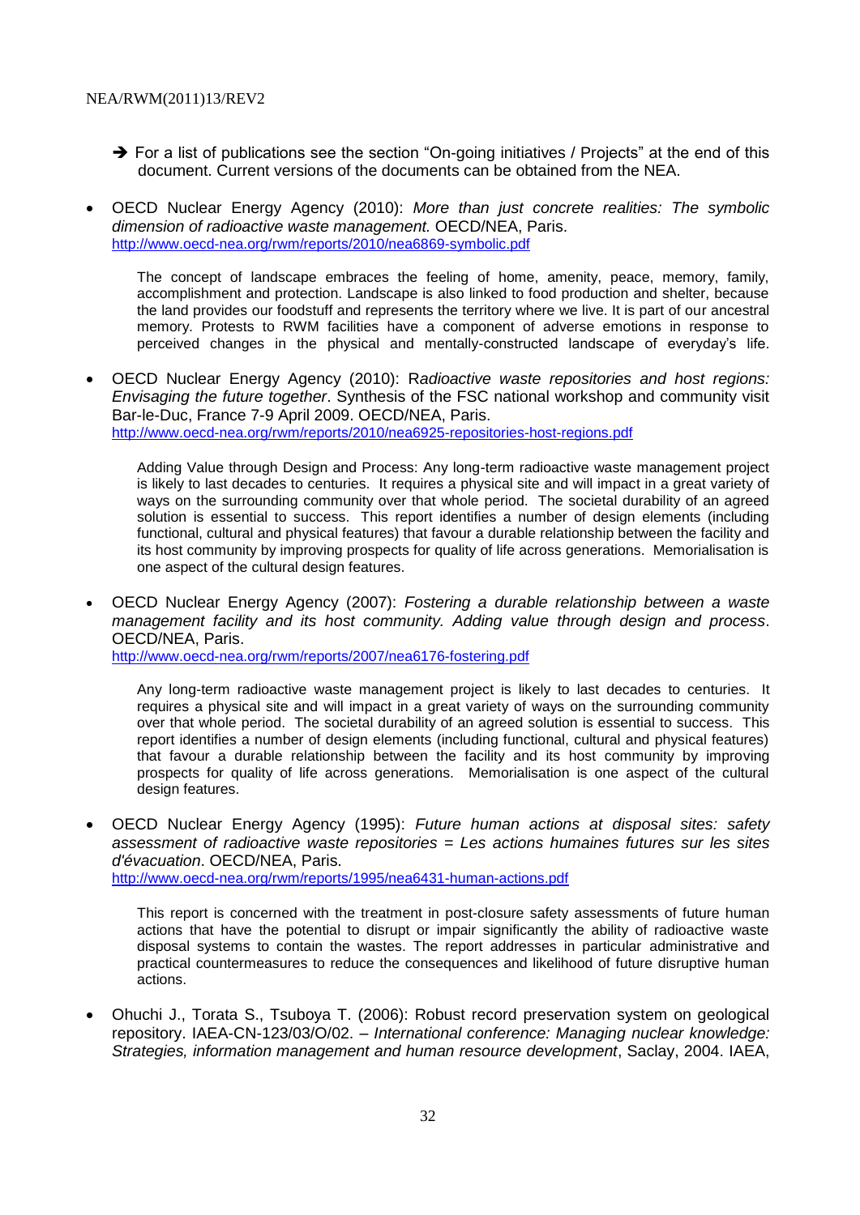➔ For a list of publications see the section "On-going initiatives / Projects" at the end of this document. Current versions of the documents can be obtained from the NEA.

- OECD Nuclear Energy Agency (2010): *More than just concrete realities: The symbolic dimension of radioactive waste management.* OECD/NEA, Paris.
  http://www.oecd-nea.org/rwm/reports/2010/nea6869-symbolic.pdf

  The concept of landscape embraces the feeling of home, amenity, peace, memory, family, accomplishment and protection. Landscape is also linked to food production and shelter, because the land provides our foodstuff and represents the territory where we live. It is part of our ancestral memory. Protests to RWM facilities have a component of adverse emotions in response to perceived changes in the physical and mentally-constructed landscape of everyday's life.

- OECD Nuclear Energy Agency (2010): R*adioactive waste repositories and host regions: Envisaging the future together*. Synthesis of the FSC national workshop and community visit Bar-le-Duc, France 7-9 April 2009. OECD/NEA, Paris.
  http://www.oecd-nea.org/rwm/reports/2010/nea6925-repositories-host-regions.pdf

  Adding Value through Design and Process: Any long-term radioactive waste management project is likely to last decades to centuries. It requires a physical site and will impact in a great variety of ways on the surrounding community over that whole period. The societal durability of an agreed solution is essential to success. This report identifies a number of design elements (including functional, cultural and physical features) that favour a durable relationship between the facility and its host community by improving prospects for quality of life across generations. Memorialisation is one aspect of the cultural design features.

- OECD Nuclear Energy Agency (2007): *Fostering a durable relationship between a waste management facility and its host community. Adding value through design and process*. OECD/NEA, Paris.
  http://www.oecd-nea.org/rwm/reports/2007/nea6176-fostering.pdf

  Any long-term radioactive waste management project is likely to last decades to centuries. It requires a physical site and will impact in a great variety of ways on the surrounding community over that whole period. The societal durability of an agreed solution is essential to success. This report identifies a number of design elements (including functional, cultural and physical features) that favour a durable relationship between the facility and its host community by improving prospects for quality of life across generations. Memorialisation is one aspect of the cultural design features.

- OECD Nuclear Energy Agency (1995): *Future human actions at disposal sites: safety assessment of radioactive waste repositories = Les actions humaines futures sur les sites d'évacuation*. OECD/NEA, Paris.
  http://www.oecd-nea.org/rwm/reports/1995/nea6431-human-actions.pdf

  This report is concerned with the treatment in post-closure safety assessments of future human actions that have the potential to disrupt or impair significantly the ability of radioactive waste disposal systems to contain the wastes. The report addresses in particular administrative and practical countermeasures to reduce the consequences and likelihood of future disruptive human actions.

- Ohuchi J., Torata S., Tsuboya T. (2006): Robust record preservation system on geological repository. IAEA-CN-123/03/O/02. – *International conference: Managing nuclear knowledge: Strategies, information management and human resource development*, Saclay, 2004. IAEA,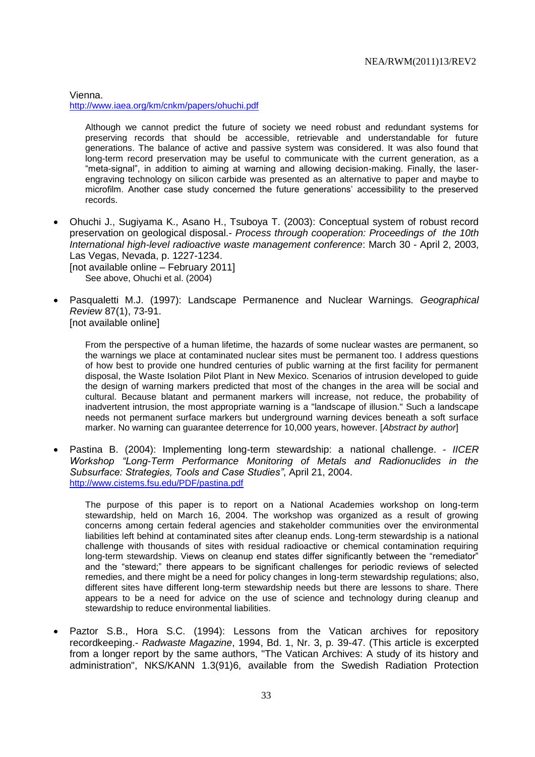Vienna.
http://www.iaea.org/km/cnkm/papers/ohuchi.pdf

> Although we cannot predict the future of society we need robust and redundant systems for preserving records that should be accessible, retrievable and understandable for future generations. The balance of active and passive system was considered. It was also found that long-term record preservation may be useful to communicate with the current generation, as a "meta-signal", in addition to aiming at warning and allowing decision-making. Finally, the laser-engraving technology on silicon carbide was presented as an alternative to paper and maybe to microfilm. Another case study concerned the future generations' accessibility to the preserved records.

- Ohuchi J., Sugiyama K., Asano H., Tsuboya T. (2003): Conceptual system of robust record preservation on geological disposal.- *Process through cooperation: Proceedings of the 10th International high-level radioactive waste management conference*: March 30 - April 2, 2003, Las Vegas, Nevada, p. 1227-1234.
  [not available online – February 2011]
  See above, Ohuchi et al. (2004)

- Pasqualetti M.J. (1997): Landscape Permanence and Nuclear Warnings. *Geographical Review* 87(1), 73-91.
  [not available online]

  > From the perspective of a human lifetime, the hazards of some nuclear wastes are permanent, so the warnings we place at contaminated nuclear sites must be permanent too. I address questions of how best to provide one hundred centuries of public warning at the first facility for permanent disposal, the Waste Isolation Pilot Plant in New Mexico. Scenarios of intrusion developed to guide the design of warning markers predicted that most of the changes in the area will be social and cultural. Because blatant and permanent markers will increase, not reduce, the probability of inadvertent intrusion, the most appropriate warning is a "landscape of illusion." Such a landscape needs not permanent surface markers but underground warning devices beneath a soft surface marker. No warning can guarantee deterrence for 10,000 years, however. [*Abstract by author*]

- Pastina B. (2004): Implementing long-term stewardship: a national challenge. - *IICER Workshop "Long-Term Performance Monitoring of Metals and Radionuclides in the Subsurface: Strategies, Tools and Case Studies"*, April 21, 2004.
  http://www.cistems.fsu.edu/PDF/pastina.pdf

  > The purpose of this paper is to report on a National Academies workshop on long-term stewardship, held on March 16, 2004. The workshop was organized as a result of growing concerns among certain federal agencies and stakeholder communities over the environmental liabilities left behind at contaminated sites after cleanup ends. Long-term stewardship is a national challenge with thousands of sites with residual radioactive or chemical contamination requiring long-term stewardship. Views on cleanup end states differ significantly between the "remediator" and the "steward;" there appears to be significant challenges for periodic reviews of selected remedies, and there might be a need for policy changes in long-term stewardship regulations; also, different sites have different long-term stewardship needs but there are lessons to share. There appears to be a need for advice on the use of science and technology during cleanup and stewardship to reduce environmental liabilities.

- Paztor S.B., Hora S.C. (1994): Lessons from the Vatican archives for repository recordkeeping.- *Radwaste Magazine*, 1994, Bd. 1, Nr. 3, p. 39-47. (This article is excerpted from a longer report by the same authors, "The Vatican Archives: A study of its history and administration", NKS/KANN 1.3(91)6, available from the Swedish Radiation Protection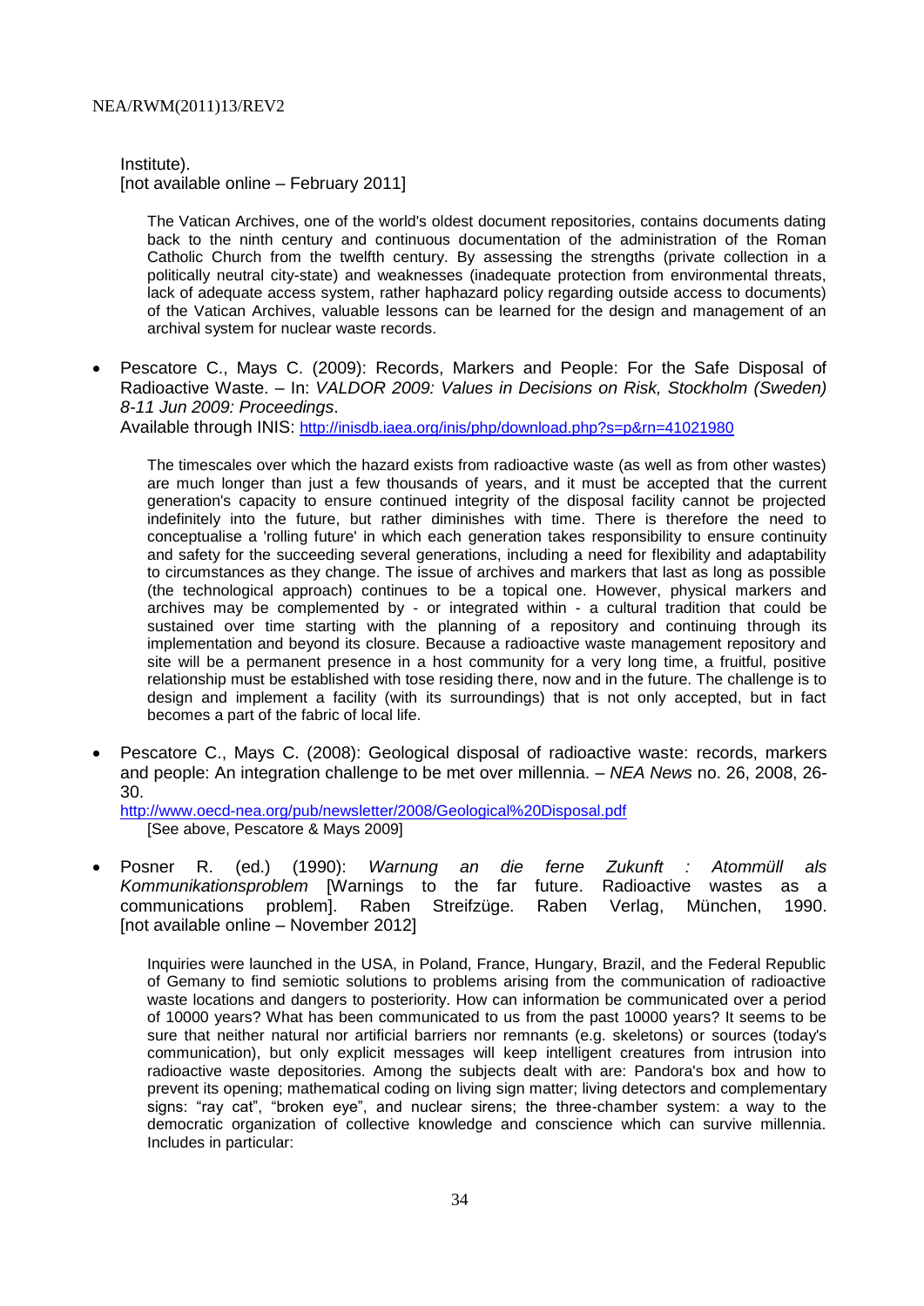Institute).
[not available online – February 2011]

> The Vatican Archives, one of the world's oldest document repositories, contains documents dating back to the ninth century and continuous documentation of the administration of the Roman Catholic Church from the twelfth century. By assessing the strengths (private collection in a politically neutral city-state) and weaknesses (inadequate protection from environmental threats, lack of adequate access system, rather haphazard policy regarding outside access to documents) of the Vatican Archives, valuable lessons can be learned for the design and management of an archival system for nuclear waste records.

- Pescatore C., Mays C. (2009): Records, Markers and People: For the Safe Disposal of Radioactive Waste. – In: *VALDOR 2009: Values in Decisions on Risk, Stockholm (Sweden) 8-11 Jun 2009: Proceedings*.
  Available through INIS: http://inisdb.iaea.org/inis/php/download.php?s=p&rn=41021980

> The timescales over which the hazard exists from radioactive waste (as well as from other wastes) are much longer than just a few thousands of years, and it must be accepted that the current generation's capacity to ensure continued integrity of the disposal facility cannot be projected indefinitely into the future, but rather diminishes with time. There is therefore the need to conceptualise a 'rolling future' in which each generation takes responsibility to ensure continuity and safety for the succeeding several generations, including a need for flexibility and adaptability to circumstances as they change. The issue of archives and markers that last as long as possible (the technological approach) continues to be a topical one. However, physical markers and archives may be complemented by - or integrated within - a cultural tradition that could be sustained over time starting with the planning of a repository and continuing through its implementation and beyond its closure. Because a radioactive waste management repository and site will be a permanent presence in a host community for a very long time, a fruitful, positive relationship must be established with tose residing there, now and in the future. The challenge is to design and implement a facility (with its surroundings) that is not only accepted, but in fact becomes a part of the fabric of local life.

- Pescatore C., Mays C. (2008): Geological disposal of radioactive waste: records, markers and people: An integration challenge to be met over millennia. – *NEA News* no. 26, 2008, 26-30.
  http://www.oecd-nea.org/pub/newsletter/2008/Geological%20Disposal.pdf
  [See above, Pescatore & Mays 2009]

- Posner R. (ed.) (1990): *Warnung an die ferne Zukunft : Atommüll als Kommunikationsproblem* [Warnings to the far future. Radioactive wastes as a communications problem]. Raben Streifzüge. Raben Verlag, München, 1990. [not available online – November 2012]

> Inquiries were launched in the USA, in Poland, France, Hungary, Brazil, and the Federal Republic of Gemany to find semiotic solutions to problems arising from the communication of radioactive waste locations and dangers to posteriority. How can information be communicated over a period of 10000 years? What has been communicated to us from the past 10000 years? It seems to be sure that neither natural nor artificial barriers nor remnants (e.g. skeletons) or sources (today's communication), but only explicit messages will keep intelligent creatures from intrusion into radioactive waste depositories. Among the subjects dealt with are: Pandora's box and how to prevent its opening; mathematical coding on living sign matter; living detectors and complementary signs: "ray cat", "broken eye", and nuclear sirens; the three-chamber system: a way to the democratic organization of collective knowledge and conscience which can survive millennia. Includes in particular: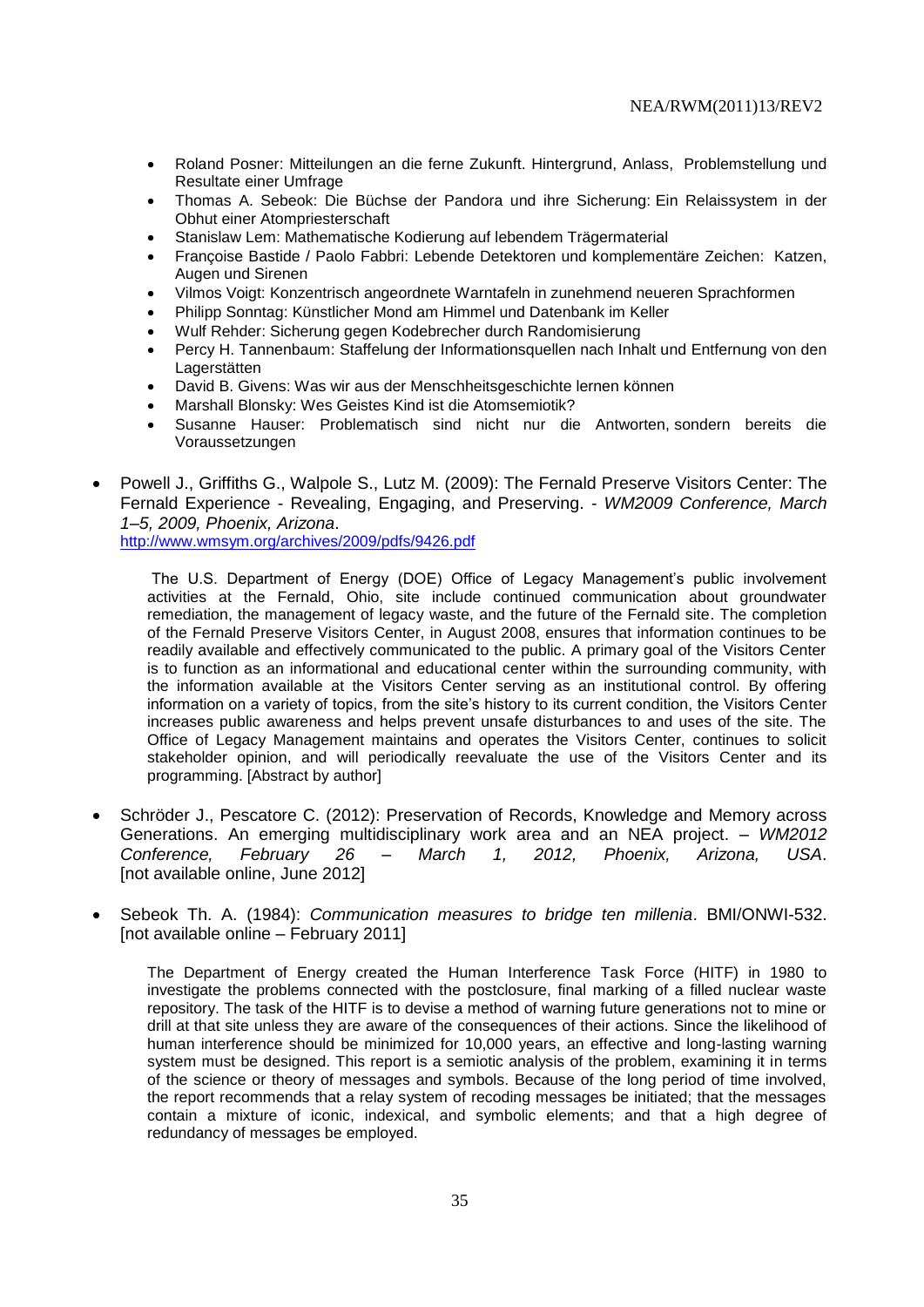- Roland Posner: Mitteilungen an die ferne Zukunft. Hintergrund, Anlass, Problemstellung und Resultate einer Umfrage
- Thomas A. Sebeok: Die Büchse der Pandora und ihre Sicherung: Ein Relaissystem in der Obhut einer Atompriesterschaft
- Stanislaw Lem: Mathematische Kodierung auf lebendem Trägermaterial
- Françoise Bastide / Paolo Fabbri: Lebende Detektoren und komplementäre Zeichen: Katzen, Augen und Sirenen
- Vilmos Voigt: Konzentrisch angeordnete Warntafeln in zunehmend neueren Sprachformen
- Philipp Sonntag: Künstlicher Mond am Himmel und Datenbank im Keller
- Wulf Rehder: Sicherung gegen Kodebrecher durch Randomisierung
- Percy H. Tannenbaum: Staffelung der Informationsquellen nach Inhalt und Entfernung von den Lagerstätten
- David B. Givens: Was wir aus der Menschheitsgeschichte lernen können
- Marshall Blonsky: Wes Geistes Kind ist die Atomsemiotik?
- Susanne Hauser: Problematisch sind nicht nur die Antworten, sondern bereits die Voraussetzungen

- Powell J., Griffiths G., Walpole S., Lutz M. (2009): The Fernald Preserve Visitors Center: The Fernald Experience - Revealing, Engaging, and Preserving. - *WM2009 Conference, March 1–5, 2009, Phoenix, Arizona*.
  http://www.wmsym.org/archives/2009/pdfs/9426.pdf

  The U.S. Department of Energy (DOE) Office of Legacy Management's public involvement activities at the Fernald, Ohio, site include continued communication about groundwater remediation, the management of legacy waste, and the future of the Fernald site. The completion of the Fernald Preserve Visitors Center, in August 2008, ensures that information continues to be readily available and effectively communicated to the public. A primary goal of the Visitors Center is to function as an informational and educational center within the surrounding community, with the information available at the Visitors Center serving as an institutional control. By offering information on a variety of topics, from the site's history to its current condition, the Visitors Center increases public awareness and helps prevent unsafe disturbances to and uses of the site. The Office of Legacy Management maintains and operates the Visitors Center, continues to solicit stakeholder opinion, and will periodically reevaluate the use of the Visitors Center and its programming. [Abstract by author]

- Schröder J., Pescatore C. (2012): Preservation of Records, Knowledge and Memory across Generations. An emerging multidisciplinary work area and an NEA project. – *WM2012 Conference, February 26 – March 1, 2012, Phoenix, Arizona, USA*. [not available online, June 2012]

- Sebeok Th. A. (1984): *Communication measures to bridge ten millenia*. BMI/ONWI-532. [not available online – February 2011]

  The Department of Energy created the Human Interference Task Force (HITF) in 1980 to investigate the problems connected with the postclosure, final marking of a filled nuclear waste repository. The task of the HITF is to devise a method of warning future generations not to mine or drill at that site unless they are aware of the consequences of their actions. Since the likelihood of human interference should be minimized for 10,000 years, an effective and long-lasting warning system must be designed. This report is a semiotic analysis of the problem, examining it in terms of the science or theory of messages and symbols. Because of the long period of time involved, the report recommends that a relay system of recoding messages be initiated; that the messages contain a mixture of iconic, indexical, and symbolic elements; and that a high degree of redundancy of messages be employed.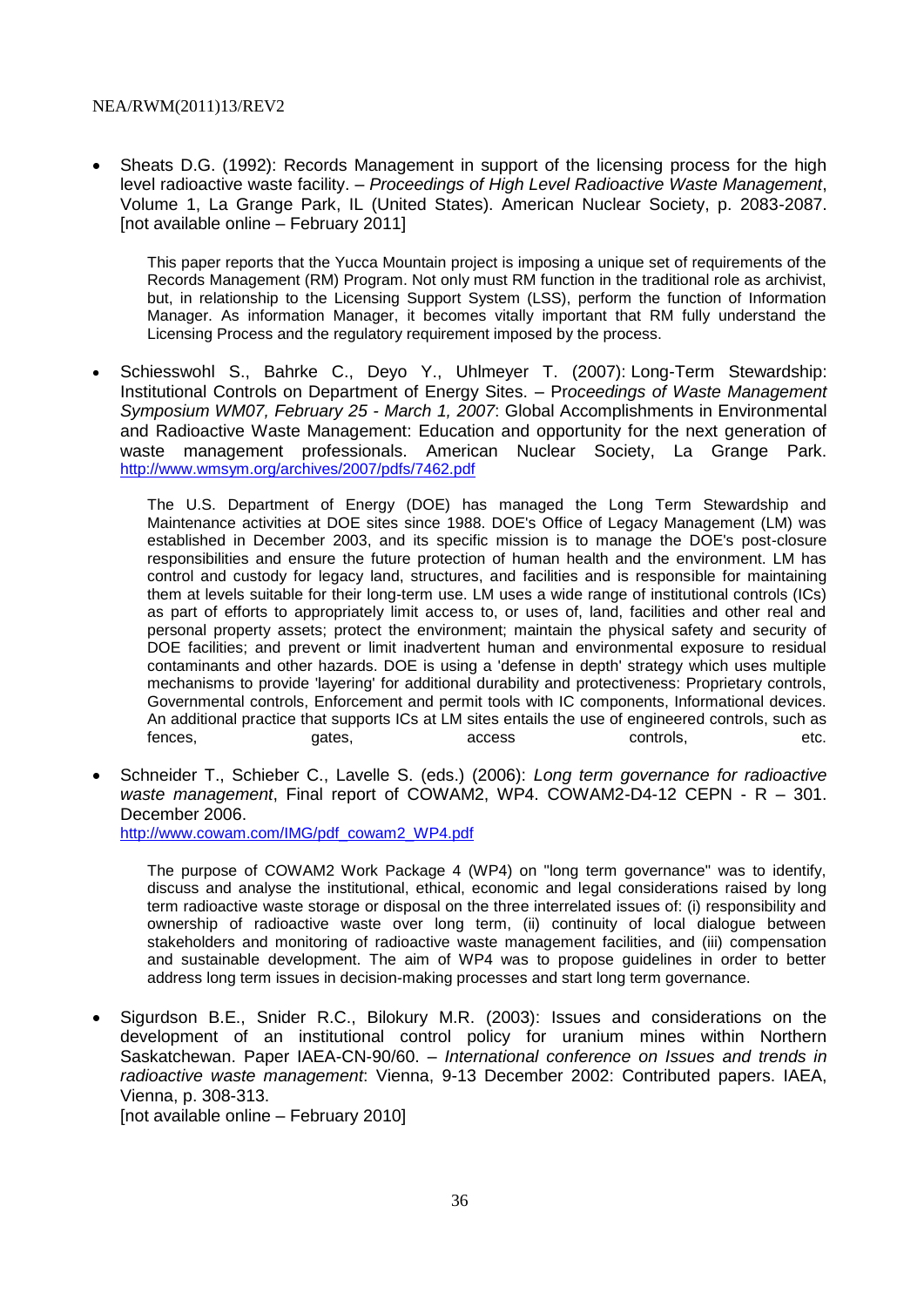- Sheats D.G. (1992): Records Management in support of the licensing process for the high level radioactive waste facility. – *Proceedings of High Level Radioactive Waste Management*, Volume 1, La Grange Park, IL (United States). American Nuclear Society, p. 2083-2087. [not available online – February 2011]

  This paper reports that the Yucca Mountain project is imposing a unique set of requirements of the Records Management (RM) Program. Not only must RM function in the traditional role as archivist, but, in relationship to the Licensing Support System (LSS), perform the function of Information Manager. As information Manager, it becomes vitally important that RM fully understand the Licensing Process and the regulatory requirement imposed by the process.

- Schiesswohl S., Bahrke C., Deyo Y., Uhlmeyer T. (2007): Long-Term Stewardship: Institutional Controls on Department of Energy Sites. – P*roceedings of Waste Management Symposium WM07, February 25 - March 1, 2007*: Global Accomplishments in Environmental and Radioactive Waste Management: Education and opportunity for the next generation of waste management professionals. American Nuclear Society, La Grange Park. http://www.wmsym.org/archives/2007/pdfs/7462.pdf

  The U.S. Department of Energy (DOE) has managed the Long Term Stewardship and Maintenance activities at DOE sites since 1988. DOE's Office of Legacy Management (LM) was established in December 2003, and its specific mission is to manage the DOE's post-closure responsibilities and ensure the future protection of human health and the environment. LM has control and custody for legacy land, structures, and facilities and is responsible for maintaining them at levels suitable for their long-term use. LM uses a wide range of institutional controls (ICs) as part of efforts to appropriately limit access to, or uses of, land, facilities and other real and personal property assets; protect the environment; maintain the physical safety and security of DOE facilities; and prevent or limit inadvertent human and environmental exposure to residual contaminants and other hazards. DOE is using a 'defense in depth' strategy which uses multiple mechanisms to provide 'layering' for additional durability and protectiveness: Proprietary controls, Governmental controls, Enforcement and permit tools with IC components, Informational devices. An additional practice that supports ICs at LM sites entails the use of engineered controls, such as fences, gates, access controls, etc.

- Schneider T., Schieber C., Lavelle S. (eds.) (2006): *Long term governance for radioactive waste management*, Final report of COWAM2, WP4. COWAM2-D4-12 CEPN - R – 301. December 2006.
  http://www.cowam.com/IMG/pdf_cowam2_WP4.pdf

  The purpose of COWAM2 Work Package 4 (WP4) on "long term governance" was to identify, discuss and analyse the institutional, ethical, economic and legal considerations raised by long term radioactive waste storage or disposal on the three interrelated issues of: (i) responsibility and ownership of radioactive waste over long term, (ii) continuity of local dialogue between stakeholders and monitoring of radioactive waste management facilities, and (iii) compensation and sustainable development. The aim of WP4 was to propose guidelines in order to better address long term issues in decision-making processes and start long term governance.

- Sigurdson B.E., Snider R.C., Bilokury M.R. (2003): Issues and considerations on the development of an institutional control policy for uranium mines within Northern Saskatchewan. Paper IAEA-CN-90/60. – *International conference on Issues and trends in radioactive waste management*: Vienna, 9-13 December 2002: Contributed papers. IAEA, Vienna, p. 308-313.
  [not available online – February 2010]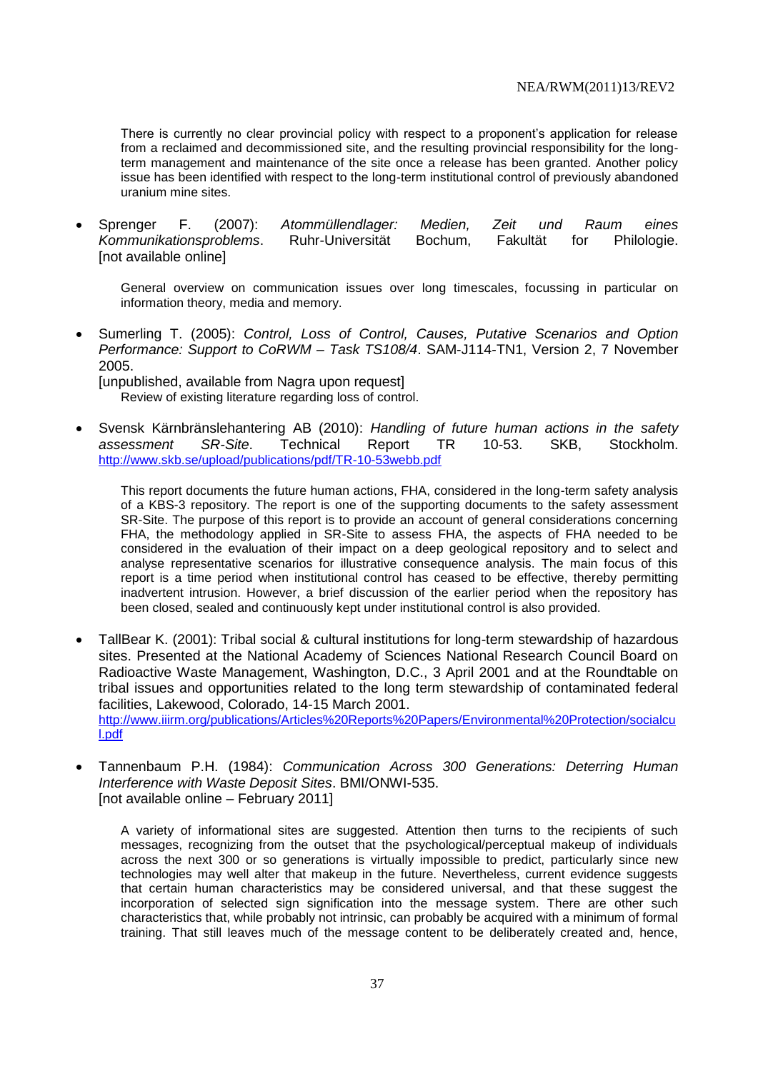There is currently no clear provincial policy with respect to a proponent's application for release from a reclaimed and decommissioned site, and the resulting provincial responsibility for the long-term management and maintenance of the site once a release has been granted. Another policy issue has been identified with respect to the long-term institutional control of previously abandoned uranium mine sites.

- Sprenger F. (2007): *Atommüllendlager: Medien, Zeit und Raum eines Kommunikationsproblems*. Ruhr-Universität Bochum, Fakultät for Philologie. [not available online]

  General overview on communication issues over long timescales, focussing in particular on information theory, media and memory.

- Sumerling T. (2005): *Control, Loss of Control, Causes, Putative Scenarios and Option Performance: Support to CoRWM – Task TS108/4*. SAM-J114-TN1, Version 2, 7 November 2005.
  [unpublished, available from Nagra upon request]
  Review of existing literature regarding loss of control.

- Svensk Kärnbränslehantering AB (2010): *Handling of future human actions in the safety assessment SR-Site*. Technical Report TR 10-53. SKB, Stockholm. http://www.skb.se/upload/publications/pdf/TR-10-53webb.pdf

  This report documents the future human actions, FHA, considered in the long-term safety analysis of a KBS-3 repository. The report is one of the supporting documents to the safety assessment SR-Site. The purpose of this report is to provide an account of general considerations concerning FHA, the methodology applied in SR-Site to assess FHA, the aspects of FHA needed to be considered in the evaluation of their impact on a deep geological repository and to select and analyse representative scenarios for illustrative consequence analysis. The main focus of this report is a time period when institutional control has ceased to be effective, thereby permitting inadvertent intrusion. However, a brief discussion of the earlier period when the repository has been closed, sealed and continuously kept under institutional control is also provided.

- TallBear K. (2001): Tribal social & cultural institutions for long-term stewardship of hazardous sites. Presented at the National Academy of Sciences National Research Council Board on Radioactive Waste Management, Washington, D.C., 3 April 2001 and at the Roundtable on tribal issues and opportunities related to the long term stewardship of contaminated federal facilities, Lakewood, Colorado, 14-15 March 2001.
  http://www.iiirm.org/publications/Articles%20Reports%20Papers/Environmental%20Protection/socialcul.pdf

- Tannenbaum P.H. (1984): *Communication Across 300 Generations: Deterring Human Interference with Waste Deposit Sites*. BMI/ONWI-535.
  [not available online – February 2011]

  A variety of informational sites are suggested. Attention then turns to the recipients of such messages, recognizing from the outset that the psychological/perceptual makeup of individuals across the next 300 or so generations is virtually impossible to predict, particularly since new technologies may well alter that makeup in the future. Nevertheless, current evidence suggests that certain human characteristics may be considered universal, and that these suggest the incorporation of selected sign signification into the message system. There are other such characteristics that, while probably not intrinsic, can probably be acquired with a minimum of formal training. That still leaves much of the message content to be deliberately created and, hence,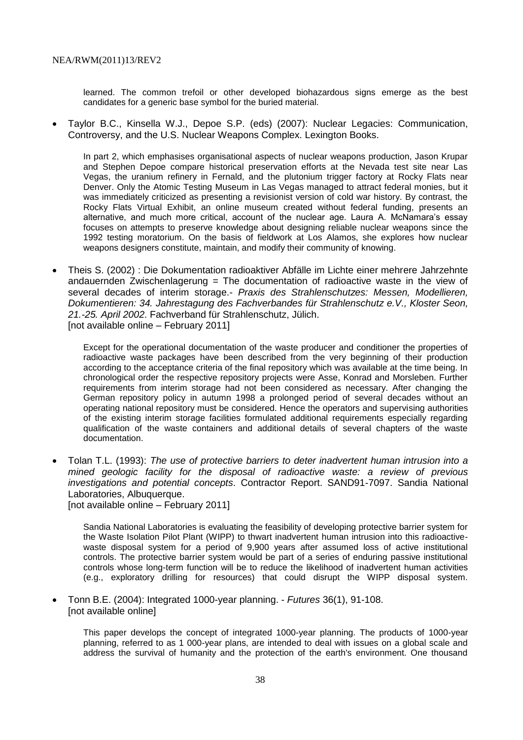learned. The common trefoil or other developed biohazardous signs emerge as the best candidates for a generic base symbol for the buried material.

- Taylor B.C., Kinsella W.J., Depoe S.P. (eds) (2007): Nuclear Legacies: Communication, Controversy, and the U.S. Nuclear Weapons Complex. Lexington Books.

  In part 2, which emphasises organisational aspects of nuclear weapons production, Jason Krupar and Stephen Depoe compare historical preservation efforts at the Nevada test site near Las Vegas, the uranium refinery in Fernald, and the plutonium trigger factory at Rocky Flats near Denver. Only the Atomic Testing Museum in Las Vegas managed to attract federal monies, but it was immediately criticized as presenting a revisionist version of cold war history. By contrast, the Rocky Flats Virtual Exhibit, an online museum created without federal funding, presents an alternative, and much more critical, account of the nuclear age. Laura A. McNamara's essay focuses on attempts to preserve knowledge about designing reliable nuclear weapons since the 1992 testing moratorium. On the basis of fieldwork at Los Alamos, she explores how nuclear weapons designers constitute, maintain, and modify their community of knowing.

- Theis S. (2002) : Die Dokumentation radioaktiver Abfälle im Lichte einer mehrere Jahrzehnte andauernden Zwischenlagerung = The documentation of radioactive waste in the view of several decades of interim storage.- *Praxis des Strahlenschutzes: Messen, Modellieren, Dokumentieren: 34. Jahrestagung des Fachverbandes für Strahlenschutz e.V., Kloster Seon, 21.-25. April 2002.* Fachverband für Strahlenschutz, Jülich.
  [not available online – February 2011]

  Except for the operational documentation of the waste producer and conditioner the properties of radioactive waste packages have been described from the very beginning of their production according to the acceptance criteria of the final repository which was available at the time being. In chronological order the respective repository projects were Asse, Konrad and Morsleben. Further requirements from interim storage had not been considered as necessary. After changing the German repository policy in autumn 1998 a prolonged period of several decades without an operating national repository must be considered. Hence the operators and supervising authorities of the existing interim storage facilities formulated additional requirements especially regarding qualification of the waste containers and additional details of several chapters of the waste documentation.

- Tolan T.L. (1993): *The use of protective barriers to deter inadvertent human intrusion into a mined geologic facility for the disposal of radioactive waste: a review of previous investigations and potential concepts*. Contractor Report. SAND91-7097. Sandia National Laboratories, Albuquerque.
  [not available online – February 2011]

  Sandia National Laboratories is evaluating the feasibility of developing protective barrier system for the Waste Isolation Pilot Plant (WIPP) to thwart inadvertent human intrusion into this radioactive-waste disposal system for a period of 9,900 years after assumed loss of active institutional controls. The protective barrier system would be part of a series of enduring passive institutional controls whose long-term function will be to reduce the likelihood of inadvertent human activities (e.g., exploratory drilling for resources) that could disrupt the WIPP disposal system.

- Tonn B.E. (2004): Integrated 1000-year planning. - *Futures* 36(1), 91-108.
  [not available online]

  This paper develops the concept of integrated 1000-year planning. The products of 1000-year planning, referred to as 1 000-year plans, are intended to deal with issues on a global scale and address the survival of humanity and the protection of the earth's environment. One thousand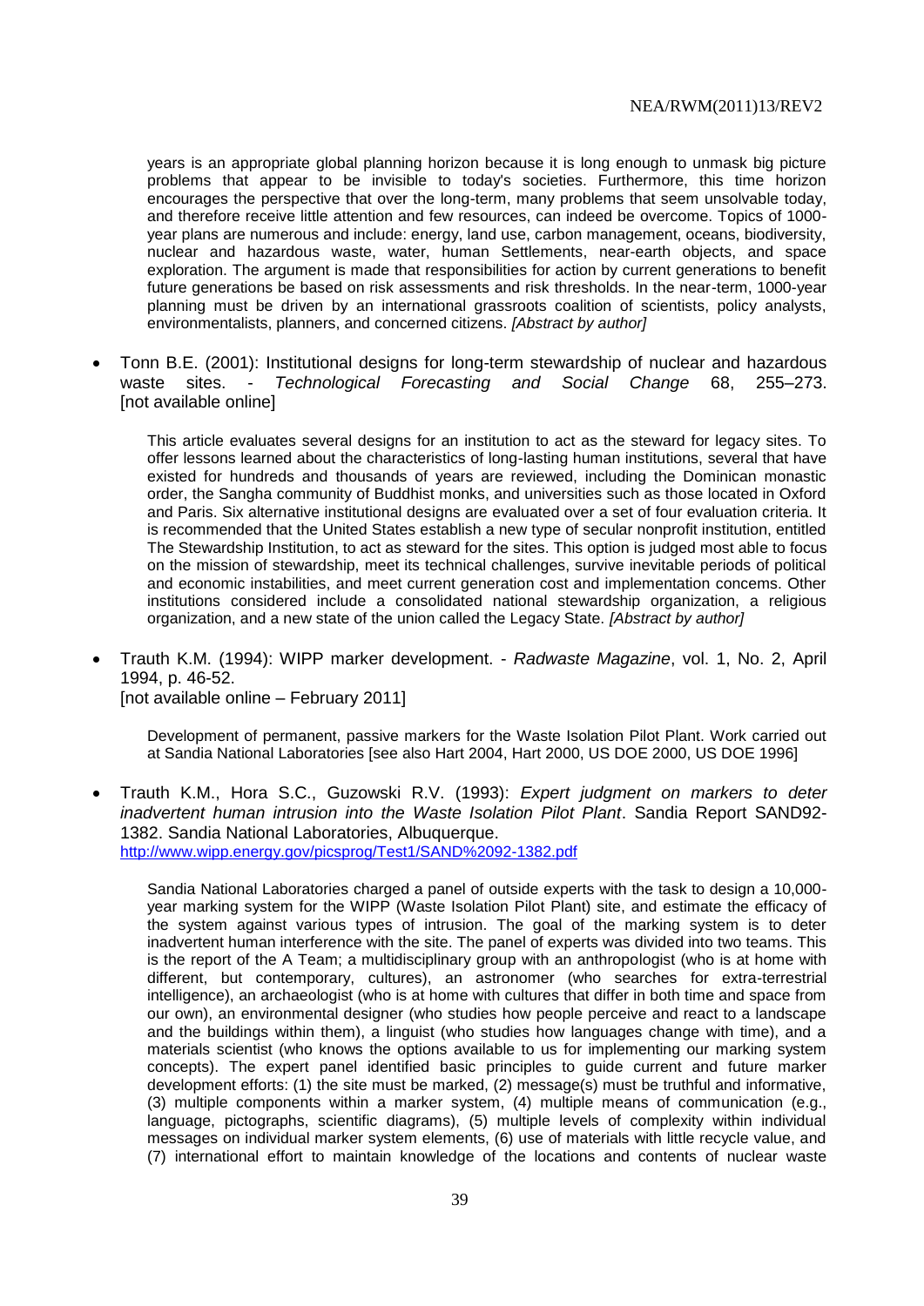years is an appropriate global planning horizon because it is long enough to unmask big picture problems that appear to be invisible to today's societies. Furthermore, this time horizon encourages the perspective that over the long-term, many problems that seem unsolvable today, and therefore receive little attention and few resources, can indeed be overcome. Topics of 1000-year plans are numerous and include: energy, land use, carbon management, oceans, biodiversity, nuclear and hazardous waste, water, human Settlements, near-earth objects, and space exploration. The argument is made that responsibilities for action by current generations to benefit future generations be based on risk assessments and risk thresholds. In the near-term, 1000-year planning must be driven by an international grassroots coalition of scientists, policy analysts, environmentalists, planners, and concerned citizens. *[Abstract by author]*

- Tonn B.E. (2001): Institutional designs for long-term stewardship of nuclear and hazardous waste sites. - *Technological Forecasting and Social Change* 68, 255–273. [not available online]

  This article evaluates several designs for an institution to act as the steward for legacy sites. To offer lessons learned about the characteristics of long-lasting human institutions, several that have existed for hundreds and thousands of years are reviewed, including the Dominican monastic order, the Sangha community of Buddhist monks, and universities such as those located in Oxford and Paris. Six alternative institutional designs are evaluated over a set of four evaluation criteria. It is recommended that the United States establish a new type of secular nonprofit institution, entitled The Stewardship Institution, to act as steward for the sites. This option is judged most able to focus on the mission of stewardship, meet its technical challenges, survive inevitable periods of political and economic instabilities, and meet current generation cost and implementation concerns. Other institutions considered include a consolidated national stewardship organization, a religious organization, and a new state of the union called the Legacy State. *[Abstract by author]*

- Trauth K.M. (1994): WIPP marker development. - *Radwaste Magazine*, vol. 1, No. 2, April 1994, p. 46-52.
  [not available online – February 2011]

  Development of permanent, passive markers for the Waste Isolation Pilot Plant. Work carried out at Sandia National Laboratories [see also Hart 2004, Hart 2000, US DOE 2000, US DOE 1996]

- Trauth K.M., Hora S.C., Guzowski R.V. (1993): *Expert judgment on markers to deter inadvertent human intrusion into the Waste Isolation Pilot Plant*. Sandia Report SAND92-1382. Sandia National Laboratories, Albuquerque.
  http://www.wipp.energy.gov/picsprog/Test1/SAND%2092-1382.pdf

  Sandia National Laboratories charged a panel of outside experts with the task to design a 10,000-year marking system for the WIPP (Waste Isolation Pilot Plant) site, and estimate the efficacy of the system against various types of intrusion. The goal of the marking system is to deter inadvertent human interference with the site. The panel of experts was divided into two teams. This is the report of the A Team; a multidisciplinary group with an anthropologist (who is at home with different, but contemporary, cultures), an astronomer (who searches for extra-terrestrial intelligence), an archaeologist (who is at home with cultures that differ in both time and space from our own), an environmental designer (who studies how people perceive and react to a landscape and the buildings within them), a linguist (who studies how languages change with time), and a materials scientist (who knows the options available to us for implementing our marking system concepts). The expert panel identified basic principles to guide current and future marker development efforts: (1) the site must be marked, (2) message(s) must be truthful and informative, (3) multiple components within a marker system, (4) multiple means of communication (e.g., language, pictographs, scientific diagrams), (5) multiple levels of complexity within individual messages on individual marker system elements, (6) use of materials with little recycle value, and (7) international effort to maintain knowledge of the locations and contents of nuclear waste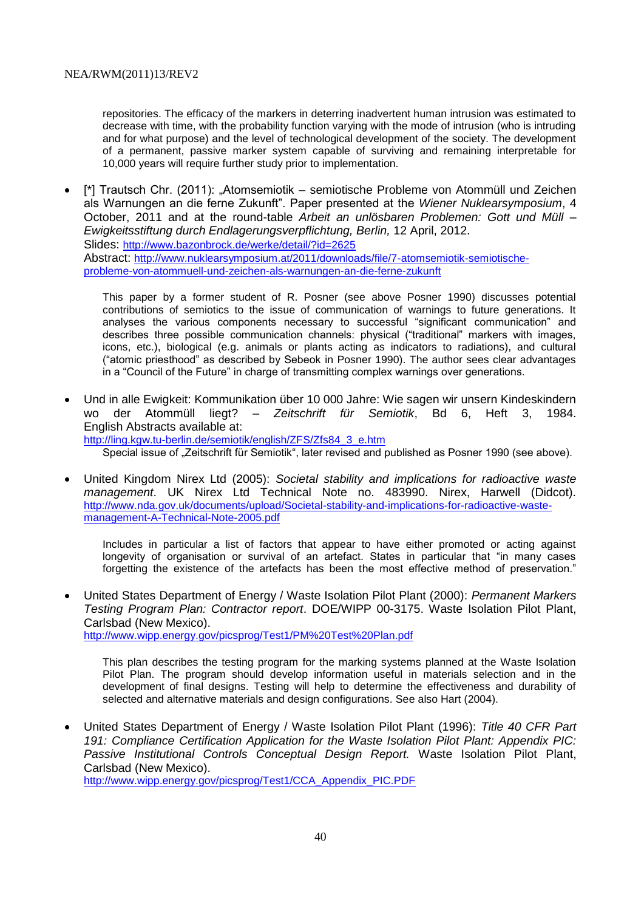repositories. The efficacy of the markers in deterring inadvertent human intrusion was estimated to decrease with time, with the probability function varying with the mode of intrusion (who is intruding and for what purpose) and the level of technological development of the society. The development of a permanent, passive marker system capable of surviving and remaining interpretable for 10,000 years will require further study prior to implementation.

- [*] Trautsch Chr. (2011): „Atomsemiotik – semiotische Probleme von Atommüll und Zeichen als Warnungen an die ferne Zukunft". Paper presented at the *Wiener Nuklearsymposium*, 4 October, 2011 and at the round-table *Arbeit an unlösbaren Problemen: Gott und Müll – Ewigkeitsstiftung durch Endlagerungsverpflichtung, Berlin,* 12 April, 2012.
  Slides: http://www.bazonbrock.de/werke/detail/?id=2625
  Abstract: http://www.nuklearsymposium.at/2011/downloads/file/7-atomsemiotik-semiotische-probleme-von-atommuell-und-zeichen-als-warnungen-an-die-ferne-zukunft

  This paper by a former student of R. Posner (see above Posner 1990) discusses potential contributions of semiotics to the issue of communication of warnings to future generations. It analyses the various components necessary to successful "significant communication" and describes three possible communication channels: physical ("traditional" markers with images, icons, etc.), biological (e.g. animals or plants acting as indicators to radiations), and cultural ("atomic priesthood" as described by Sebeok in Posner 1990). The author sees clear advantages in a "Council of the Future" in charge of transmitting complex warnings over generations.

- Und in alle Ewigkeit: Kommunikation über 10 000 Jahre: Wie sagen wir unsern Kindeskindern wo der Atommüll liegt? – *Zeitschrift für Semiotik*, Bd 6, Heft 3, 1984. English Abstracts available at:
  http://ling.kgw.tu-berlin.de/semiotik/english/ZFS/Zfs84_3_e.htm

  Special issue of „Zeitschrift für Semiotik", later revised and published as Posner 1990 (see above).

- United Kingdom Nirex Ltd (2005): *Societal stability and implications for radioactive waste management*. UK Nirex Ltd Technical Note no. 483990. Nirex, Harwell (Didcot). http://www.nda.gov.uk/documents/upload/Societal-stability-and-implications-for-radioactive-waste-management-A-Technical-Note-2005.pdf

  Includes in particular a list of factors that appear to have either promoted or acting against longevity of organisation or survival of an artefact. States in particular that "in many cases forgetting the existence of the artefacts has been the most effective method of preservation."

- United States Department of Energy / Waste Isolation Pilot Plant (2000): *Permanent Markers Testing Program Plan: Contractor report*. DOE/WIPP 00-3175. Waste Isolation Pilot Plant, Carlsbad (New Mexico).
  http://www.wipp.energy.gov/picsprog/Test1/PM%20Test%20Plan.pdf

  This plan describes the testing program for the marking systems planned at the Waste Isolation Pilot Plan. The program should develop information useful in materials selection and in the development of final designs. Testing will help to determine the effectiveness and durability of selected and alternative materials and design configurations. See also Hart (2004).

- United States Department of Energy / Waste Isolation Pilot Plant (1996): *Title 40 CFR Part 191: Compliance Certification Application for the Waste Isolation Pilot Plant: Appendix PIC: Passive Institutional Controls Conceptual Design Report.* Waste Isolation Pilot Plant, Carlsbad (New Mexico).
  http://www.wipp.energy.gov/picsprog/Test1/CCA_Appendix_PIC.PDF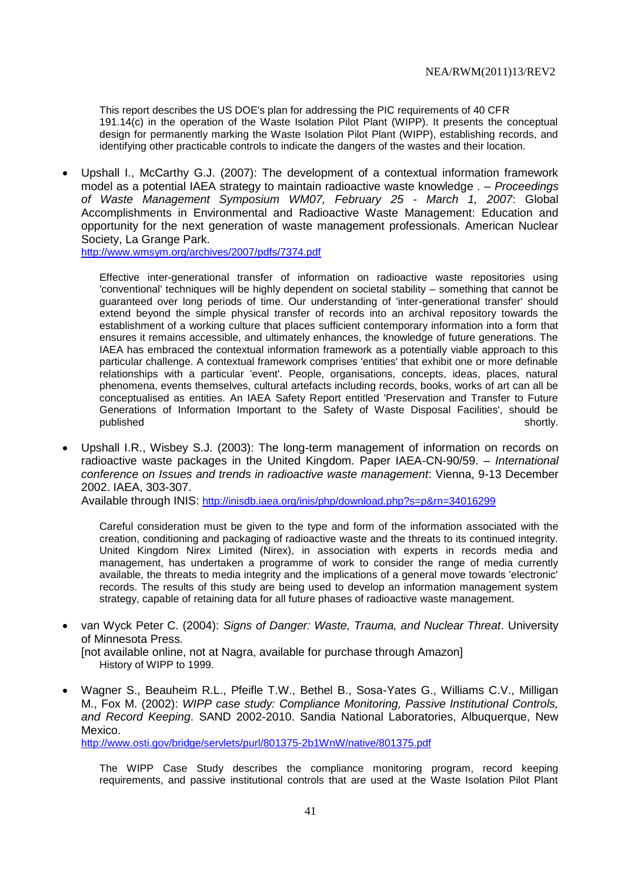This report describes the US DOE's plan for addressing the PIC requirements of 40 CFR 191.14(c) in the operation of the Waste Isolation Pilot Plant (WIPP). It presents the conceptual design for permanently marking the Waste Isolation Pilot Plant (WIPP), establishing records, and identifying other practicable controls to indicate the dangers of the wastes and their location.

- Upshall I., McCarthy G.J. (2007): The development of a contextual information framework model as a potential IAEA strategy to maintain radioactive waste knowledge . – *Proceedings of Waste Management Symposium WM07, February 25 - March 1, 2007*: Global Accomplishments in Environmental and Radioactive Waste Management: Education and opportunity for the next generation of waste management professionals. American Nuclear Society, La Grange Park.
  http://www.wmsym.org/archives/2007/pdfs/7374.pdf

  Effective inter-generational transfer of information on radioactive waste repositories using 'conventional' techniques will be highly dependent on societal stability – something that cannot be guaranteed over long periods of time. Our understanding of 'inter-generational transfer' should extend beyond the simple physical transfer of records into an archival repository towards the establishment of a working culture that places sufficient contemporary information into a form that ensures it remains accessible, and ultimately enhances, the knowledge of future generations. The IAEA has embraced the contextual information framework as a potentially viable approach to this particular challenge. A contextual framework comprises 'entities' that exhibit one or more definable relationships with a particular 'event'. People, organisations, concepts, ideas, places, natural phenomena, events themselves, cultural artefacts including records, books, works of art can all be conceptualised as entities. An IAEA Safety Report entitled 'Preservation and Transfer to Future Generations of Information Important to the Safety of Waste Disposal Facilities', should be published shortly.

- Upshall I.R., Wisbey S.J. (2003): The long-term management of information on records on radioactive waste packages in the United Kingdom. Paper IAEA-CN-90/59. – *International conference on Issues and trends in radioactive waste management*: Vienna, 9-13 December 2002. IAEA, 303-307.
  Available through INIS: http://inisdb.iaea.org/inis/php/download.php?s=p&rn=34016299

  Careful consideration must be given to the type and form of the information associated with the creation, conditioning and packaging of radioactive waste and the threats to its continued integrity. United Kingdom Nirex Limited (Nirex), in association with experts in records media and management, has undertaken a programme of work to consider the range of media currently available, the threats to media integrity and the implications of a general move towards 'electronic' records. The results of this study are being used to develop an information management system strategy, capable of retaining data for all future phases of radioactive waste management.

- van Wyck Peter C. (2004): *Signs of Danger: Waste, Trauma, and Nuclear Threat*. University of Minnesota Press.
  [not available online, not at Nagra, available for purchase through Amazon]
  History of WIPP to 1999.

- Wagner S., Beauheim R.L., Pfeifle T.W., Bethel B., Sosa-Yates G., Williams C.V., Milligan M., Fox M. (2002): *WIPP case study: Compliance Monitoring, Passive Institutional Controls, and Record Keeping*. SAND 2002-2010. Sandia National Laboratories, Albuquerque, New Mexico.
  http://www.osti.gov/bridge/servlets/purl/801375-2b1WnW/native/801375.pdf

  The WIPP Case Study describes the compliance monitoring program, record keeping requirements, and passive institutional controls that are used at the Waste Isolation Pilot Plant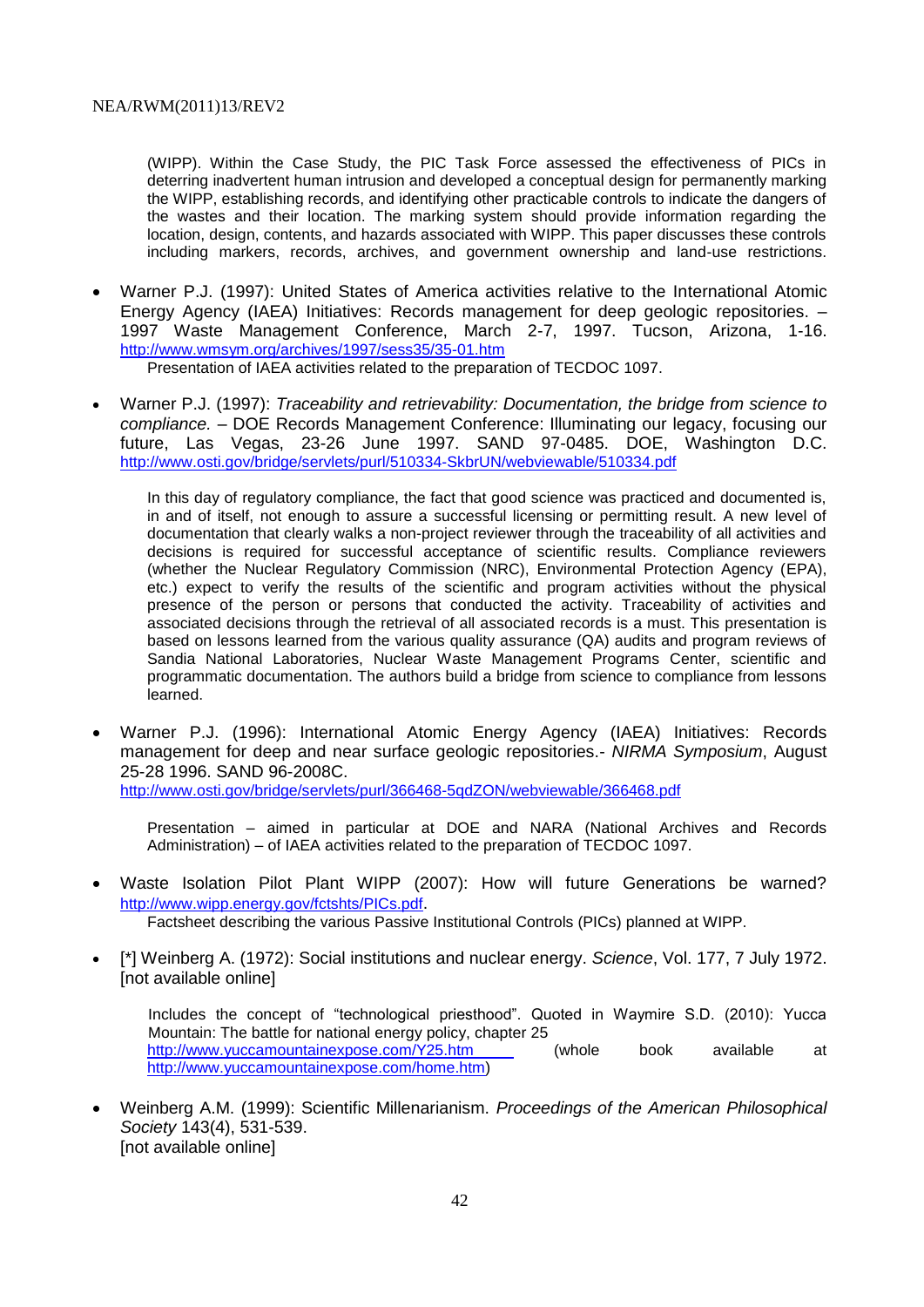(WIPP). Within the Case Study, the PIC Task Force assessed the effectiveness of PICs in deterring inadvertent human intrusion and developed a conceptual design for permanently marking the WIPP, establishing records, and identifying other practicable controls to indicate the dangers of the wastes and their location. The marking system should provide information regarding the location, design, contents, and hazards associated with WIPP. This paper discusses these controls including markers, records, archives, and government ownership and land-use restrictions.

- Warner P.J. (1997): United States of America activities relative to the International Atomic Energy Agency (IAEA) Initiatives: Records management for deep geologic repositories. – 1997 Waste Management Conference, March 2-7, 1997. Tucson, Arizona, 1-16. http://www.wmsym.org/archives/1997/sess35/35-01.htm

  Presentation of IAEA activities related to the preparation of TECDOC 1097.

- Warner P.J. (1997): *Traceability and retrievability: Documentation, the bridge from science to compliance.* – DOE Records Management Conference: Illuminating our legacy, focusing our future, Las Vegas, 23-26 June 1997. SAND 97-0485. DOE, Washington D.C. http://www.osti.gov/bridge/servlets/purl/510334-SkbrUN/webviewable/510334.pdf

  In this day of regulatory compliance, the fact that good science was practiced and documented is, in and of itself, not enough to assure a successful licensing or permitting result. A new level of documentation that clearly walks a non-project reviewer through the traceability of all activities and decisions is required for successful acceptance of scientific results. Compliance reviewers (whether the Nuclear Regulatory Commission (NRC), Environmental Protection Agency (EPA), etc.) expect to verify the results of the scientific and program activities without the physical presence of the person or persons that conducted the activity. Traceability of activities and associated decisions through the retrieval of all associated records is a must. This presentation is based on lessons learned from the various quality assurance (QA) audits and program reviews of Sandia National Laboratories, Nuclear Waste Management Programs Center, scientific and programmatic documentation. The authors build a bridge from science to compliance from lessons learned.

- Warner P.J. (1996): International Atomic Energy Agency (IAEA) Initiatives: Records management for deep and near surface geologic repositories.- *NIRMA Symposium*, August 25-28 1996. SAND 96-2008C. http://www.osti.gov/bridge/servlets/purl/366468-5qdZON/webviewable/366468.pdf

  Presentation – aimed in particular at DOE and NARA (National Archives and Records Administration) – of IAEA activities related to the preparation of TECDOC 1097.

- Waste Isolation Pilot Plant WIPP (2007): How will future Generations be warned? http://www.wipp.energy.gov/fctshts/PICs.pdf.

  Factsheet describing the various Passive Institutional Controls (PICs) planned at WIPP.

- [*] Weinberg A. (1972): Social institutions and nuclear energy. *Science*, Vol. 177, 7 July 1972. [not available online]

  Includes the concept of "technological priesthood". Quoted in Waymire S.D. (2010): Yucca Mountain: The battle for national energy policy, chapter 25 http://www.yuccamountainexpose.com/Y25.htm (whole book available at http://www.yuccamountainexpose.com/home.htm)

- Weinberg A.M. (1999): Scientific Millenarianism. *Proceedings of the American Philosophical Society* 143(4), 531-539.
  [not available online]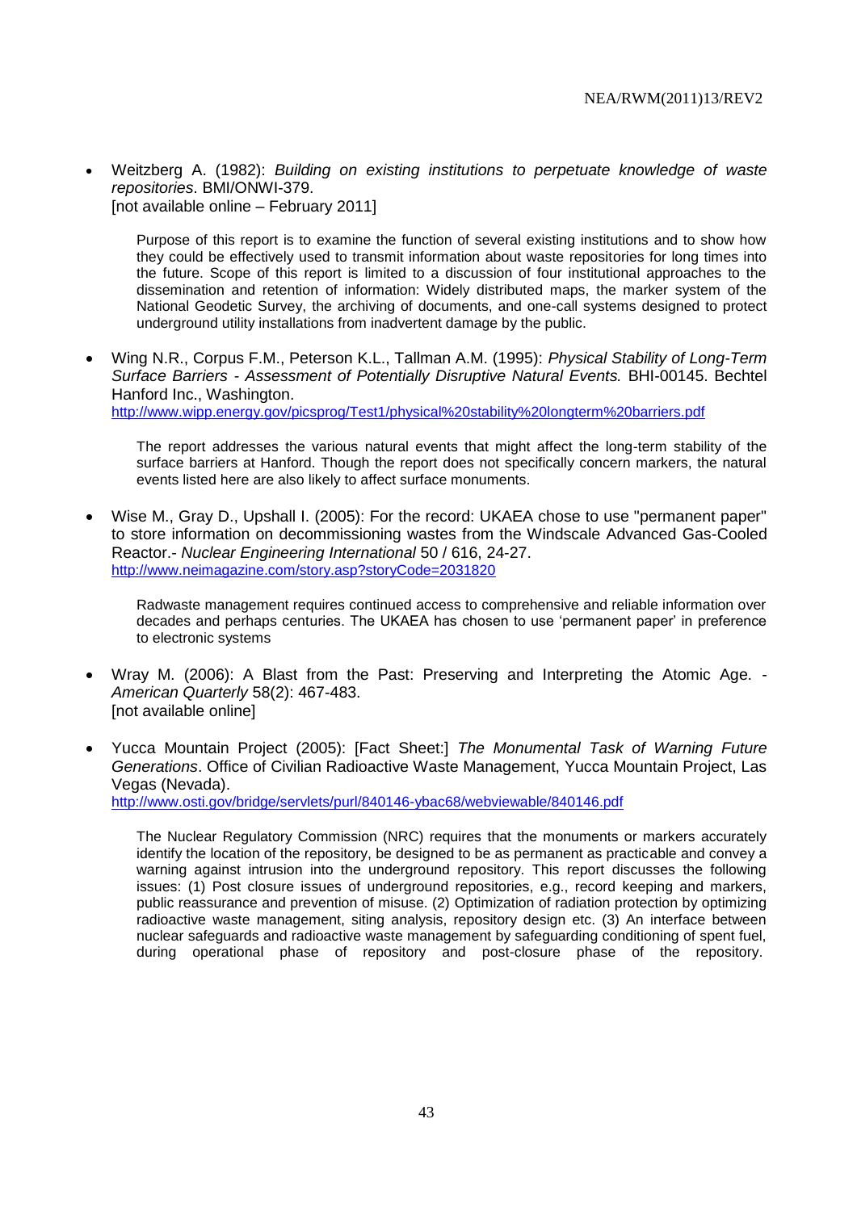- Weitzberg A. (1982): *Building on existing institutions to perpetuate knowledge of waste repositories*. BMI/ONWI-379.
  [not available online – February 2011]

  Purpose of this report is to examine the function of several existing institutions and to show how they could be effectively used to transmit information about waste repositories for long times into the future. Scope of this report is limited to a discussion of four institutional approaches to the dissemination and retention of information: Widely distributed maps, the marker system of the National Geodetic Survey, the archiving of documents, and one-call systems designed to protect underground utility installations from inadvertent damage by the public.

- Wing N.R., Corpus F.M., Peterson K.L., Tallman A.M. (1995): *Physical Stability of Long-Term Surface Barriers - Assessment of Potentially Disruptive Natural Events.* BHI-00145. Bechtel Hanford Inc., Washington.
  http://www.wipp.energy.gov/picsprog/Test1/physical%20stability%20longterm%20barriers.pdf

  The report addresses the various natural events that might affect the long-term stability of the surface barriers at Hanford. Though the report does not specifically concern markers, the natural events listed here are also likely to affect surface monuments.

- Wise M., Gray D., Upshall I. (2005): For the record: UKAEA chose to use "permanent paper" to store information on decommissioning wastes from the Windscale Advanced Gas-Cooled Reactor.- *Nuclear Engineering International* 50 / 616, 24-27.
  http://www.neimagazine.com/story.asp?storyCode=2031820

  Radwaste management requires continued access to comprehensive and reliable information over decades and perhaps centuries. The UKAEA has chosen to use 'permanent paper' in preference to electronic systems

- Wray M. (2006): A Blast from the Past: Preserving and Interpreting the Atomic Age. - *American Quarterly* 58(2): 467-483.
  [not available online]

- Yucca Mountain Project (2005): [Fact Sheet:] *The Monumental Task of Warning Future Generations*. Office of Civilian Radioactive Waste Management, Yucca Mountain Project, Las Vegas (Nevada).
  http://www.osti.gov/bridge/servlets/purl/840146-ybac68/webviewable/840146.pdf

  The Nuclear Regulatory Commission (NRC) requires that the monuments or markers accurately identify the location of the repository, be designed to be as permanent as practicable and convey a warning against intrusion into the underground repository. This report discusses the following issues: (1) Post closure issues of underground repositories, e.g., record keeping and markers, public reassurance and prevention of misuse. (2) Optimization of radiation protection by optimizing radioactive waste management, siting analysis, repository design etc. (3) An interface between nuclear safeguards and radioactive waste management by safeguarding conditioning of spent fuel, during operational phase of repository and post-closure phase of the repository.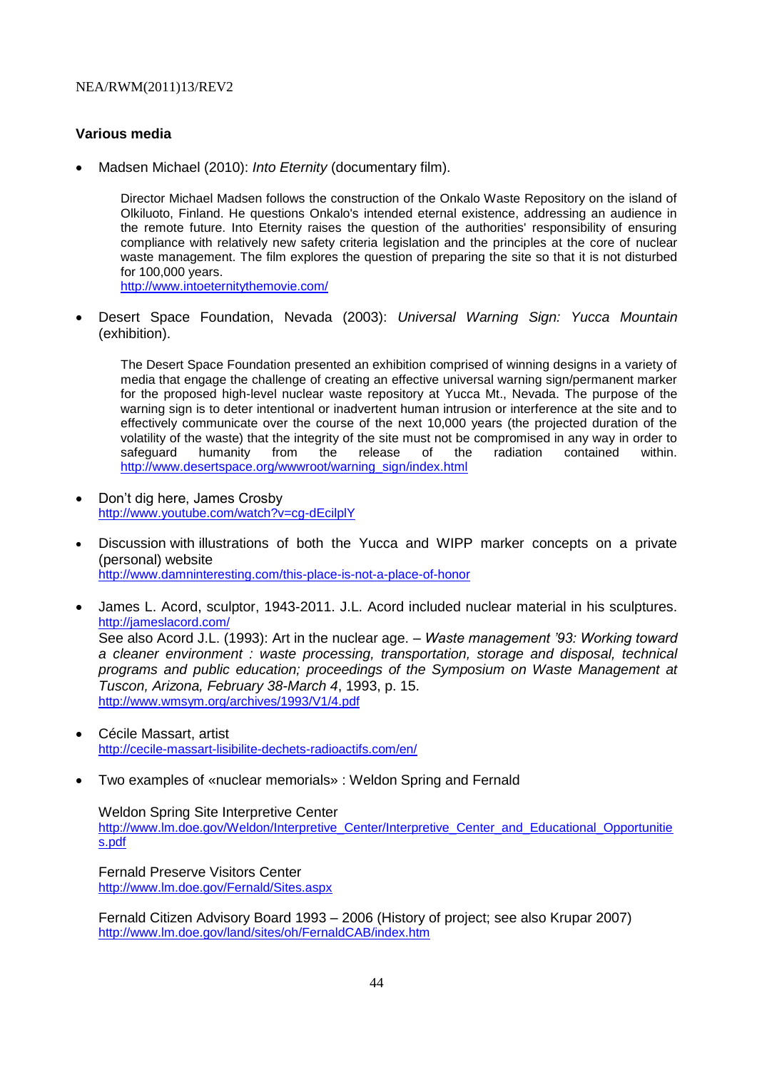### Various media

- Madsen Michael (2010): *Into Eternity* (documentary film).

  Director Michael Madsen follows the construction of the Onkalo Waste Repository on the island of Olkiluoto, Finland. He questions Onkalo's intended eternal existence, addressing an audience in the remote future. Into Eternity raises the question of the authorities' responsibility of ensuring compliance with relatively new safety criteria legislation and the principles at the core of nuclear waste management. The film explores the question of preparing the site so that it is not disturbed for 100,000 years.
  http://www.intoeternitythemovie.com/

- Desert Space Foundation, Nevada (2003): *Universal Warning Sign: Yucca Mountain* (exhibition).

  The Desert Space Foundation presented an exhibition comprised of winning designs in a variety of media that engage the challenge of creating an effective universal warning sign/permanent marker for the proposed high-level nuclear waste repository at Yucca Mt., Nevada. The purpose of the warning sign is to deter intentional or inadvertent human intrusion or interference at the site and to effectively communicate over the course of the next 10,000 years (the projected duration of the volatility of the waste) that the integrity of the site must not be compromised in any way in order to safeguard humanity from the release of the radiation contained within. http://www.desertspace.org/wwwroot/warning_sign/index.html

- Don't dig here, James Crosby
  http://www.youtube.com/watch?v=cg-dEcilplY

- Discussion with illustrations of both the Yucca and WIPP marker concepts on a private (personal) website
  http://www.damninteresting.com/this-place-is-not-a-place-of-honor

- James L. Acord, sculptor, 1943-2011. J.L. Acord included nuclear material in his sculptures.
  http://jameslacord.com/
  See also Acord J.L. (1993): Art in the nuclear age. – *Waste management '93: Working toward a cleaner environment : waste processing, transportation, storage and disposal, technical programs and public education; proceedings of the Symposium on Waste Management at Tuscon, Arizona, February 38-March 4*, 1993, p. 15.
  http://www.wmsym.org/archives/1993/V1/4.pdf

- Cécile Massart, artist
  http://cecile-massart-lisibilite-dechets-radioactifs.com/en/

- Two examples of «nuclear memorials» : Weldon Spring and Fernald

  Weldon Spring Site Interpretive Center
  http://www.lm.doe.gov/Weldon/Interpretive_Center/Interpretive_Center_and_Educational_Opportunities.pdf

  Fernald Preserve Visitors Center
  http://www.lm.doe.gov/Fernald/Sites.aspx

  Fernald Citizen Advisory Board 1993 – 2006 (History of project; see also Krupar 2007)
  http://www.lm.doe.gov/land/sites/oh/FernaldCAB/index.htm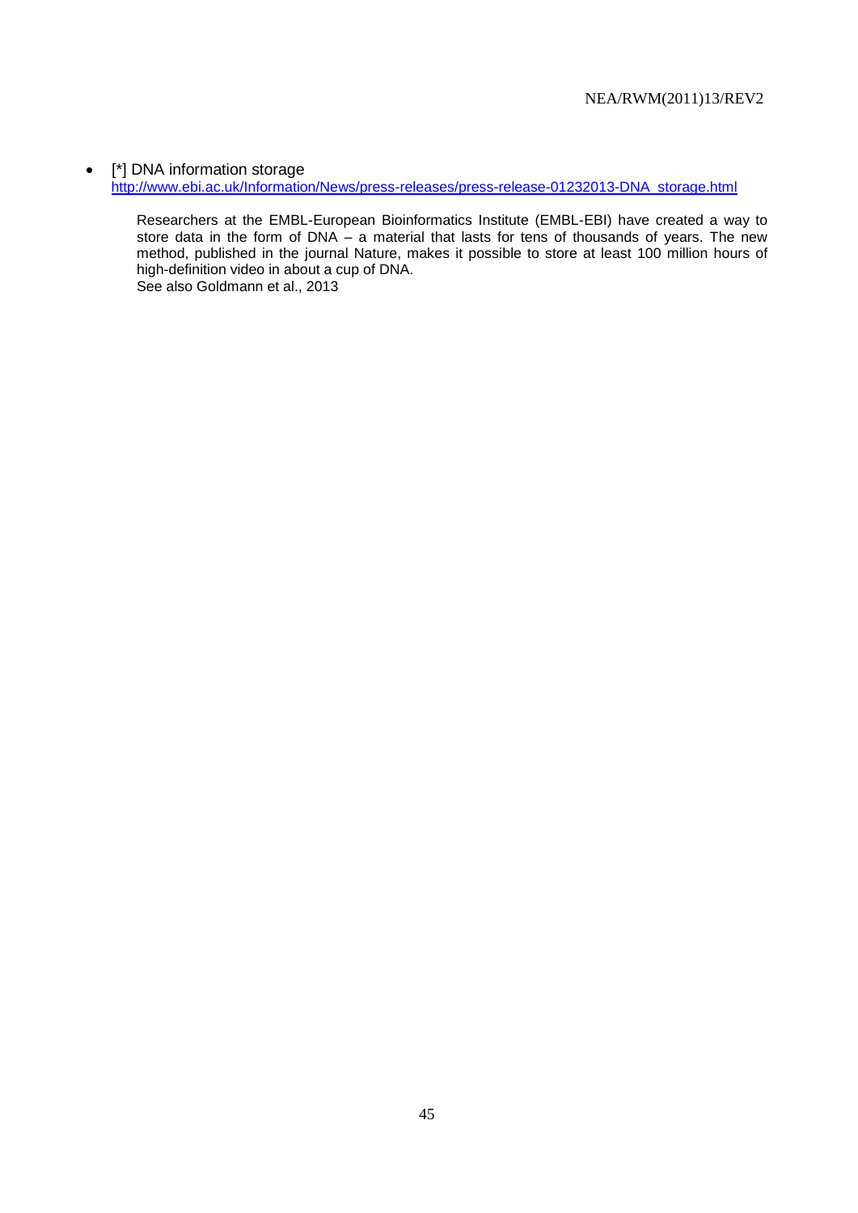- [*] DNA information storage
  http://www.ebi.ac.uk/Information/News/press-releases/press-release-01232013-DNA_storage.html

  Researchers at the EMBL-European Bioinformatics Institute (EMBL-EBI) have created a way to store data in the form of DNA – a material that lasts for tens of thousands of years. The new method, published in the journal Nature, makes it possible to store at least 100 million hours of high-definition video in about a cup of DNA.
  See also Goldmann et al., 2013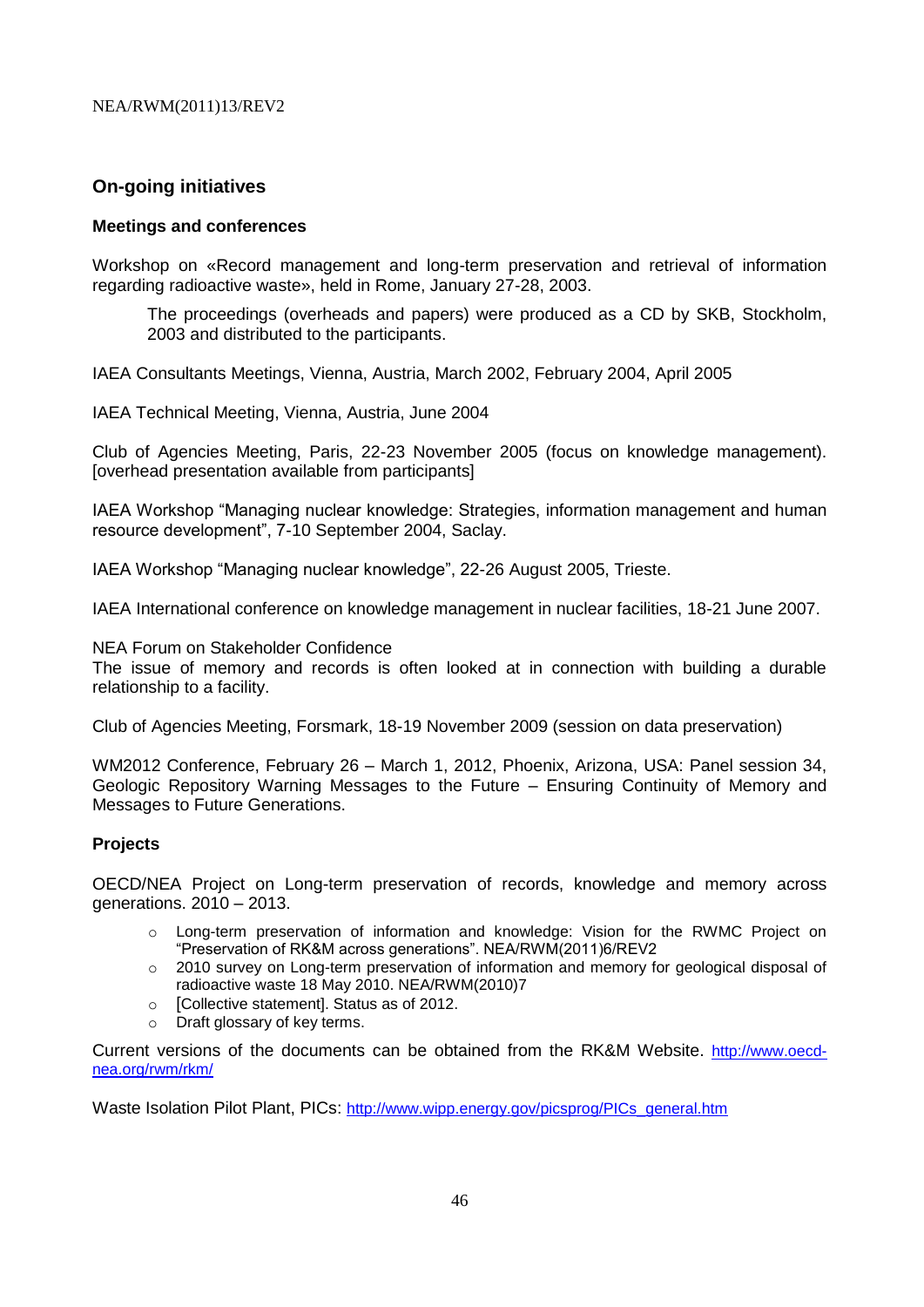## On-going initiatives

### Meetings and conferences

Workshop on «Record management and long-term preservation and retrieval of information regarding radioactive waste», held in Rome, January 27-28, 2003.

> The proceedings (overheads and papers) were produced as a CD by SKB, Stockholm, 2003 and distributed to the participants.

IAEA Consultants Meetings, Vienna, Austria, March 2002, February 2004, April 2005

IAEA Technical Meeting, Vienna, Austria, June 2004

Club of Agencies Meeting, Paris, 22-23 November 2005 (focus on knowledge management). [overhead presentation available from participants]

IAEA Workshop "Managing nuclear knowledge: Strategies, information management and human resource development", 7-10 September 2004, Saclay.

IAEA Workshop "Managing nuclear knowledge", 22-26 August 2005, Trieste.

IAEA International conference on knowledge management in nuclear facilities, 18-21 June 2007.

NEA Forum on Stakeholder Confidence
The issue of memory and records is often looked at in connection with building a durable relationship to a facility.

Club of Agencies Meeting, Forsmark, 18-19 November 2009 (session on data preservation)

WM2012 Conference, February 26 – March 1, 2012, Phoenix, Arizona, USA: Panel session 34, Geologic Repository Warning Messages to the Future – Ensuring Continuity of Memory and Messages to Future Generations.

### Projects

OECD/NEA Project on Long-term preservation of records, knowledge and memory across generations. 2010 – 2013.

- Long-term preservation of information and knowledge: Vision for the RWMC Project on "Preservation of RK&M across generations". NEA/RWM(2011)6/REV2
- 2010 survey on Long-term preservation of information and memory for geological disposal of radioactive waste 18 May 2010. NEA/RWM(2010)7
- [Collective statement]. Status as of 2012.
- Draft glossary of key terms.

Current versions of the documents can be obtained from the RK&M Website. http://www.oecd-nea.org/rwm/rkm/

Waste Isolation Pilot Plant, PICs: http://www.wipp.energy.gov/picsprog/PICs_general.htm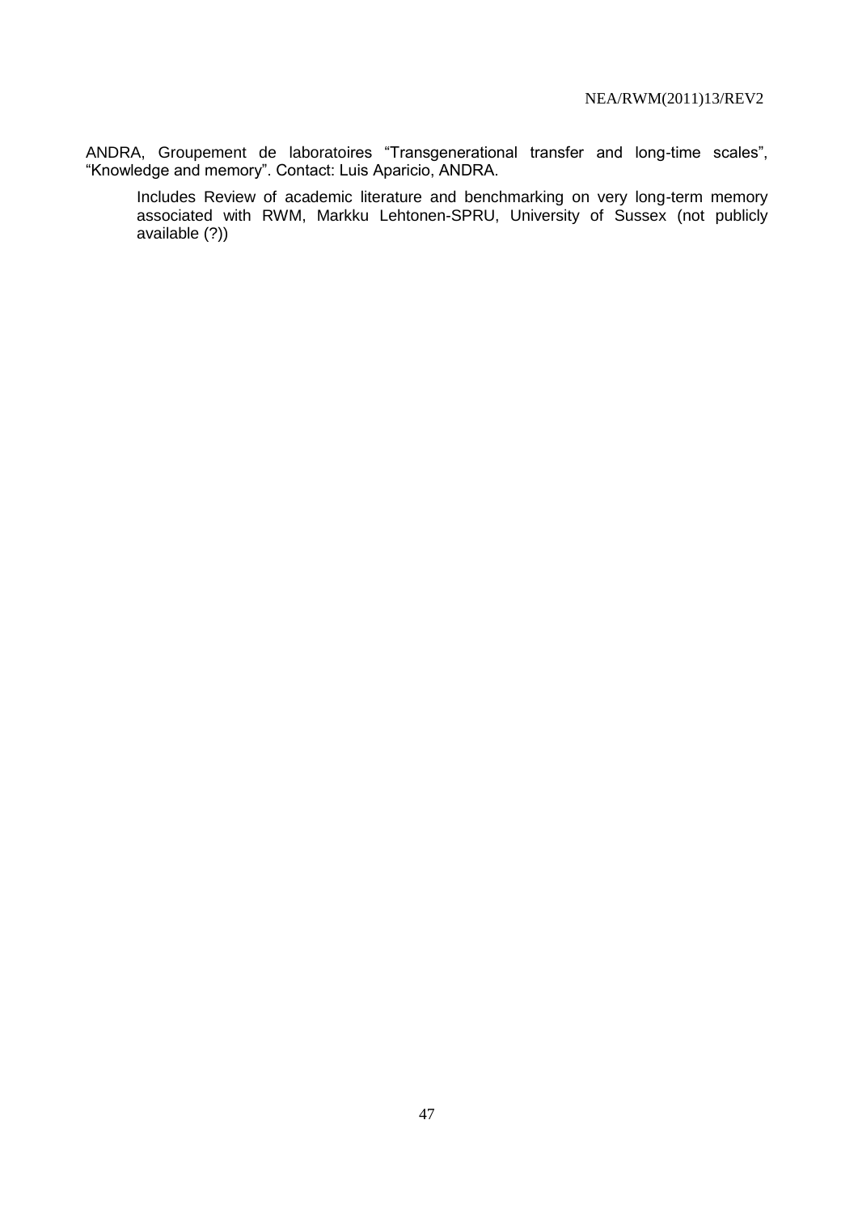ANDRA, Groupement de laboratoires "Transgenerational transfer and long-time scales", "Knowledge and memory". Contact: Luis Aparicio, ANDRA.

> Includes Review of academic literature and benchmarking on very long-term memory associated with RWM, Markku Lehtonen-SPRU, University of Sussex (not publicly available (?))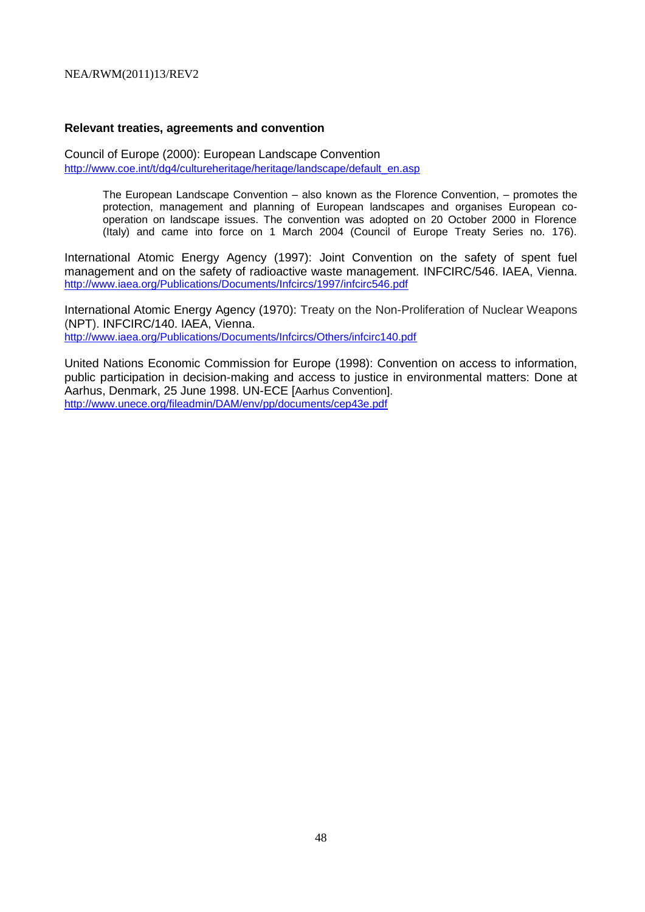### Relevant treaties, agreements and convention

Council of Europe (2000): European Landscape Convention
http://www.coe.int/t/dg4/cultureheritage/heritage/landscape/default_en.asp

> The European Landscape Convention – also known as the Florence Convention, – promotes the protection, management and planning of European landscapes and organises European co-operation on landscape issues. The convention was adopted on 20 October 2000 in Florence (Italy) and came into force on 1 March 2004 (Council of Europe Treaty Series no. 176).

International Atomic Energy Agency (1997): Joint Convention on the safety of spent fuel management and on the safety of radioactive waste management. INFCIRC/546. IAEA, Vienna.
http://www.iaea.org/Publications/Documents/Infcircs/1997/infcirc546.pdf

International Atomic Energy Agency (1970): Treaty on the Non-Proliferation of Nuclear Weapons (NPT). INFCIRC/140. IAEA, Vienna.
http://www.iaea.org/Publications/Documents/Infcircs/Others/infcirc140.pdf

United Nations Economic Commission for Europe (1998): Convention on access to information, public participation in decision-making and access to justice in environmental matters: Done at Aarhus, Denmark, 25 June 1998. UN-ECE [Aarhus Convention].
http://www.unece.org/fileadmin/DAM/env/pp/documents/cep43e.pdf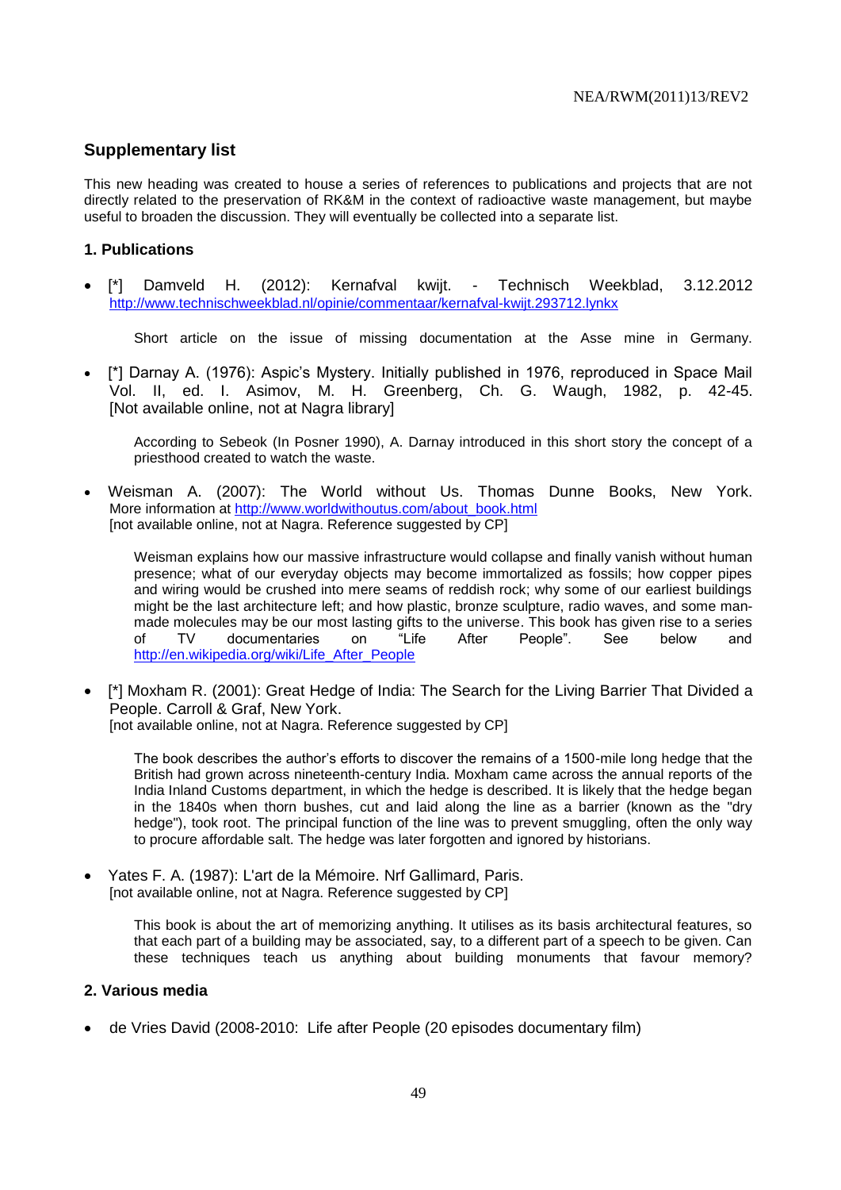## Supplementary list

This new heading was created to house a series of references to publications and projects that are not directly related to the preservation of RK&M in the context of radioactive waste management, but maybe useful to broaden the discussion. They will eventually be collected into a separate list.

### 1. Publications

- [*] Damveld H. (2012): Kernafval kwijt. - Technisch Weekblad, 3.12.2012 http://www.technischweekblad.nl/opinie/commentaar/kernafval-kwijt.293712.lynkx

  Short article on the issue of missing documentation at the Asse mine in Germany.

- [*] Darnay A. (1976): Aspic's Mystery. Initially published in 1976, reproduced in Space Mail Vol. II, ed. I. Asimov, M. H. Greenberg, Ch. G. Waugh, 1982, p. 42-45. [Not available online, not at Nagra library]

  According to Sebeok (In Posner 1990), A. Darnay introduced in this short story the concept of a priesthood created to watch the waste.

- Weisman A. (2007): The World without Us. Thomas Dunne Books, New York. More information at http://www.worldwithoutus.com/about_book.html [not available online, not at Nagra. Reference suggested by CP]

  Weisman explains how our massive infrastructure would collapse and finally vanish without human presence; what of our everyday objects may become immortalized as fossils; how copper pipes and wiring would be crushed into mere seams of reddish rock; why some of our earliest buildings might be the last architecture left; and how plastic, bronze sculpture, radio waves, and some man-made molecules may be our most lasting gifts to the universe. This book has given rise to a series of TV documentaries on "Life After People". See below and http://en.wikipedia.org/wiki/Life_After_People

- [*] Moxham R. (2001): Great Hedge of India: The Search for the Living Barrier That Divided a People. Carroll & Graf, New York. [not available online, not at Nagra. Reference suggested by CP]

  The book describes the author's efforts to discover the remains of a 1500-mile long hedge that the British had grown across nineteenth-century India. Moxham came across the annual reports of the India Inland Customs department, in which the hedge is described. It is likely that the hedge began in the 1840s when thorn bushes, cut and laid along the line as a barrier (known as the "dry hedge"), took root. The principal function of the line was to prevent smuggling, often the only way to procure affordable salt. The hedge was later forgotten and ignored by historians.

- Yates F. A. (1987): L'art de la Mémoire. Nrf Gallimard, Paris. [not available online, not at Nagra. Reference suggested by CP]

  This book is about the art of memorizing anything. It utilises as its basis architectural features, so that each part of a building may be associated, say, to a different part of a speech to be given. Can these techniques teach us anything about building monuments that favour memory?

### 2. Various media

- de Vries David (2008-2010: Life after People (20 episodes documentary film)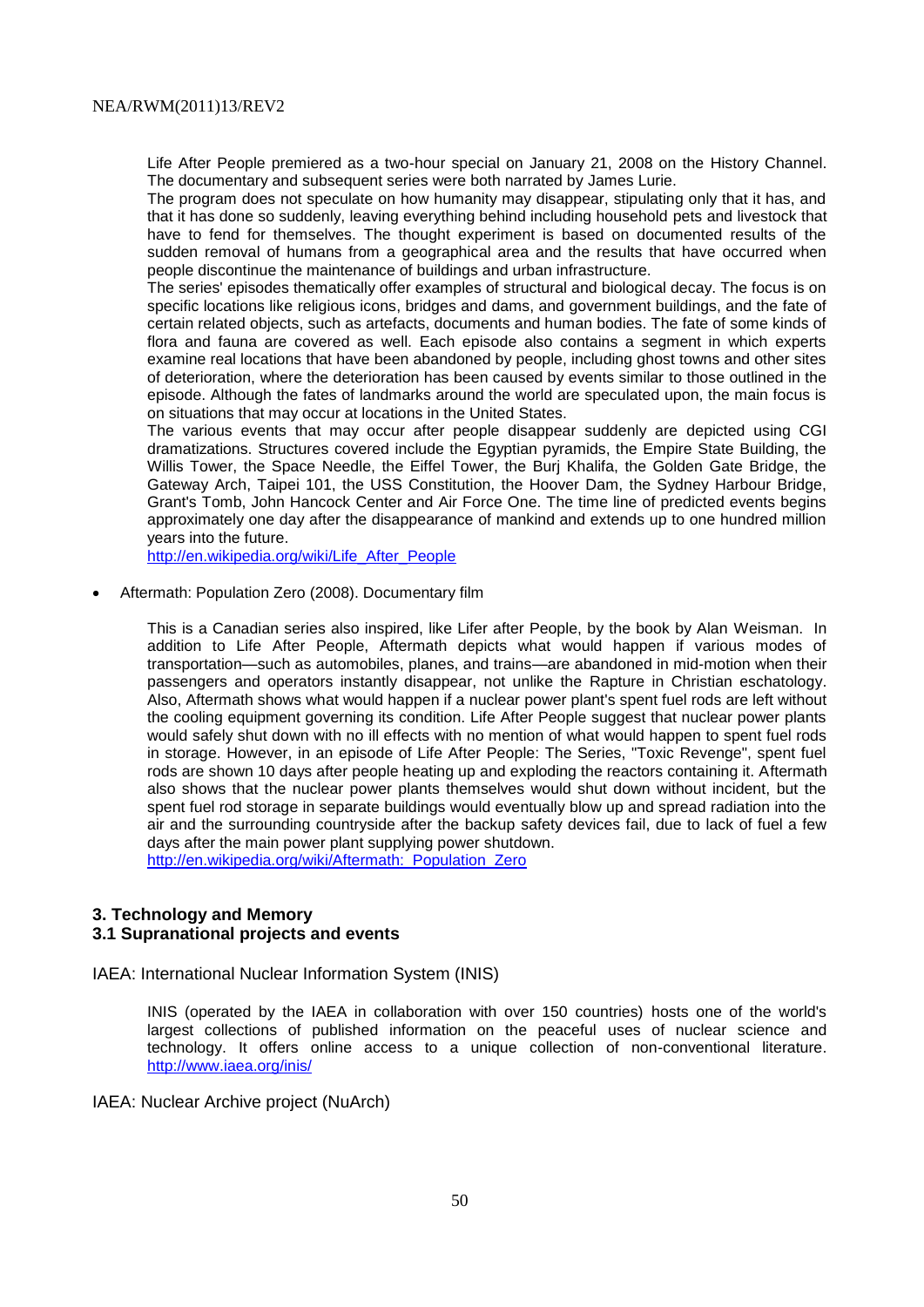Life After People premiered as a two-hour special on January 21, 2008 on the History Channel. The documentary and subsequent series were both narrated by James Lurie.

The program does not speculate on how humanity may disappear, stipulating only that it has, and that it has done so suddenly, leaving everything behind including household pets and livestock that have to fend for themselves. The thought experiment is based on documented results of the sudden removal of humans from a geographical area and the results that have occurred when people discontinue the maintenance of buildings and urban infrastructure.

The series' episodes thematically offer examples of structural and biological decay. The focus is on specific locations like religious icons, bridges and dams, and government buildings, and the fate of certain related objects, such as artefacts, documents and human bodies. The fate of some kinds of flora and fauna are covered as well. Each episode also contains a segment in which experts examine real locations that have been abandoned by people, including ghost towns and other sites of deterioration, where the deterioration has been caused by events similar to those outlined in the episode. Although the fates of landmarks around the world are speculated upon, the main focus is on situations that may occur at locations in the United States.

The various events that may occur after people disappear suddenly are depicted using CGI dramatizations. Structures covered include the Egyptian pyramids, the Empire State Building, the Willis Tower, the Space Needle, the Eiffel Tower, the Burj Khalifa, the Golden Gate Bridge, the Gateway Arch, Taipei 101, the USS Constitution, the Hoover Dam, the Sydney Harbour Bridge, Grant's Tomb, John Hancock Center and Air Force One. The time line of predicted events begins approximately one day after the disappearance of mankind and extends up to one hundred million years into the future.

http://en.wikipedia.org/wiki/Life_After_People

- Aftermath: Population Zero (2008). Documentary film

  This is a Canadian series also inspired, like Lifer after People, by the book by Alan Weisman. In addition to Life After People, Aftermath depicts what would happen if various modes of transportation—such as automobiles, planes, and trains—are abandoned in mid-motion when their passengers and operators instantly disappear, not unlike the Rapture in Christian eschatology. Also, Aftermath shows what would happen if a nuclear power plant's spent fuel rods are left without the cooling equipment governing its condition. Life After People suggest that nuclear power plants would safely shut down with no ill effects with no mention of what would happen to spent fuel rods in storage. However, in an episode of Life After People: The Series, "Toxic Revenge", spent fuel rods are shown 10 days after people heating up and exploding the reactors containing it. Aftermath also shows that the nuclear power plants themselves would shut down without incident, but the spent fuel rod storage in separate buildings would eventually blow up and spread radiation into the air and the surrounding countryside after the backup safety devices fail, due to lack of fuel a few days after the main power plant supplying power shutdown.

  http://en.wikipedia.org/wiki/Aftermath:_Population_Zero

## 3. Technology and Memory

### 3.1 Supranational projects and events

IAEA: International Nuclear Information System (INIS)

INIS (operated by the IAEA in collaboration with over 150 countries) hosts one of the world's largest collections of published information on the peaceful uses of nuclear science and technology. It offers online access to a unique collection of non-conventional literature. http://www.iaea.org/inis/

IAEA: Nuclear Archive project (NuArch)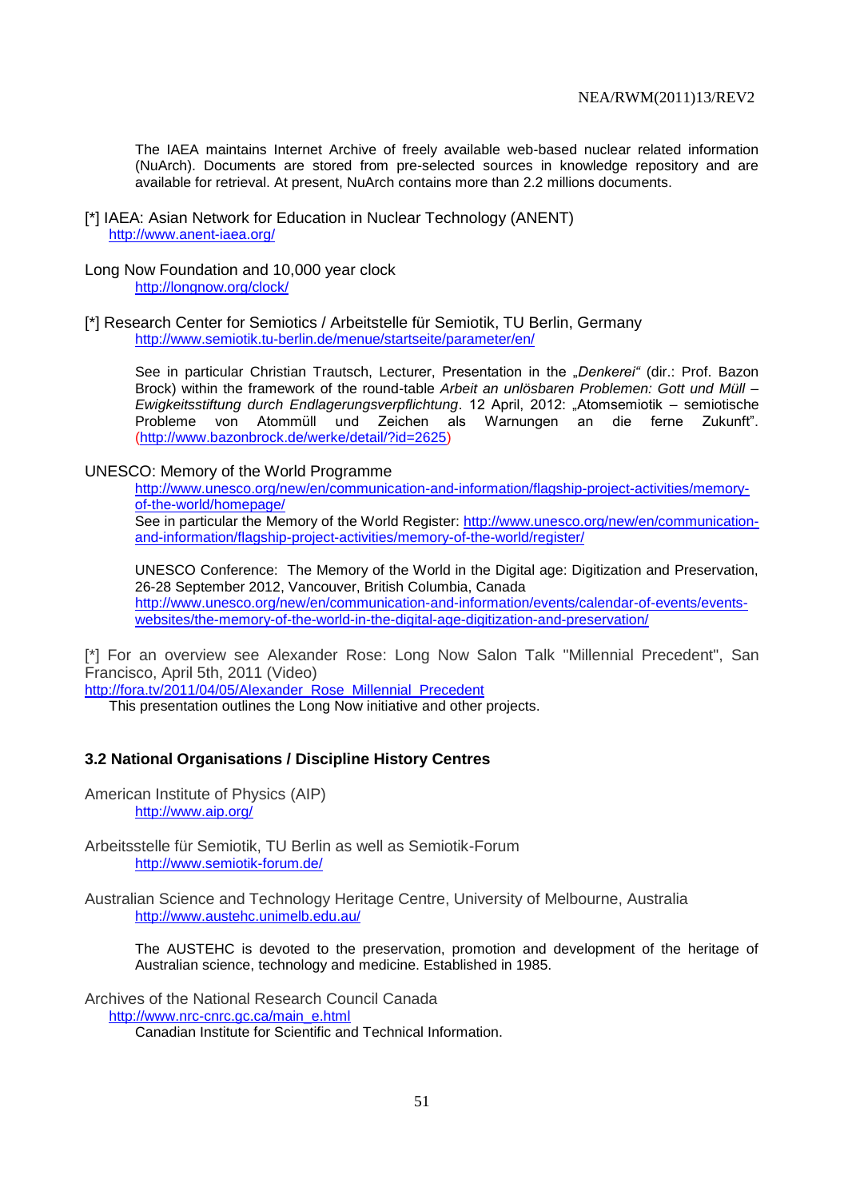The IAEA maintains Internet Archive of freely available web-based nuclear related information (NuArch). Documents are stored from pre-selected sources in knowledge repository and are available for retrieval. At present, NuArch contains more than 2.2 millions documents.

[*] IAEA: Asian Network for Education in Nuclear Technology (ANENT)
http://www.anent-iaea.org/

Long Now Foundation and 10,000 year clock
http://longnow.org/clock/

[*] Research Center for Semiotics / Arbeitstelle für Semiotik, TU Berlin, Germany
http://www.semiotik.tu-berlin.de/menue/startseite/parameter/en/

See in particular Christian Trautsch, Lecturer, Presentation in the „*Denkerei*" (dir.: Prof. Bazon Brock) within the framework of the round-table *Arbeit an unlösbaren Problemen: Gott und Müll – Ewigkeitsstiftung durch Endlagerungsverpflichtung*. 12 April, 2012: „Atomsemiotik – semiotische Probleme von Atommüll und Zeichen als Warnungen an die ferne Zukunft". (http://www.bazonbrock.de/werke/detail/?id=2625)

UNESCO: Memory of the World Programme
http://www.unesco.org/new/en/communication-and-information/flagship-project-activities/memory-of-the-world/homepage/
See in particular the Memory of the World Register: http://www.unesco.org/new/en/communication-and-information/flagship-project-activities/memory-of-the-world/register/

UNESCO Conference: The Memory of the World in the Digital age: Digitization and Preservation, 26-28 September 2012, Vancouver, British Columbia, Canada
http://www.unesco.org/new/en/communication-and-information/events/calendar-of-events/events-websites/the-memory-of-the-world-in-the-digital-age-digitization-and-preservation/

[*] For an overview see Alexander Rose: Long Now Salon Talk "Millennial Precedent", San Francisco, April 5th, 2011 (Video)
http://fora.tv/2011/04/05/Alexander_Rose_Millennial_Precedent
This presentation outlines the Long Now initiative and other projects.

### 3.2 National Organisations / Discipline History Centres

American Institute of Physics (AIP)
http://www.aip.org/

Arbeitsstelle für Semiotik, TU Berlin as well as Semiotik-Forum
http://www.semiotik-forum.de/

Australian Science and Technology Heritage Centre, University of Melbourne, Australia
http://www.austehc.unimelb.edu.au/

The AUSTEHC is devoted to the preservation, promotion and development of the heritage of Australian science, technology and medicine. Established in 1985.

Archives of the National Research Council Canada
http://www.nrc-cnrc.gc.ca/main_e.html
Canadian Institute for Scientific and Technical Information.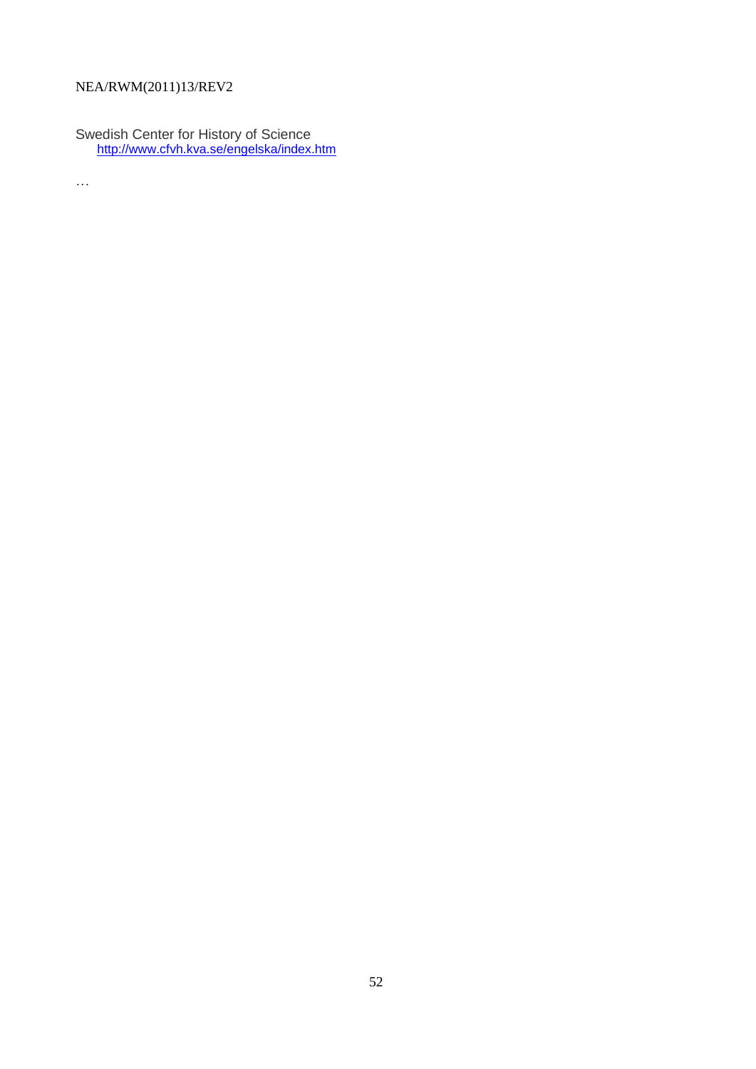Swedish Center for History of Science
http://www.cfvh.kva.se/engelska/index.htm

…